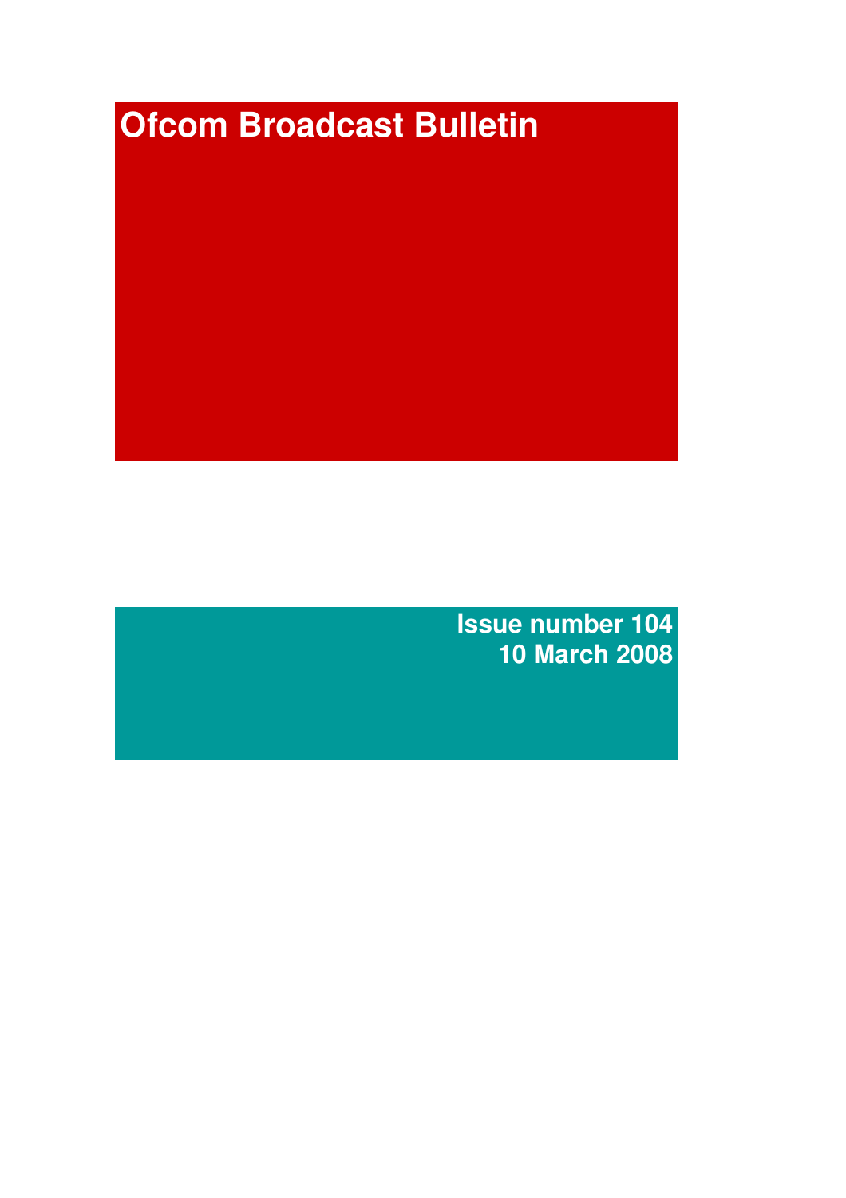# Ofcom Broadcast Bulletin

**Issue number 104**
**10 March 2008**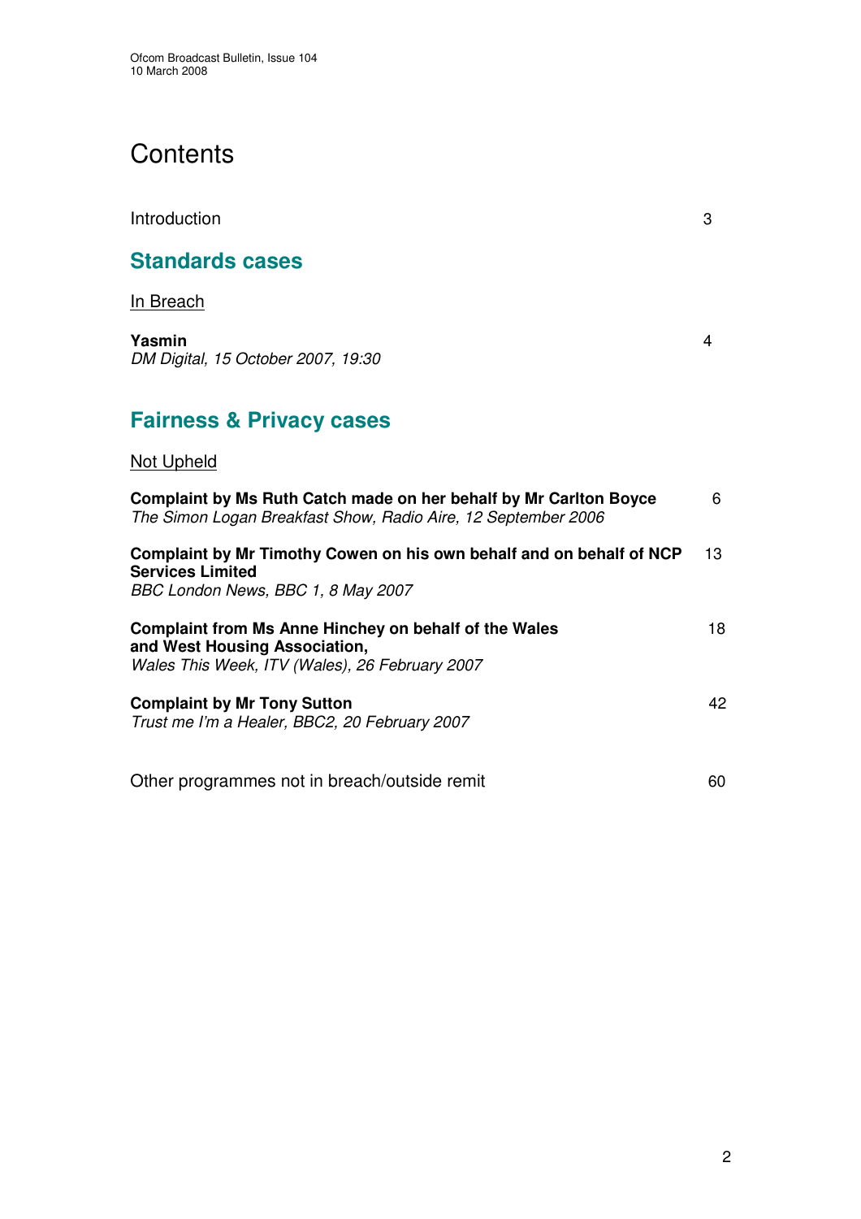# Contents

Introduction 3

## Standards cases

In Breach

**Yasmin** 4
*DM Digital, 15 October 2007, 19:30*

## Fairness & Privacy cases

Not Upheld

**Complaint by Ms Ruth Catch made on her behalf by Mr Carlton Boyce** 6
*The Simon Logan Breakfast Show, Radio Aire, 12 September 2006*

**Complaint by Mr Timothy Cowen on his own behalf and on behalf of NCP Services Limited** 13
*BBC London News, BBC 1, 8 May 2007*

**Complaint from Ms Anne Hinchey on behalf of the Wales and West Housing Association,** 18
*Wales This Week, ITV (Wales), 26 February 2007*

**Complaint by Mr Tony Sutton** 42
*Trust me I'm a Healer, BBC2, 20 February 2007*

Other programmes not in breach/outside remit 60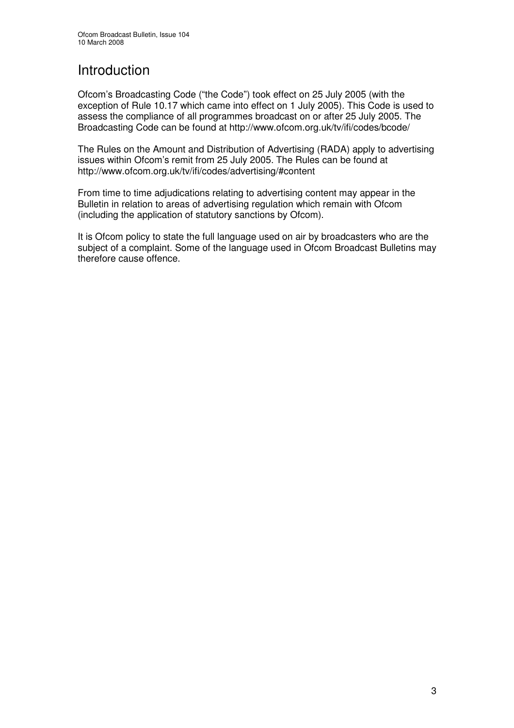# Introduction

Ofcom's Broadcasting Code ("the Code") took effect on 25 July 2005 (with the exception of Rule 10.17 which came into effect on 1 July 2005). This Code is used to assess the compliance of all programmes broadcast on or after 25 July 2005. The Broadcasting Code can be found at http://www.ofcom.org.uk/tv/ifi/codes/bcode/

The Rules on the Amount and Distribution of Advertising (RADA) apply to advertising issues within Ofcom's remit from 25 July 2005. The Rules can be found at http://www.ofcom.org.uk/tv/ifi/codes/advertising/#content

From time to time adjudications relating to advertising content may appear in the Bulletin in relation to areas of advertising regulation which remain with Ofcom (including the application of statutory sanctions by Ofcom).

It is Ofcom policy to state the full language used on air by broadcasters who are the subject of a complaint. Some of the language used in Ofcom Broadcast Bulletins may therefore cause offence.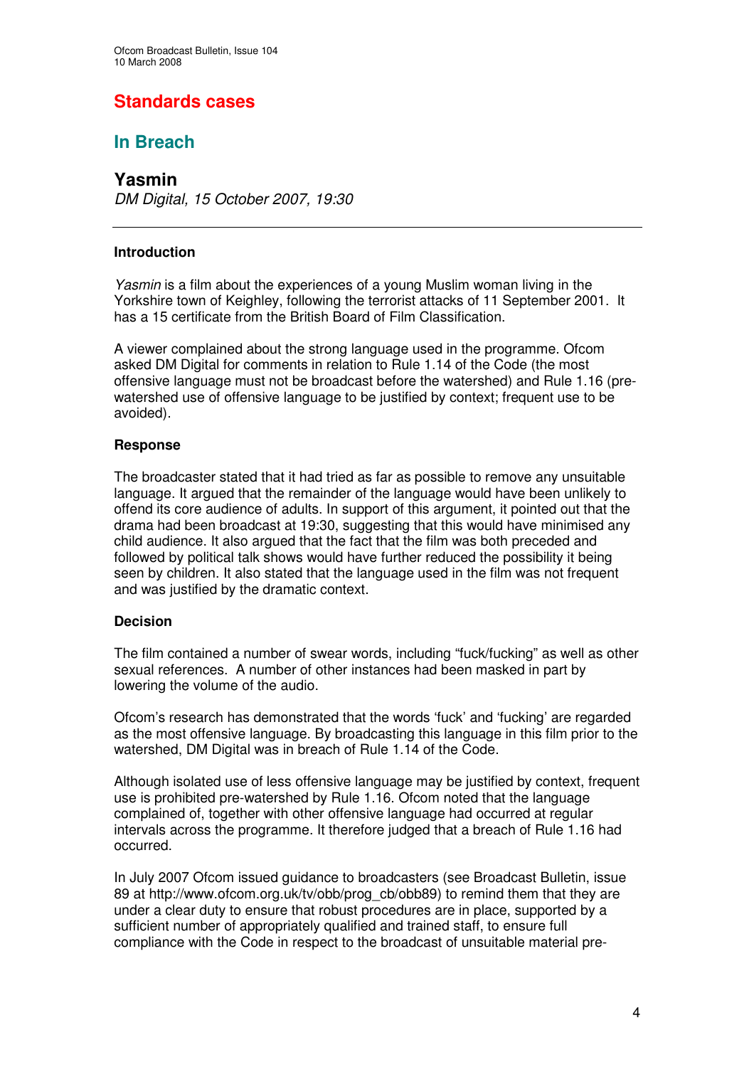# Standards cases

## In Breach

### Yasmin

*DM Digital, 15 October 2007, 19:30*

---

**Introduction**

*Yasmin* is a film about the experiences of a young Muslim woman living in the Yorkshire town of Keighley, following the terrorist attacks of 11 September 2001. It has a 15 certificate from the British Board of Film Classification.

A viewer complained about the strong language used in the programme. Ofcom asked DM Digital for comments in relation to Rule 1.14 of the Code (the most offensive language must not be broadcast before the watershed) and Rule 1.16 (pre-watershed use of offensive language to be justified by context; frequent use to be avoided).

**Response**

The broadcaster stated that it had tried as far as possible to remove any unsuitable language. It argued that the remainder of the language would have been unlikely to offend its core audience of adults. In support of this argument, it pointed out that the drama had been broadcast at 19:30, suggesting that this would have minimised any child audience. It also argued that the fact that the film was both preceded and followed by political talk shows would have further reduced the possibility it being seen by children. It also stated that the language used in the film was not frequent and was justified by the dramatic context.

**Decision**

The film contained a number of swear words, including "fuck/fucking" as well as other sexual references. A number of other instances had been masked in part by lowering the volume of the audio.

Ofcom's research has demonstrated that the words 'fuck' and 'fucking' are regarded as the most offensive language. By broadcasting this language in this film prior to the watershed, DM Digital was in breach of Rule 1.14 of the Code.

Although isolated use of less offensive language may be justified by context, frequent use is prohibited pre-watershed by Rule 1.16. Ofcom noted that the language complained of, together with other offensive language had occurred at regular intervals across the programme. It therefore judged that a breach of Rule 1.16 had occurred.

In July 2007 Ofcom issued guidance to broadcasters (see Broadcast Bulletin, issue 89 at http://www.ofcom.org.uk/tv/obb/prog_cb/obb89) to remind them that they are under a clear duty to ensure that robust procedures are in place, supported by a sufficient number of appropriately qualified and trained staff, to ensure full compliance with the Code in respect to the broadcast of unsuitable material pre-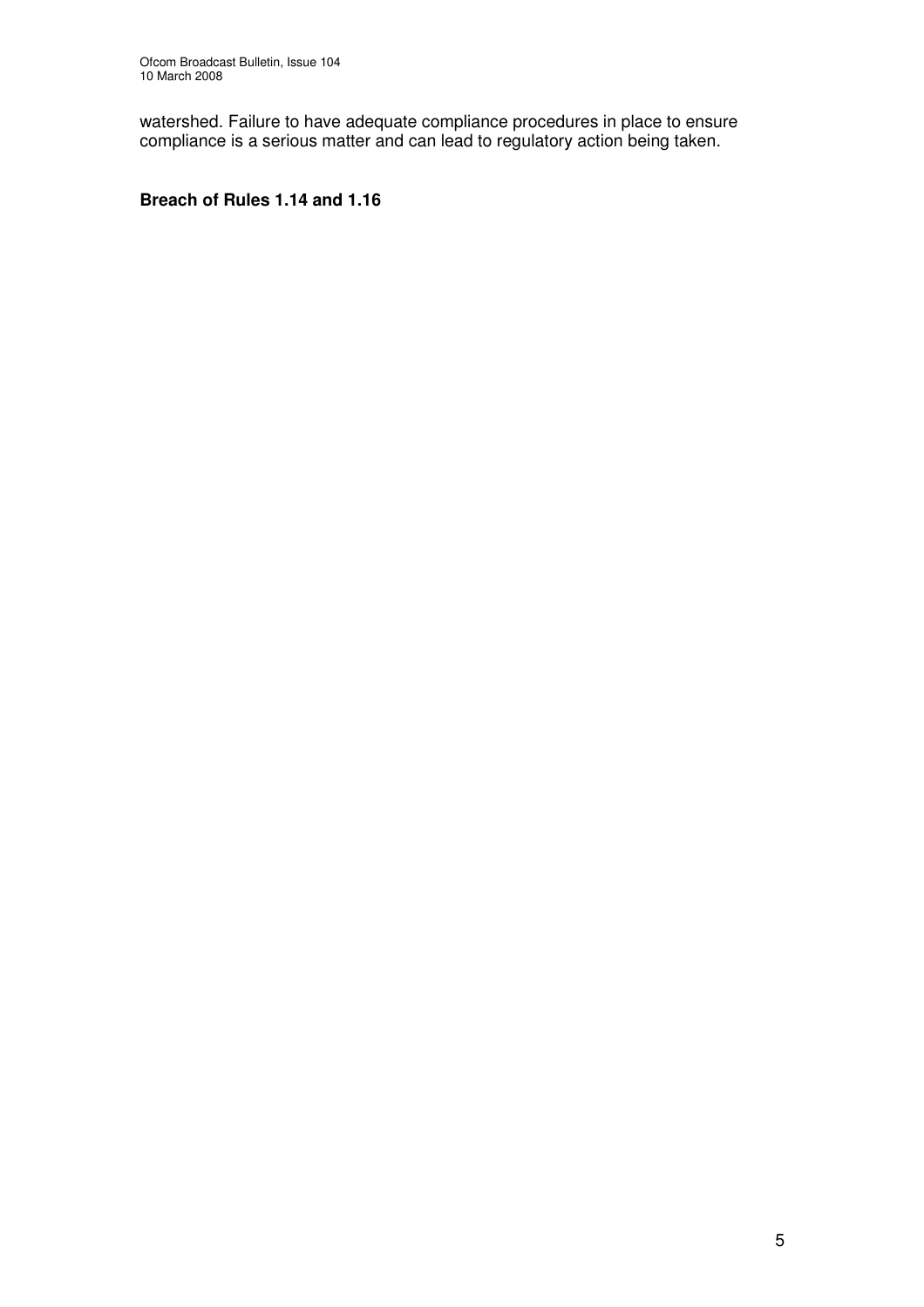watershed. Failure to have adequate compliance procedures in place to ensure compliance is a serious matter and can lead to regulatory action being taken.

**Breach of Rules 1.14 and 1.16**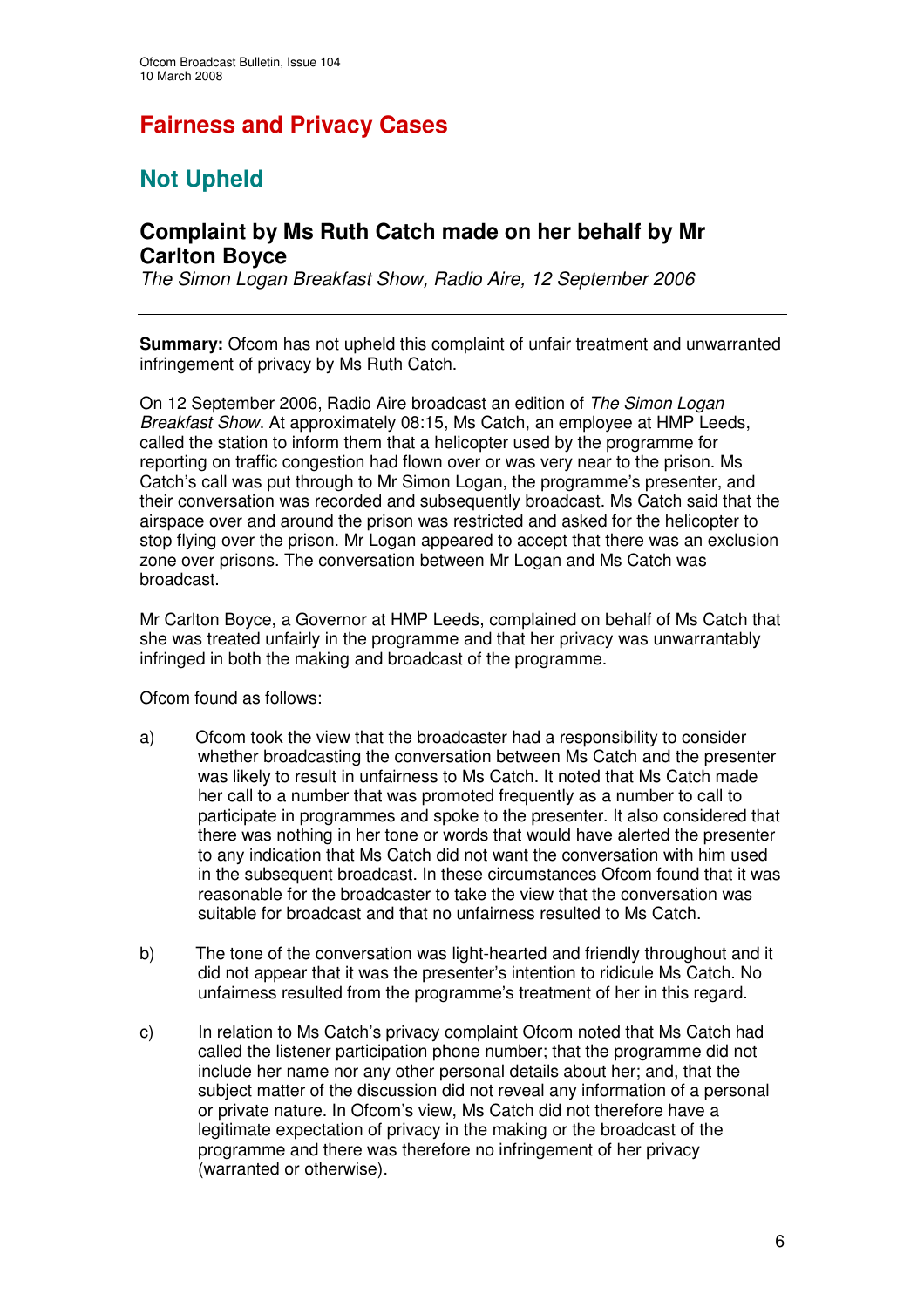# Fairness and Privacy Cases

## Not Upheld

### Complaint by Ms Ruth Catch made on her behalf by Mr Carlton Boyce

*The Simon Logan Breakfast Show, Radio Aire, 12 September 2006*

**Summary:** Ofcom has not upheld this complaint of unfair treatment and unwarranted infringement of privacy by Ms Ruth Catch.

On 12 September 2006, Radio Aire broadcast an edition of *The Simon Logan Breakfast Show*. At approximately 08:15, Ms Catch, an employee at HMP Leeds, called the station to inform them that a helicopter used by the programme for reporting on traffic congestion had flown over or was very near to the prison. Ms Catch's call was put through to Mr Simon Logan, the programme's presenter, and their conversation was recorded and subsequently broadcast. Ms Catch said that the airspace over and around the prison was restricted and asked for the helicopter to stop flying over the prison. Mr Logan appeared to accept that there was an exclusion zone over prisons. The conversation between Mr Logan and Ms Catch was broadcast.

Mr Carlton Boyce, a Governor at HMP Leeds, complained on behalf of Ms Catch that she was treated unfairly in the programme and that her privacy was unwarrantably infringed in both the making and broadcast of the programme.

Ofcom found as follows:

a) Ofcom took the view that the broadcaster had a responsibility to consider whether broadcasting the conversation between Ms Catch and the presenter was likely to result in unfairness to Ms Catch. It noted that Ms Catch made her call to a number that was promoted frequently as a number to call to participate in programmes and spoke to the presenter. It also considered that there was nothing in her tone or words that would have alerted the presenter to any indication that Ms Catch did not want the conversation with him used in the subsequent broadcast. In these circumstances Ofcom found that it was reasonable for the broadcaster to take the view that the conversation was suitable for broadcast and that no unfairness resulted to Ms Catch.

b) The tone of the conversation was light-hearted and friendly throughout and it did not appear that it was the presenter's intention to ridicule Ms Catch. No unfairness resulted from the programme's treatment of her in this regard.

c) In relation to Ms Catch's privacy complaint Ofcom noted that Ms Catch had called the listener participation phone number; that the programme did not include her name nor any other personal details about her; and, that the subject matter of the discussion did not reveal any information of a personal or private nature. In Ofcom's view, Ms Catch did not therefore have a legitimate expectation of privacy in the making or the broadcast of the programme and there was therefore no infringement of her privacy (warranted or otherwise).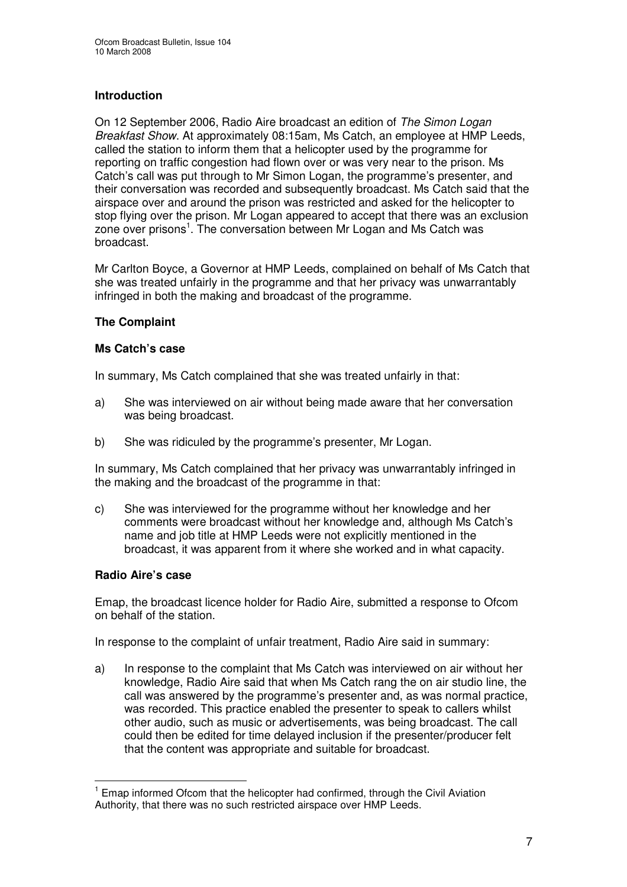## Introduction

On 12 September 2006, Radio Aire broadcast an edition of *The Simon Logan Breakfast Show*. At approximately 08:15am, Ms Catch, an employee at HMP Leeds, called the station to inform them that a helicopter used by the programme for reporting on traffic congestion had flown over or was very near to the prison. Ms Catch's call was put through to Mr Simon Logan, the programme's presenter, and their conversation was recorded and subsequently broadcast. Ms Catch said that the airspace over and around the prison was restricted and asked for the helicopter to stop flying over the prison. Mr Logan appeared to accept that there was an exclusion zone over prisons[1]. The conversation between Mr Logan and Ms Catch was broadcast.

Mr Carlton Boyce, a Governor at HMP Leeds, complained on behalf of Ms Catch that she was treated unfairly in the programme and that her privacy was unwarrantably infringed in both the making and broadcast of the programme.

## The Complaint

### Ms Catch's case

In summary, Ms Catch complained that she was treated unfairly in that:

a) She was interviewed on air without being made aware that her conversation was being broadcast.

b) She was ridiculed by the programme's presenter, Mr Logan.

In summary, Ms Catch complained that her privacy was unwarrantably infringed in the making and the broadcast of the programme in that:

c) She was interviewed for the programme without her knowledge and her comments were broadcast without her knowledge and, although Ms Catch's name and job title at HMP Leeds were not explicitly mentioned in the broadcast, it was apparent from it where she worked and in what capacity.

### Radio Aire's case

Emap, the broadcast licence holder for Radio Aire, submitted a response to Ofcom on behalf of the station.

In response to the complaint of unfair treatment, Radio Aire said in summary:

a) In response to the complaint that Ms Catch was interviewed on air without her knowledge, Radio Aire said that when Ms Catch rang the on air studio line, the call was answered by the programme's presenter and, as was normal practice, was recorded. This practice enabled the presenter to speak to callers whilst other audio, such as music or advertisements, was being broadcast. The call could then be edited for time delayed inclusion if the presenter/producer felt that the content was appropriate and suitable for broadcast.

---

[1] Emap informed Ofcom that the helicopter had confirmed, through the Civil Aviation Authority, that there was no such restricted airspace over HMP Leeds.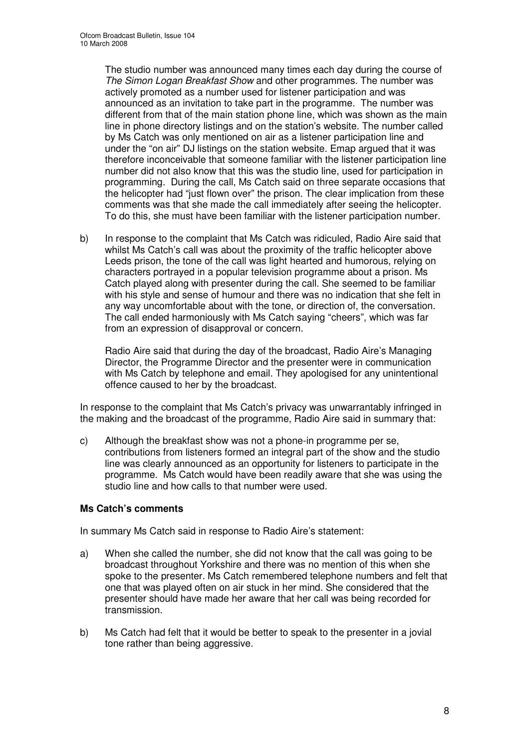The studio number was announced many times each day during the course of *The Simon Logan Breakfast Show* and other programmes. The number was actively promoted as a number used for listener participation and was announced as an invitation to take part in the programme. The number was different from that of the main station phone line, which was shown as the main line in phone directory listings and on the station's website. The number called by Ms Catch was only mentioned on air as a listener participation line and under the "on air" DJ listings on the station website. Emap argued that it was therefore inconceivable that someone familiar with the listener participation line number did not also know that this was the studio line, used for participation in programming. During the call, Ms Catch said on three separate occasions that the helicopter had "just flown over" the prison. The clear implication from these comments was that she made the call immediately after seeing the helicopter. To do this, she must have been familiar with the listener participation number.

b) In response to the complaint that Ms Catch was ridiculed, Radio Aire said that whilst Ms Catch's call was about the proximity of the traffic helicopter above Leeds prison, the tone of the call was light hearted and humorous, relying on characters portrayed in a popular television programme about a prison. Ms Catch played along with presenter during the call. She seemed to be familiar with his style and sense of humour and there was no indication that she felt in any way uncomfortable about with the tone, or direction of, the conversation. The call ended harmoniously with Ms Catch saying "cheers", which was far from an expression of disapproval or concern.

   Radio Aire said that during the day of the broadcast, Radio Aire's Managing Director, the Programme Director and the presenter were in communication with Ms Catch by telephone and email. They apologised for any unintentional offence caused to her by the broadcast.

In response to the complaint that Ms Catch's privacy was unwarrantably infringed in the making and the broadcast of the programme, Radio Aire said in summary that:

c) Although the breakfast show was not a phone-in programme per se, contributions from listeners formed an integral part of the show and the studio line was clearly announced as an opportunity for listeners to participate in the programme. Ms Catch would have been readily aware that she was using the studio line and how calls to that number were used.

**Ms Catch's comments**

In summary Ms Catch said in response to Radio Aire's statement:

a) When she called the number, she did not know that the call was going to be broadcast throughout Yorkshire and there was no mention of this when she spoke to the presenter. Ms Catch remembered telephone numbers and felt that one that was played often on air stuck in her mind. She considered that the presenter should have made her aware that her call was being recorded for transmission.

b) Ms Catch had felt that it would be better to speak to the presenter in a jovial tone rather than being aggressive.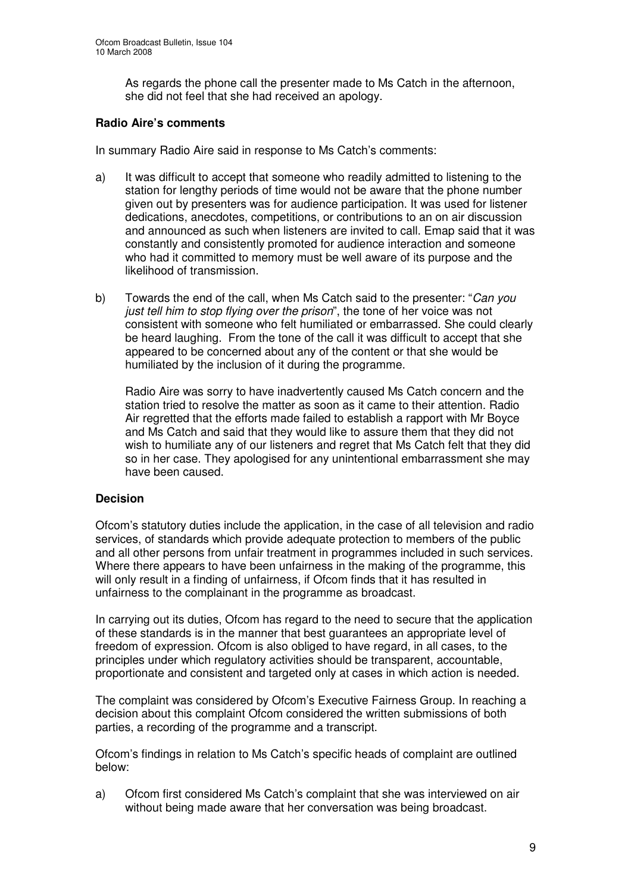As regards the phone call the presenter made to Ms Catch in the afternoon, she did not feel that she had received an apology.

**Radio Aire's comments**

In summary Radio Aire said in response to Ms Catch's comments:

a) It was difficult to accept that someone who readily admitted to listening to the station for lengthy periods of time would not be aware that the phone number given out by presenters was for audience participation. It was used for listener dedications, anecdotes, competitions, or contributions to an on air discussion and announced as such when listeners are invited to call. Emap said that it was constantly and consistently promoted for audience interaction and someone who had it committed to memory must be well aware of its purpose and the likelihood of transmission.

b) Towards the end of the call, when Ms Catch said to the presenter: "*Can you just tell him to stop flying over the prison*", the tone of her voice was not consistent with someone who felt humiliated or embarrassed. She could clearly be heard laughing. From the tone of the call it was difficult to accept that she appeared to be concerned about any of the content or that she would be humiliated by the inclusion of it during the programme.

   Radio Aire was sorry to have inadvertently caused Ms Catch concern and the station tried to resolve the matter as soon as it came to their attention. Radio Air regretted that the efforts made failed to establish a rapport with Mr Boyce and Ms Catch and said that they would like to assure them that they did not wish to humiliate any of our listeners and regret that Ms Catch felt that they did so in her case. They apologised for any unintentional embarrassment she may have been caused.

**Decision**

Ofcom's statutory duties include the application, in the case of all television and radio services, of standards which provide adequate protection to members of the public and all other persons from unfair treatment in programmes included in such services. Where there appears to have been unfairness in the making of the programme, this will only result in a finding of unfairness, if Ofcom finds that it has resulted in unfairness to the complainant in the programme as broadcast.

In carrying out its duties, Ofcom has regard to the need to secure that the application of these standards is in the manner that best guarantees an appropriate level of freedom of expression. Ofcom is also obliged to have regard, in all cases, to the principles under which regulatory activities should be transparent, accountable, proportionate and consistent and targeted only at cases in which action is needed.

The complaint was considered by Ofcom's Executive Fairness Group. In reaching a decision about this complaint Ofcom considered the written submissions of both parties, a recording of the programme and a transcript.

Ofcom's findings in relation to Ms Catch's specific heads of complaint are outlined below:

a) Ofcom first considered Ms Catch's complaint that she was interviewed on air without being made aware that her conversation was being broadcast.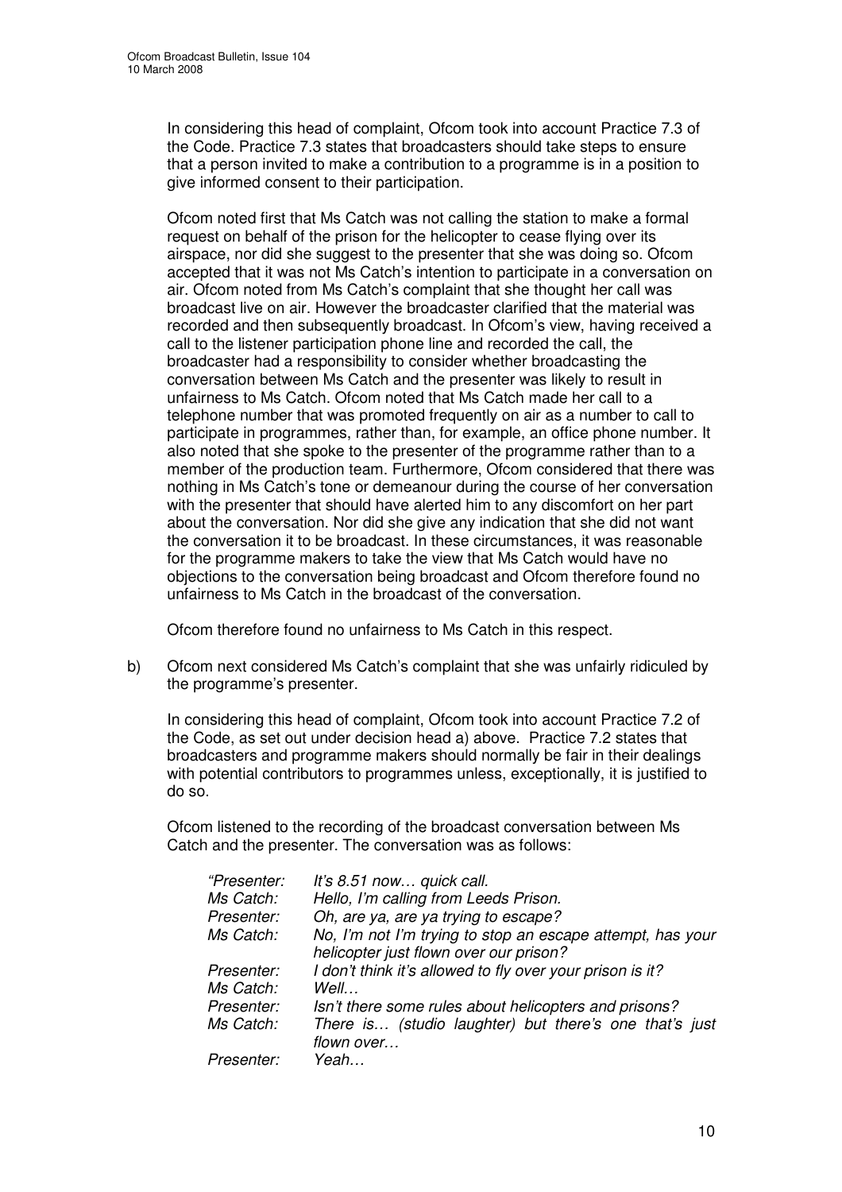In considering this head of complaint, Ofcom took into account Practice 7.3 of the Code. Practice 7.3 states that broadcasters should take steps to ensure that a person invited to make a contribution to a programme is in a position to give informed consent to their participation.

Ofcom noted first that Ms Catch was not calling the station to make a formal request on behalf of the prison for the helicopter to cease flying over its airspace, nor did she suggest to the presenter that she was doing so. Ofcom accepted that it was not Ms Catch's intention to participate in a conversation on air. Ofcom noted from Ms Catch's complaint that she thought her call was broadcast live on air. However the broadcaster clarified that the material was recorded and then subsequently broadcast. In Ofcom's view, having received a call to the listener participation phone line and recorded the call, the broadcaster had a responsibility to consider whether broadcasting the conversation between Ms Catch and the presenter was likely to result in unfairness to Ms Catch. Ofcom noted that Ms Catch made her call to a telephone number that was promoted frequently on air as a number to call to participate in programmes, rather than, for example, an office phone number. It also noted that she spoke to the presenter of the programme rather than to a member of the production team. Furthermore, Ofcom considered that there was nothing in Ms Catch's tone or demeanour during the course of her conversation with the presenter that should have alerted him to any discomfort on her part about the conversation. Nor did she give any indication that she did not want the conversation it to be broadcast. In these circumstances, it was reasonable for the programme makers to take the view that Ms Catch would have no objections to the conversation being broadcast and Ofcom therefore found no unfairness to Ms Catch in the broadcast of the conversation.

Ofcom therefore found no unfairness to Ms Catch in this respect.

b) Ofcom next considered Ms Catch's complaint that she was unfairly ridiculed by the programme's presenter.

In considering this head of complaint, Ofcom took into account Practice 7.2 of the Code, as set out under decision head a) above. Practice 7.2 states that broadcasters and programme makers should normally be fair in their dealings with potential contributors to programmes unless, exceptionally, it is justified to do so.

Ofcom listened to the recording of the broadcast conversation between Ms Catch and the presenter. The conversation was as follows:

| | |
|---|---|
| *"Presenter:* | *It's 8.51 now… quick call.* |
| *Ms Catch:* | *Hello, I'm calling from Leeds Prison.* |
| *Presenter:* | *Oh, are ya, are ya trying to escape?* |
| *Ms Catch:* | *No, I'm not I'm trying to stop an escape attempt, has your helicopter just flown over our prison?* |
| *Presenter:* | *I don't think it's allowed to fly over your prison is it?* |
| *Ms Catch:* | *Well…* |
| *Presenter:* | *Isn't there some rules about helicopters and prisons?* |
| *Ms Catch:* | *There is… (studio laughter) but there's one that's just flown over…* |
| *Presenter:* | *Yeah…* |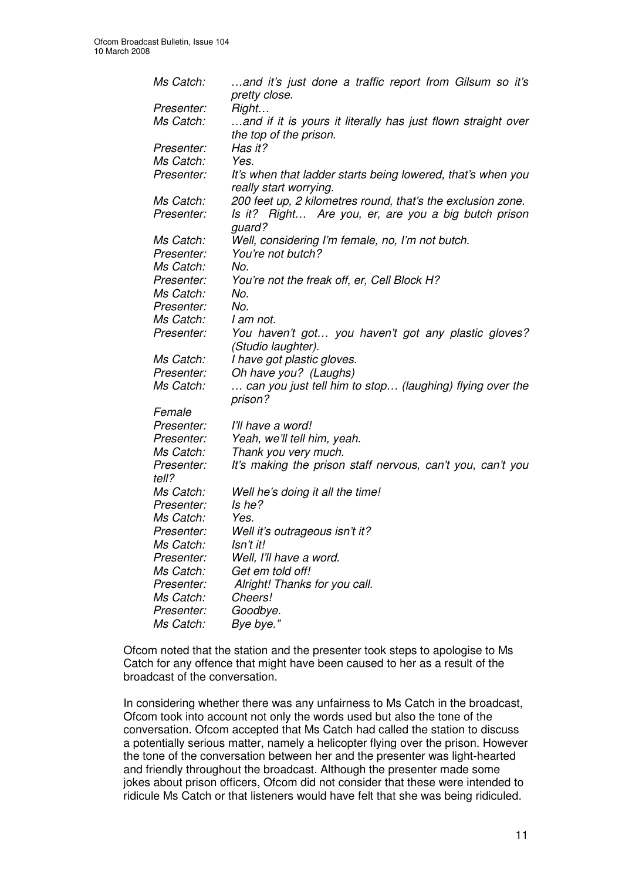| | |
|---|---|
| *Ms Catch:* | *…and it's just done a traffic report from Gilsum so it's pretty close.* |
| *Presenter:* | *Right…* |
| *Ms Catch:* | *…and if it is yours it literally has just flown straight over the top of the prison.* |
| *Presenter:* | *Has it?* |
| *Ms Catch:* | *Yes.* |
| *Presenter:* | *It's when that ladder starts being lowered, that's when you really start worrying.* |
| *Ms Catch:* | *200 feet up, 2 kilometres round, that's the exclusion zone.* |
| *Presenter:* | *Is it? Right… Are you, er, are you a big butch prison guard?* |
| *Ms Catch:* | *Well, considering I'm female, no, I'm not butch.* |
| *Presenter:* | *You're not butch?* |
| *Ms Catch:* | *No.* |
| *Presenter:* | *You're not the freak off, er, Cell Block H?* |
| *Ms Catch:* | *No.* |
| *Presenter:* | *No.* |
| *Ms Catch:* | *I am not.* |
| *Presenter:* | *You haven't got… you haven't got any plastic gloves? (Studio laughter).* |
| *Ms Catch:* | *I have got plastic gloves.* |
| *Presenter:* | *Oh have you? (Laughs)* |
| *Ms Catch:* | *… can you just tell him to stop… (laughing) flying over the prison?* |
| *Female Presenter:* | *I'll have a word!* |
| *Presenter:* | *Yeah, we'll tell him, yeah.* |
| *Ms Catch:* | *Thank you very much.* |
| *Presenter:* | *It's making the prison staff nervous, can't you, can't you tell?* |
| *Ms Catch:* | *Well he's doing it all the time!* |
| *Presenter:* | *Is he?* |
| *Ms Catch:* | *Yes.* |
| *Presenter:* | *Well it's outrageous isn't it?* |
| *Ms Catch:* | *Isn't it!* |
| *Presenter:* | *Well, I'll have a word.* |
| *Ms Catch:* | *Get em told off!* |
| *Presenter:* | *Alright! Thanks for you call.* |
| *Ms Catch:* | *Cheers!* |
| *Presenter:* | *Goodbye.* |
| *Ms Catch:* | *Bye bye."* |

Ofcom noted that the station and the presenter took steps to apologise to Ms Catch for any offence that might have been caused to her as a result of the broadcast of the conversation.

In considering whether there was any unfairness to Ms Catch in the broadcast, Ofcom took into account not only the words used but also the tone of the conversation. Ofcom accepted that Ms Catch had called the station to discuss a potentially serious matter, namely a helicopter flying over the prison. However the tone of the conversation between her and the presenter was light-hearted and friendly throughout the broadcast. Although the presenter made some jokes about prison officers, Ofcom did not consider that these were intended to ridicule Ms Catch or that listeners would have felt that she was being ridiculed.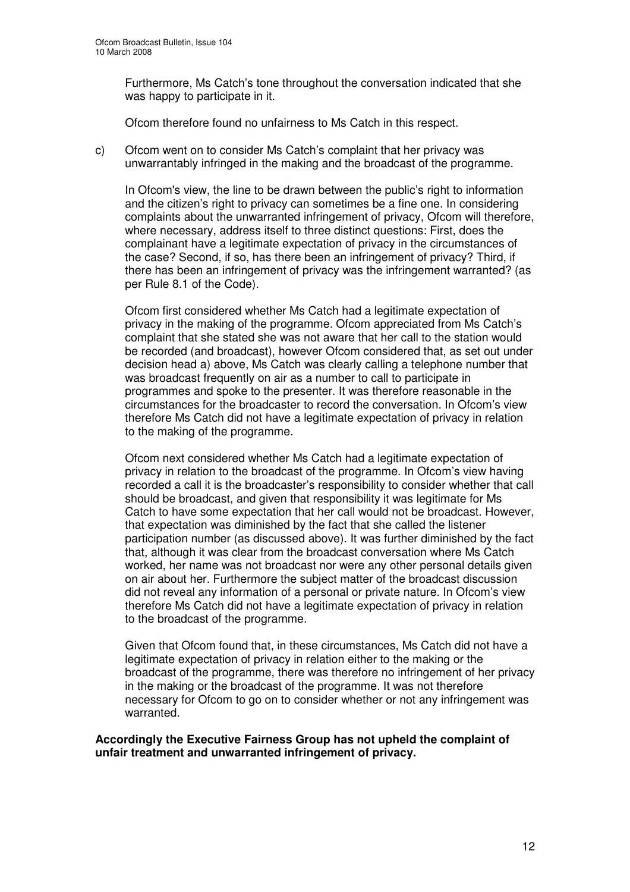Furthermore, Ms Catch's tone throughout the conversation indicated that she was happy to participate in it.

Ofcom therefore found no unfairness to Ms Catch in this respect.

c) Ofcom went on to consider Ms Catch's complaint that her privacy was unwarrantably infringed in the making and the broadcast of the programme.

In Ofcom's view, the line to be drawn between the public's right to information and the citizen's right to privacy can sometimes be a fine one. In considering complaints about the unwarranted infringement of privacy, Ofcom will therefore, where necessary, address itself to three distinct questions: First, does the complainant have a legitimate expectation of privacy in the circumstances of the case? Second, if so, has there been an infringement of privacy? Third, if there has been an infringement of privacy was the infringement warranted? (as per Rule 8.1 of the Code).

Ofcom first considered whether Ms Catch had a legitimate expectation of privacy in the making of the programme. Ofcom appreciated from Ms Catch's complaint that she stated she was not aware that her call to the station would be recorded (and broadcast), however Ofcom considered that, as set out under decision head a) above, Ms Catch was clearly calling a telephone number that was broadcast frequently on air as a number to call to participate in programmes and spoke to the presenter. It was therefore reasonable in the circumstances for the broadcaster to record the conversation. In Ofcom's view therefore Ms Catch did not have a legitimate expectation of privacy in relation to the making of the programme.

Ofcom next considered whether Ms Catch had a legitimate expectation of privacy in relation to the broadcast of the programme. In Ofcom's view having recorded a call it is the broadcaster's responsibility to consider whether that call should be broadcast, and given that responsibility it was legitimate for Ms Catch to have some expectation that her call would not be broadcast. However, that expectation was diminished by the fact that she called the listener participation number (as discussed above). It was further diminished by the fact that, although it was clear from the broadcast conversation where Ms Catch worked, her name was not broadcast nor were any other personal details given on air about her. Furthermore the subject matter of the broadcast discussion did not reveal any information of a personal or private nature. In Ofcom's view therefore Ms Catch did not have a legitimate expectation of privacy in relation to the broadcast of the programme.

Given that Ofcom found that, in these circumstances, Ms Catch did not have a legitimate expectation of privacy in relation either to the making or the broadcast of the programme, there was therefore no infringement of her privacy in the making or the broadcast of the programme. It was not therefore necessary for Ofcom to go on to consider whether or not any infringement was warranted.

**Accordingly the Executive Fairness Group has not upheld the complaint of unfair treatment and unwarranted infringement of privacy.**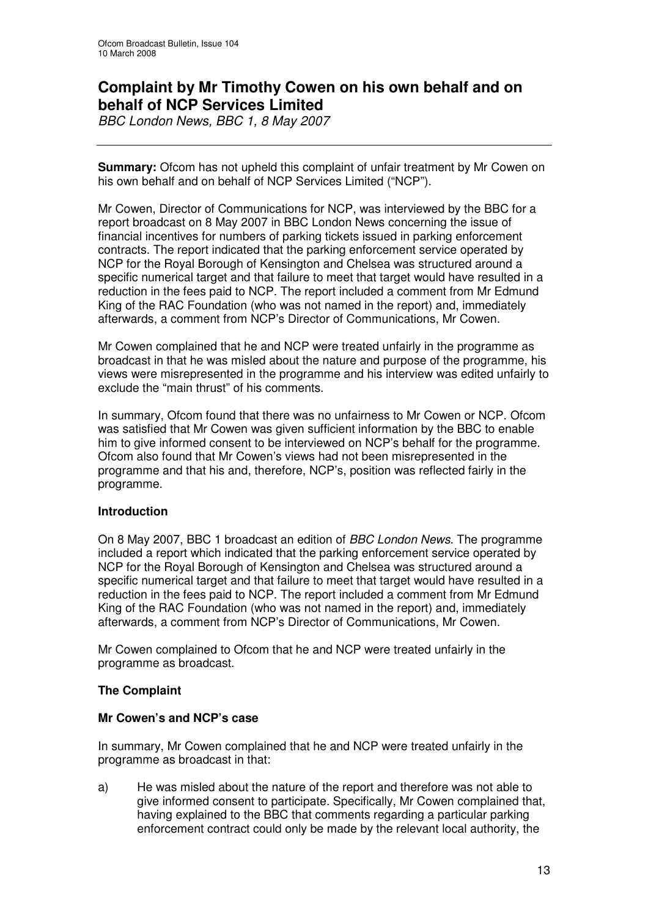# Complaint by Mr Timothy Cowen on his own behalf and on behalf of NCP Services Limited

*BBC London News, BBC 1, 8 May 2007*

---

**Summary:** Ofcom has not upheld this complaint of unfair treatment by Mr Cowen on his own behalf and on behalf of NCP Services Limited ("NCP").

Mr Cowen, Director of Communications for NCP, was interviewed by the BBC for a report broadcast on 8 May 2007 in BBC London News concerning the issue of financial incentives for numbers of parking tickets issued in parking enforcement contracts. The report indicated that the parking enforcement service operated by NCP for the Royal Borough of Kensington and Chelsea was structured around a specific numerical target and that failure to meet that target would have resulted in a reduction in the fees paid to NCP. The report included a comment from Mr Edmund King of the RAC Foundation (who was not named in the report) and, immediately afterwards, a comment from NCP's Director of Communications, Mr Cowen.

Mr Cowen complained that he and NCP were treated unfairly in the programme as broadcast in that he was misled about the nature and purpose of the programme, his views were misrepresented in the programme and his interview was edited unfairly to exclude the "main thrust" of his comments.

In summary, Ofcom found that there was no unfairness to Mr Cowen or NCP. Ofcom was satisfied that Mr Cowen was given sufficient information by the BBC to enable him to give informed consent to be interviewed on NCP's behalf for the programme. Ofcom also found that Mr Cowen's views had not been misrepresented in the programme and that his and, therefore, NCP's, position was reflected fairly in the programme.

**Introduction**

On 8 May 2007, BBC 1 broadcast an edition of *BBC London News*. The programme included a report which indicated that the parking enforcement service operated by NCP for the Royal Borough of Kensington and Chelsea was structured around a specific numerical target and that failure to meet that target would have resulted in a reduction in the fees paid to NCP. The report included a comment from Mr Edmund King of the RAC Foundation (who was not named in the report) and, immediately afterwards, a comment from NCP's Director of Communications, Mr Cowen.

Mr Cowen complained to Ofcom that he and NCP were treated unfairly in the programme as broadcast.

**The Complaint**

**Mr Cowen's and NCP's case**

In summary, Mr Cowen complained that he and NCP were treated unfairly in the programme as broadcast in that:

a) He was misled about the nature of the report and therefore was not able to give informed consent to participate. Specifically, Mr Cowen complained that, having explained to the BBC that comments regarding a particular parking enforcement contract could only be made by the relevant local authority, the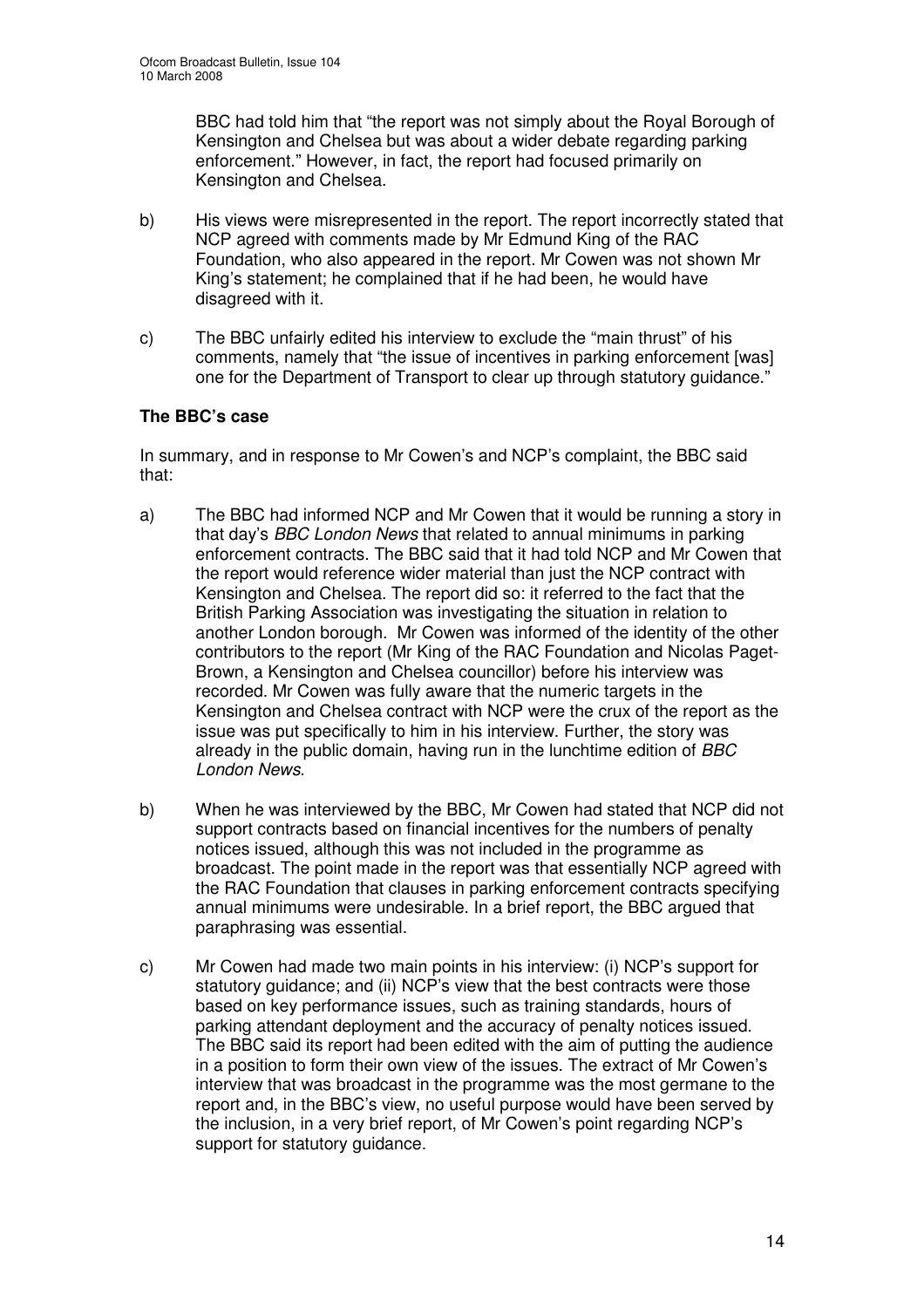BBC had told him that "the report was not simply about the Royal Borough of Kensington and Chelsea but was about a wider debate regarding parking enforcement." However, in fact, the report had focused primarily on Kensington and Chelsea.

b) His views were misrepresented in the report. The report incorrectly stated that NCP agreed with comments made by Mr Edmund King of the RAC Foundation, who also appeared in the report. Mr Cowen was not shown Mr King's statement; he complained that if he had been, he would have disagreed with it.

c) The BBC unfairly edited his interview to exclude the "main thrust" of his comments, namely that "the issue of incentives in parking enforcement [was] one for the Department of Transport to clear up through statutory guidance."

**The BBC's case**

In summary, and in response to Mr Cowen's and NCP's complaint, the BBC said that:

a) The BBC had informed NCP and Mr Cowen that it would be running a story in that day's *BBC London News* that related to annual minimums in parking enforcement contracts. The BBC said that it had told NCP and Mr Cowen that the report would reference wider material than just the NCP contract with Kensington and Chelsea. The report did so: it referred to the fact that the British Parking Association was investigating the situation in relation to another London borough. Mr Cowen was informed of the identity of the other contributors to the report (Mr King of the RAC Foundation and Nicolas Paget-Brown, a Kensington and Chelsea councillor) before his interview was recorded. Mr Cowen was fully aware that the numeric targets in the Kensington and Chelsea contract with NCP were the crux of the report as the issue was put specifically to him in his interview. Further, the story was already in the public domain, having run in the lunchtime edition of *BBC London News*.

b) When he was interviewed by the BBC, Mr Cowen had stated that NCP did not support contracts based on financial incentives for the numbers of penalty notices issued, although this was not included in the programme as broadcast. The point made in the report was that essentially NCP agreed with the RAC Foundation that clauses in parking enforcement contracts specifying annual minimums were undesirable. In a brief report, the BBC argued that paraphrasing was essential.

c) Mr Cowen had made two main points in his interview: (i) NCP's support for statutory guidance; and (ii) NCP's view that the best contracts were those based on key performance issues, such as training standards, hours of parking attendant deployment and the accuracy of penalty notices issued. The BBC said its report had been edited with the aim of putting the audience in a position to form their own view of the issues. The extract of Mr Cowen's interview that was broadcast in the programme was the most germane to the report and, in the BBC's view, no useful purpose would have been served by the inclusion, in a very brief report, of Mr Cowen's point regarding NCP's support for statutory guidance.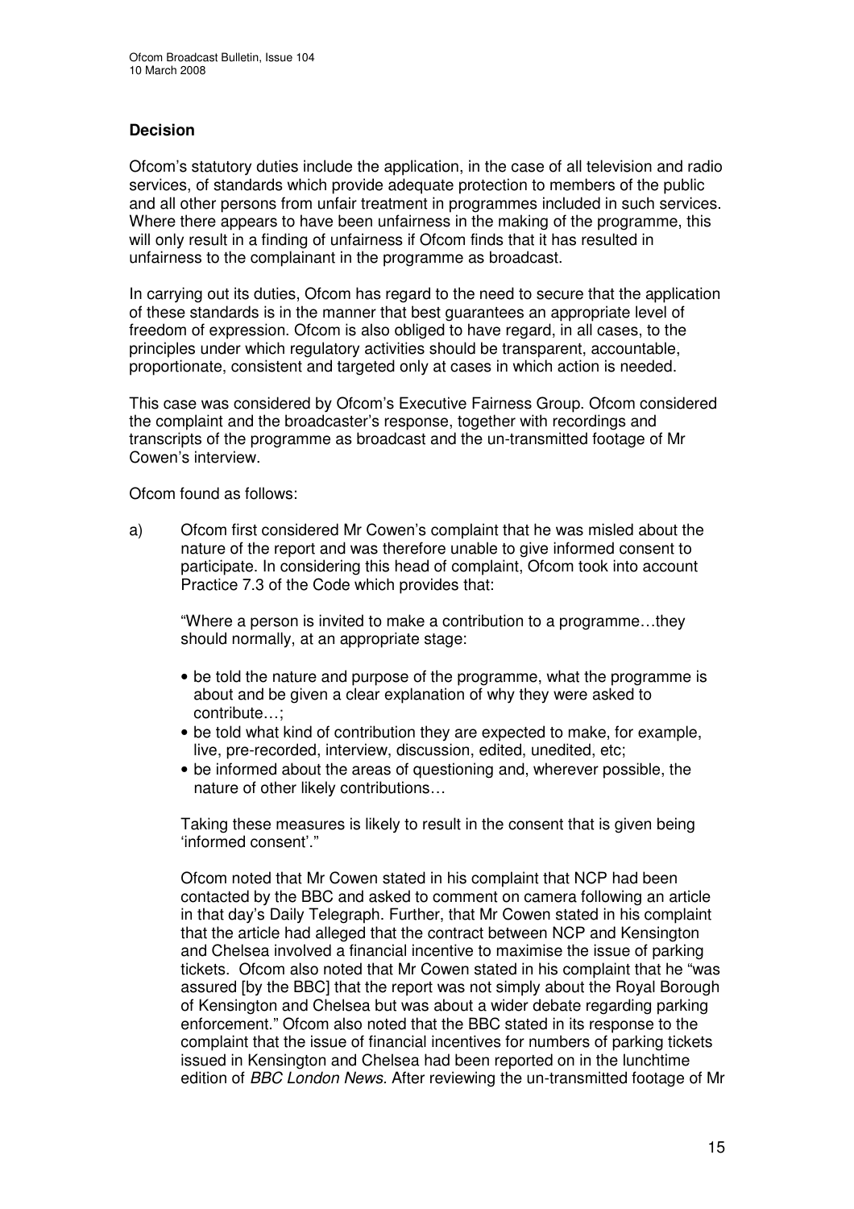### Decision

Ofcom's statutory duties include the application, in the case of all television and radio services, of standards which provide adequate protection to members of the public and all other persons from unfair treatment in programmes included in such services. Where there appears to have been unfairness in the making of the programme, this will only result in a finding of unfairness if Ofcom finds that it has resulted in unfairness to the complainant in the programme as broadcast.

In carrying out its duties, Ofcom has regard to the need to secure that the application of these standards is in the manner that best guarantees an appropriate level of freedom of expression. Ofcom is also obliged to have regard, in all cases, to the principles under which regulatory activities should be transparent, accountable, proportionate, consistent and targeted only at cases in which action is needed.

This case was considered by Ofcom's Executive Fairness Group. Ofcom considered the complaint and the broadcaster's response, together with recordings and transcripts of the programme as broadcast and the un-transmitted footage of Mr Cowen's interview.

Ofcom found as follows:

a) Ofcom first considered Mr Cowen's complaint that he was misled about the nature of the report and was therefore unable to give informed consent to participate. In considering this head of complaint, Ofcom took into account Practice 7.3 of the Code which provides that:

> "Where a person is invited to make a contribution to a programme…they should normally, at an appropriate stage:
>
> - be told the nature and purpose of the programme, what the programme is about and be given a clear explanation of why they were asked to contribute…;
> - be told what kind of contribution they are expected to make, for example, live, pre-recorded, interview, discussion, edited, unedited, etc;
> - be informed about the areas of questioning and, wherever possible, the nature of other likely contributions…
>
> Taking these measures is likely to result in the consent that is given being 'informed consent'."

Ofcom noted that Mr Cowen stated in his complaint that NCP had been contacted by the BBC and asked to comment on camera following an article in that day's Daily Telegraph. Further, that Mr Cowen stated in his complaint that the article had alleged that the contract between NCP and Kensington and Chelsea involved a financial incentive to maximise the issue of parking tickets. Ofcom also noted that Mr Cowen stated in his complaint that he "was assured [by the BBC] that the report was not simply about the Royal Borough of Kensington and Chelsea but was about a wider debate regarding parking enforcement." Ofcom also noted that the BBC stated in its response to the complaint that the issue of financial incentives for numbers of parking tickets issued in Kensington and Chelsea had been reported on in the lunchtime edition of *BBC London News.* After reviewing the un-transmitted footage of Mr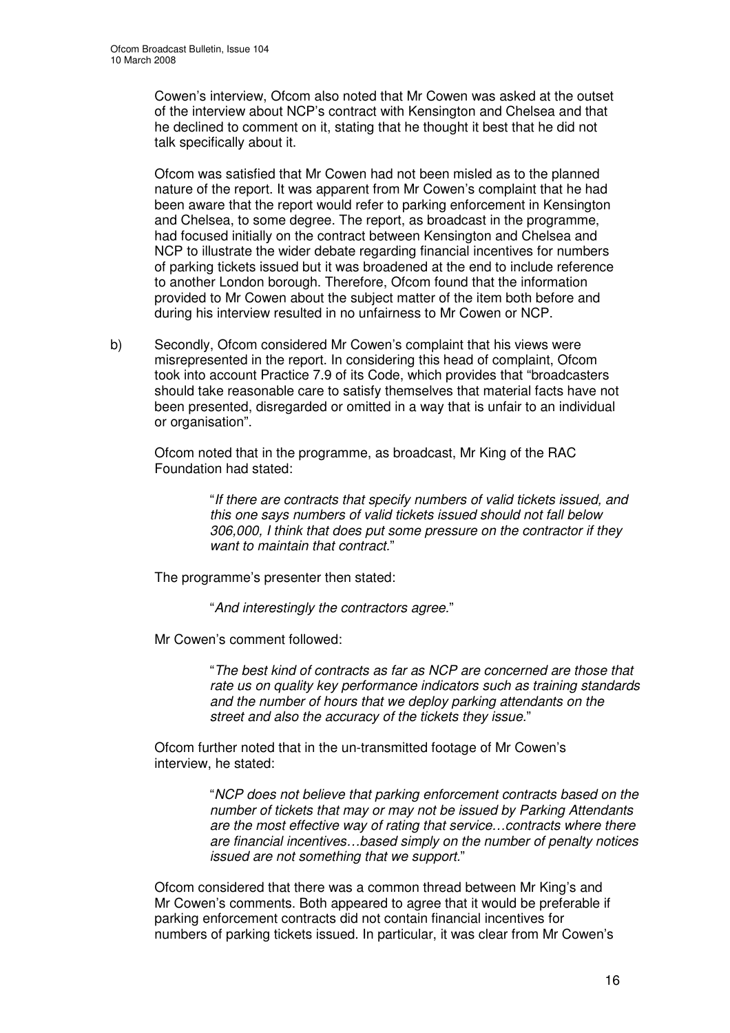Cowen's interview, Ofcom also noted that Mr Cowen was asked at the outset of the interview about NCP's contract with Kensington and Chelsea and that he declined to comment on it, stating that he thought it best that he did not talk specifically about it.

Ofcom was satisfied that Mr Cowen had not been misled as to the planned nature of the report. It was apparent from Mr Cowen's complaint that he had been aware that the report would refer to parking enforcement in Kensington and Chelsea, to some degree. The report, as broadcast in the programme, had focused initially on the contract between Kensington and Chelsea and NCP to illustrate the wider debate regarding financial incentives for numbers of parking tickets issued but it was broadened at the end to include reference to another London borough. Therefore, Ofcom found that the information provided to Mr Cowen about the subject matter of the item both before and during his interview resulted in no unfairness to Mr Cowen or NCP.

b) Secondly, Ofcom considered Mr Cowen's complaint that his views were misrepresented in the report. In considering this head of complaint, Ofcom took into account Practice 7.9 of its Code, which provides that "broadcasters should take reasonable care to satisfy themselves that material facts have not been presented, disregarded or omitted in a way that is unfair to an individual or organisation".

Ofcom noted that in the programme, as broadcast, Mr King of the RAC Foundation had stated:

> "*If there are contracts that specify numbers of valid tickets issued, and this one says numbers of valid tickets issued should not fall below 306,000, I think that does put some pressure on the contractor if they want to maintain that contract.*"

The programme's presenter then stated:

> "*And interestingly the contractors agree.*"

Mr Cowen's comment followed:

> "*The best kind of contracts as far as NCP are concerned are those that rate us on quality key performance indicators such as training standards and the number of hours that we deploy parking attendants on the street and also the accuracy of the tickets they issue.*"

Ofcom further noted that in the un-transmitted footage of Mr Cowen's interview, he stated:

> "*NCP does not believe that parking enforcement contracts based on the number of tickets that may or may not be issued by Parking Attendants are the most effective way of rating that service…contracts where there are financial incentives…based simply on the number of penalty notices issued are not something that we support.*"

Ofcom considered that there was a common thread between Mr King's and Mr Cowen's comments. Both appeared to agree that it would be preferable if parking enforcement contracts did not contain financial incentives for numbers of parking tickets issued. In particular, it was clear from Mr Cowen's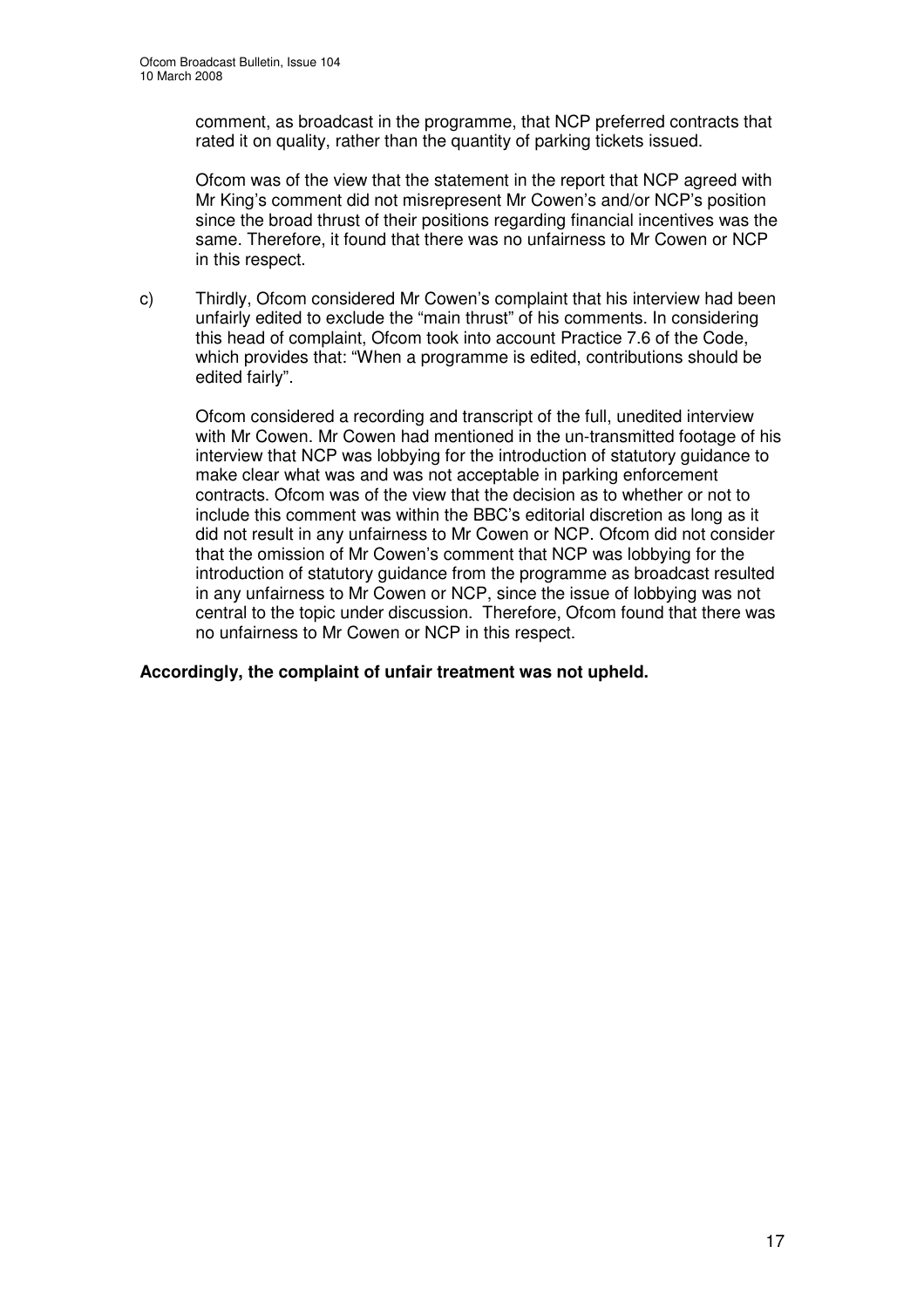comment, as broadcast in the programme, that NCP preferred contracts that rated it on quality, rather than the quantity of parking tickets issued.

Ofcom was of the view that the statement in the report that NCP agreed with Mr King's comment did not misrepresent Mr Cowen's and/or NCP's position since the broad thrust of their positions regarding financial incentives was the same. Therefore, it found that there was no unfairness to Mr Cowen or NCP in this respect.

c) Thirdly, Ofcom considered Mr Cowen's complaint that his interview had been unfairly edited to exclude the "main thrust" of his comments. In considering this head of complaint, Ofcom took into account Practice 7.6 of the Code, which provides that: "When a programme is edited, contributions should be edited fairly".

Ofcom considered a recording and transcript of the full, unedited interview with Mr Cowen. Mr Cowen had mentioned in the un-transmitted footage of his interview that NCP was lobbying for the introduction of statutory guidance to make clear what was and was not acceptable in parking enforcement contracts. Ofcom was of the view that the decision as to whether or not to include this comment was within the BBC's editorial discretion as long as it did not result in any unfairness to Mr Cowen or NCP. Ofcom did not consider that the omission of Mr Cowen's comment that NCP was lobbying for the introduction of statutory guidance from the programme as broadcast resulted in any unfairness to Mr Cowen or NCP, since the issue of lobbying was not central to the topic under discussion. Therefore, Ofcom found that there was no unfairness to Mr Cowen or NCP in this respect.

**Accordingly, the complaint of unfair treatment was not upheld.**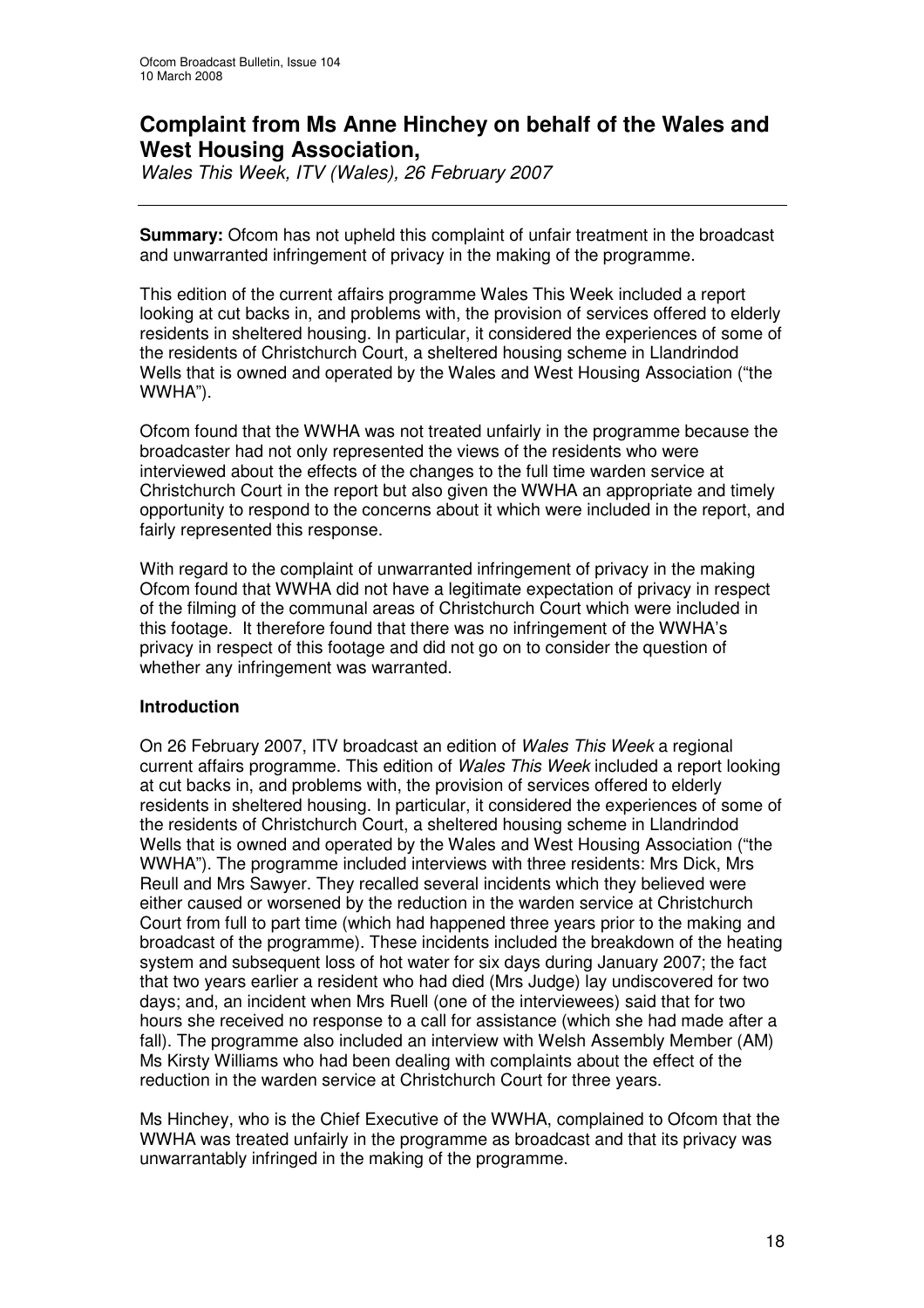## Complaint from Ms Anne Hinchey on behalf of the Wales and West Housing Association,

*Wales This Week, ITV (Wales), 26 February 2007*

---

**Summary:** Ofcom has not upheld this complaint of unfair treatment in the broadcast and unwarranted infringement of privacy in the making of the programme.

This edition of the current affairs programme Wales This Week included a report looking at cut backs in, and problems with, the provision of services offered to elderly residents in sheltered housing. In particular, it considered the experiences of some of the residents of Christchurch Court, a sheltered housing scheme in Llandrindod Wells that is owned and operated by the Wales and West Housing Association ("the WWHA").

Ofcom found that the WWHA was not treated unfairly in the programme because the broadcaster had not only represented the views of the residents who were interviewed about the effects of the changes to the full time warden service at Christchurch Court in the report but also given the WWHA an appropriate and timely opportunity to respond to the concerns about it which were included in the report, and fairly represented this response.

With regard to the complaint of unwarranted infringement of privacy in the making Ofcom found that WWHA did not have a legitimate expectation of privacy in respect of the filming of the communal areas of Christchurch Court which were included in this footage. It therefore found that there was no infringement of the WWHA's privacy in respect of this footage and did not go on to consider the question of whether any infringement was warranted.

### Introduction

On 26 February 2007, ITV broadcast an edition of *Wales This Week* a regional current affairs programme. This edition of *Wales This Week* included a report looking at cut backs in, and problems with, the provision of services offered to elderly residents in sheltered housing. In particular, it considered the experiences of some of the residents of Christchurch Court, a sheltered housing scheme in Llandrindod Wells that is owned and operated by the Wales and West Housing Association ("the WWHA"). The programme included interviews with three residents: Mrs Dick, Mrs Reull and Mrs Sawyer. They recalled several incidents which they believed were either caused or worsened by the reduction in the warden service at Christchurch Court from full to part time (which had happened three years prior to the making and broadcast of the programme). These incidents included the breakdown of the heating system and subsequent loss of hot water for six days during January 2007; the fact that two years earlier a resident who had died (Mrs Judge) lay undiscovered for two days; and, an incident when Mrs Ruell (one of the interviewees) said that for two hours she received no response to a call for assistance (which she had made after a fall). The programme also included an interview with Welsh Assembly Member (AM) Ms Kirsty Williams who had been dealing with complaints about the effect of the reduction in the warden service at Christchurch Court for three years.

Ms Hinchey, who is the Chief Executive of the WWHA, complained to Ofcom that the WWHA was treated unfairly in the programme as broadcast and that its privacy was unwarrantably infringed in the making of the programme.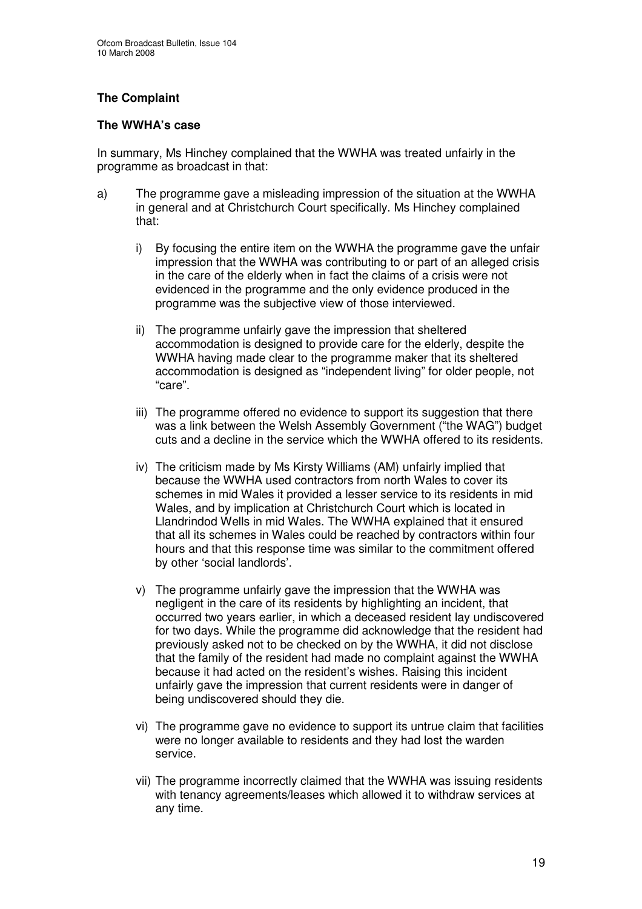## The Complaint

### The WWHA's case

In summary, Ms Hinchey complained that the WWHA was treated unfairly in the programme as broadcast in that:

a) The programme gave a misleading impression of the situation at the WWHA in general and at Christchurch Court specifically. Ms Hinchey complained that:

   i) By focusing the entire item on the WWHA the programme gave the unfair impression that the WWHA was contributing to or part of an alleged crisis in the care of the elderly when in fact the claims of a crisis were not evidenced in the programme and the only evidence produced in the programme was the subjective view of those interviewed.

   ii) The programme unfairly gave the impression that sheltered accommodation is designed to provide care for the elderly, despite the WWHA having made clear to the programme maker that its sheltered accommodation is designed as "independent living" for older people, not "care".

   iii) The programme offered no evidence to support its suggestion that there was a link between the Welsh Assembly Government ("the WAG") budget cuts and a decline in the service which the WWHA offered to its residents.

   iv) The criticism made by Ms Kirsty Williams (AM) unfairly implied that because the WWHA used contractors from north Wales to cover its schemes in mid Wales it provided a lesser service to its residents in mid Wales, and by implication at Christchurch Court which is located in Llandrindod Wells in mid Wales. The WWHA explained that it ensured that all its schemes in Wales could be reached by contractors within four hours and that this response time was similar to the commitment offered by other 'social landlords'.

   v) The programme unfairly gave the impression that the WWHA was negligent in the care of its residents by highlighting an incident, that occurred two years earlier, in which a deceased resident lay undiscovered for two days. While the programme did acknowledge that the resident had previously asked not to be checked on by the WWHA, it did not disclose that the family of the resident had made no complaint against the WWHA because it had acted on the resident's wishes. Raising this incident unfairly gave the impression that current residents were in danger of being undiscovered should they die.

   vi) The programme gave no evidence to support its untrue claim that facilities were no longer available to residents and they had lost the warden service.

   vii) The programme incorrectly claimed that the WWHA was issuing residents with tenancy agreements/leases which allowed it to withdraw services at any time.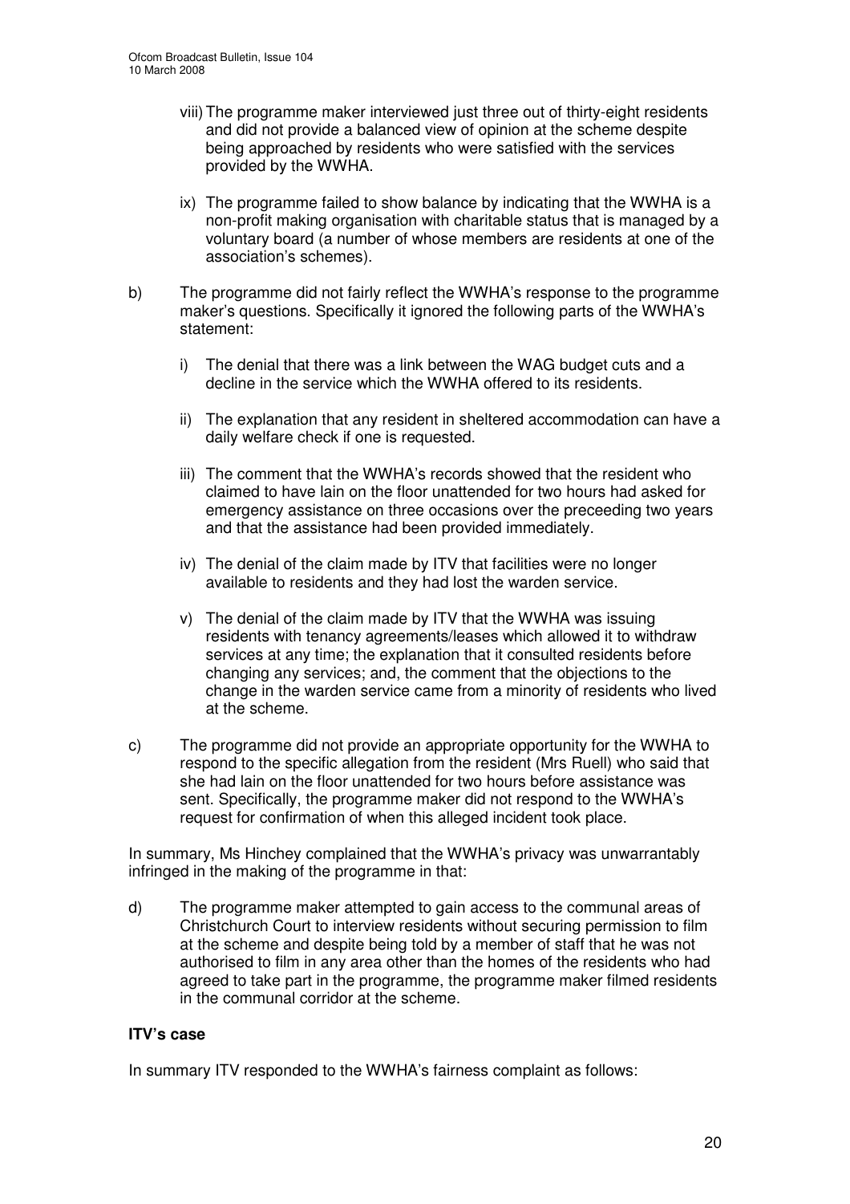viii) The programme maker interviewed just three out of thirty-eight residents and did not provide a balanced view of opinion at the scheme despite being approached by residents who were satisfied with the services provided by the WWHA.

ix) The programme failed to show balance by indicating that the WWHA is a non-profit making organisation with charitable status that is managed by a voluntary board (a number of whose members are residents at one of the association's schemes).

b) The programme did not fairly reflect the WWHA's response to the programme maker's questions. Specifically it ignored the following parts of the WWHA's statement:

i) The denial that there was a link between the WAG budget cuts and a decline in the service which the WWHA offered to its residents.

ii) The explanation that any resident in sheltered accommodation can have a daily welfare check if one is requested.

iii) The comment that the WWHA's records showed that the resident who claimed to have lain on the floor unattended for two hours had asked for emergency assistance on three occasions over the preceeding two years and that the assistance had been provided immediately.

iv) The denial of the claim made by ITV that facilities were no longer available to residents and they had lost the warden service.

v) The denial of the claim made by ITV that the WWHA was issuing residents with tenancy agreements/leases which allowed it to withdraw services at any time; the explanation that it consulted residents before changing any services; and, the comment that the objections to the change in the warden service came from a minority of residents who lived at the scheme.

c) The programme did not provide an appropriate opportunity for the WWHA to respond to the specific allegation from the resident (Mrs Ruell) who said that she had lain on the floor unattended for two hours before assistance was sent. Specifically, the programme maker did not respond to the WWHA's request for confirmation of when this alleged incident took place.

In summary, Ms Hinchey complained that the WWHA's privacy was unwarrantably infringed in the making of the programme in that:

d) The programme maker attempted to gain access to the communal areas of Christchurch Court to interview residents without securing permission to film at the scheme and despite being told by a member of staff that he was not authorised to film in any area other than the homes of the residents who had agreed to take part in the programme, the programme maker filmed residents in the communal corridor at the scheme.

**ITV's case**

In summary ITV responded to the WWHA's fairness complaint as follows: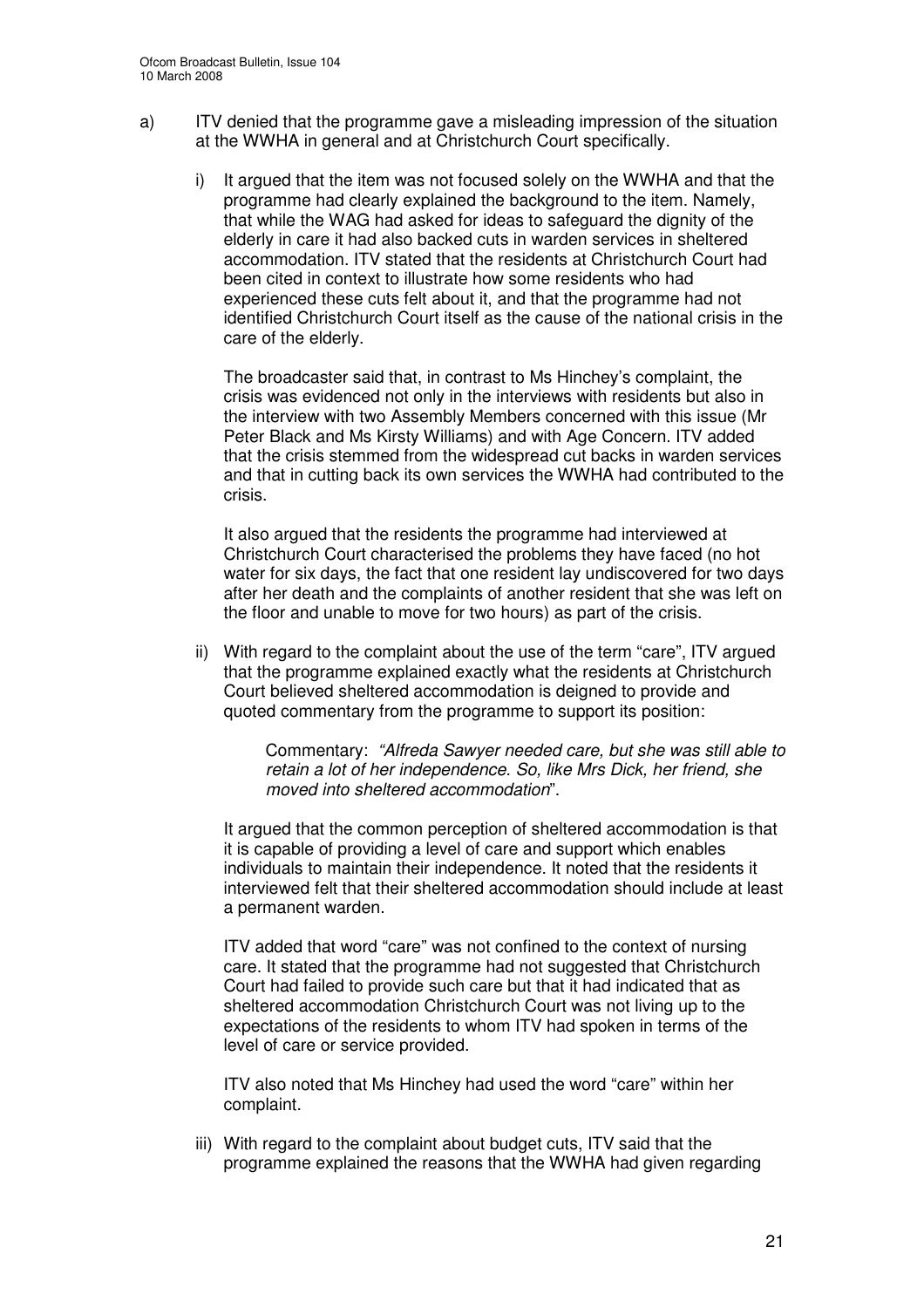a) ITV denied that the programme gave a misleading impression of the situation at the WWHA in general and at Christchurch Court specifically.

   i) It argued that the item was not focused solely on the WWHA and that the programme had clearly explained the background to the item. Namely, that while the WAG had asked for ideas to safeguard the dignity of the elderly in care it had also backed cuts in warden services in sheltered accommodation. ITV stated that the residents at Christchurch Court had been cited in context to illustrate how some residents who had experienced these cuts felt about it, and that the programme had not identified Christchurch Court itself as the cause of the national crisis in the care of the elderly.

      The broadcaster said that, in contrast to Ms Hinchey's complaint, the crisis was evidenced not only in the interviews with residents but also in the interview with two Assembly Members concerned with this issue (Mr Peter Black and Ms Kirsty Williams) and with Age Concern. ITV added that the crisis stemmed from the widespread cut backs in warden services and that in cutting back its own services the WWHA had contributed to the crisis.

      It also argued that the residents the programme had interviewed at Christchurch Court characterised the problems they have faced (no hot water for six days, the fact that one resident lay undiscovered for two days after her death and the complaints of another resident that she was left on the floor and unable to move for two hours) as part of the crisis.

   ii) With regard to the complaint about the use of the term "care", ITV argued that the programme explained exactly what the residents at Christchurch Court believed sheltered accommodation is deigned to provide and quoted commentary from the programme to support its position:

      > Commentary: *"Alfreda Sawyer needed care, but she was still able to retain a lot of her independence. So, like Mrs Dick, her friend, she moved into sheltered accommodation*".

      It argued that the common perception of sheltered accommodation is that it is capable of providing a level of care and support which enables individuals to maintain their independence. It noted that the residents it interviewed felt that their sheltered accommodation should include at least a permanent warden.

      ITV added that word "care" was not confined to the context of nursing care. It stated that the programme had not suggested that Christchurch Court had failed to provide such care but that it had indicated that as sheltered accommodation Christchurch Court was not living up to the expectations of the residents to whom ITV had spoken in terms of the level of care or service provided.

      ITV also noted that Ms Hinchey had used the word "care" within her complaint.

   iii) With regard to the complaint about budget cuts, ITV said that the programme explained the reasons that the WWHA had given regarding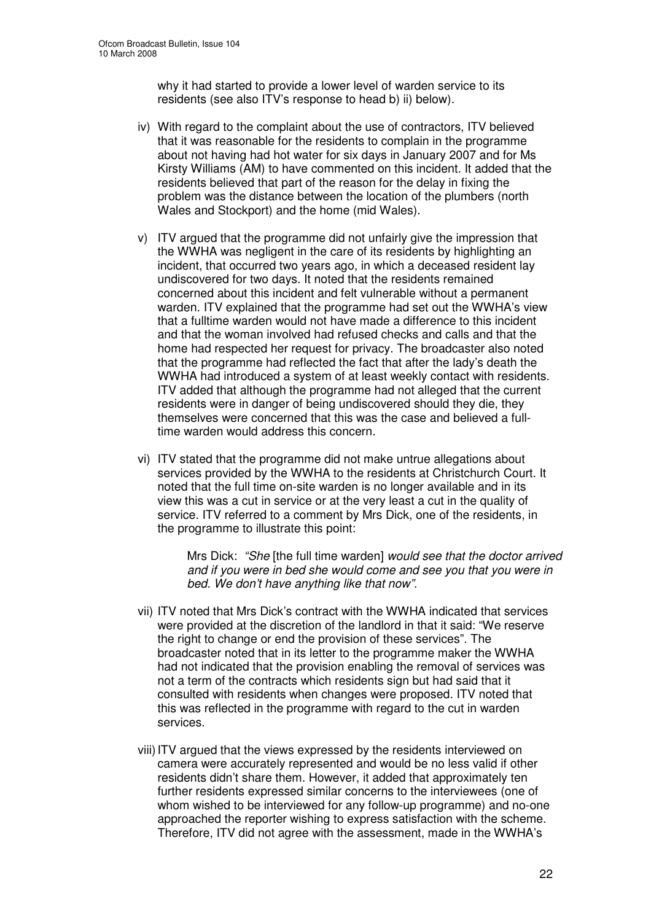why it had started to provide a lower level of warden service to its residents (see also ITV's response to head b) ii) below).

iv) With regard to the complaint about the use of contractors, ITV believed that it was reasonable for the residents to complain in the programme about not having had hot water for six days in January 2007 and for Ms Kirsty Williams (AM) to have commented on this incident. It added that the residents believed that part of the reason for the delay in fixing the problem was the distance between the location of the plumbers (north Wales and Stockport) and the home (mid Wales).

v) ITV argued that the programme did not unfairly give the impression that the WWHA was negligent in the care of its residents by highlighting an incident, that occurred two years ago, in which a deceased resident lay undiscovered for two days. It noted that the residents remained concerned about this incident and felt vulnerable without a permanent warden. ITV explained that the programme had set out the WWHA's view that a fulltime warden would not have made a difference to this incident and that the woman involved had refused checks and calls and that the home had respected her request for privacy. The broadcaster also noted that the programme had reflected the fact that after the lady's death the WWHA had introduced a system of at least weekly contact with residents. ITV added that although the programme had not alleged that the current residents were in danger of being undiscovered should they die, they themselves were concerned that this was the case and believed a full-time warden would address this concern.

vi) ITV stated that the programme did not make untrue allegations about services provided by the WWHA to the residents at Christchurch Court. It noted that the full time on-site warden is no longer available and in its view this was a cut in service or at the very least a cut in the quality of service. ITV referred to a comment by Mrs Dick, one of the residents, in the programme to illustrate this point:

> Mrs Dick: *"She* [the full time warden] *would see that the doctor arrived and if you were in bed she would come and see you that you were in bed. We don't have anything like that now".*

vii) ITV noted that Mrs Dick's contract with the WWHA indicated that services were provided at the discretion of the landlord in that it said: "We reserve the right to change or end the provision of these services". The broadcaster noted that in its letter to the programme maker the WWHA had not indicated that the provision enabling the removal of services was not a term of the contracts which residents sign but had said that it consulted with residents when changes were proposed. ITV noted that this was reflected in the programme with regard to the cut in warden services.

viii) ITV argued that the views expressed by the residents interviewed on camera were accurately represented and would be no less valid if other residents didn't share them. However, it added that approximately ten further residents expressed similar concerns to the interviewees (one of whom wished to be interviewed for any follow-up programme) and no-one approached the reporter wishing to express satisfaction with the scheme. Therefore, ITV did not agree with the assessment, made in the WWHA's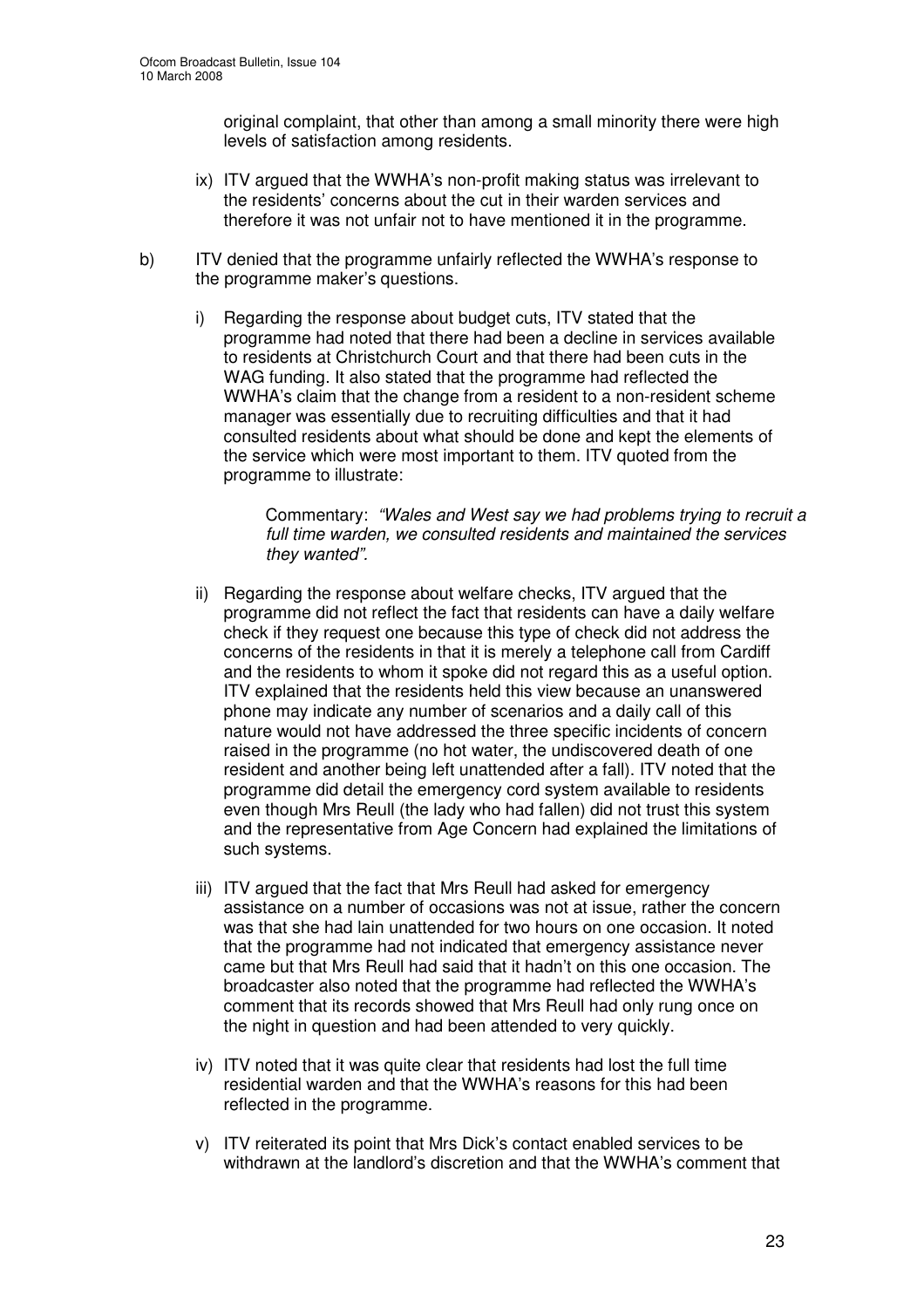original complaint, that other than among a small minority there were high levels of satisfaction among residents.

ix) ITV argued that the WWHA's non-profit making status was irrelevant to the residents' concerns about the cut in their warden services and therefore it was not unfair not to have mentioned it in the programme.

b) ITV denied that the programme unfairly reflected the WWHA's response to the programme maker's questions.

i) Regarding the response about budget cuts, ITV stated that the programme had noted that there had been a decline in services available to residents at Christchurch Court and that there had been cuts in the WAG funding. It also stated that the programme had reflected the WWHA's claim that the change from a resident to a non-resident scheme manager was essentially due to recruiting difficulties and that it had consulted residents about what should be done and kept the elements of the service which were most important to them. ITV quoted from the programme to illustrate:

> Commentary: *"Wales and West say we had problems trying to recruit a full time warden, we consulted residents and maintained the services they wanted".*

ii) Regarding the response about welfare checks, ITV argued that the programme did not reflect the fact that residents can have a daily welfare check if they request one because this type of check did not address the concerns of the residents in that it is merely a telephone call from Cardiff and the residents to whom it spoke did not regard this as a useful option. ITV explained that the residents held this view because an unanswered phone may indicate any number of scenarios and a daily call of this nature would not have addressed the three specific incidents of concern raised in the programme (no hot water, the undiscovered death of one resident and another being left unattended after a fall). ITV noted that the programme did detail the emergency cord system available to residents even though Mrs Reull (the lady who had fallen) did not trust this system and the representative from Age Concern had explained the limitations of such systems.

iii) ITV argued that the fact that Mrs Reull had asked for emergency assistance on a number of occasions was not at issue, rather the concern was that she had lain unattended for two hours on one occasion. It noted that the programme had not indicated that emergency assistance never came but that Mrs Reull had said that it hadn't on this one occasion. The broadcaster also noted that the programme had reflected the WWHA's comment that its records showed that Mrs Reull had only rung once on the night in question and had been attended to very quickly.

iv) ITV noted that it was quite clear that residents had lost the full time residential warden and that the WWHA's reasons for this had been reflected in the programme.

v) ITV reiterated its point that Mrs Dick's contact enabled services to be withdrawn at the landlord's discretion and that the WWHA's comment that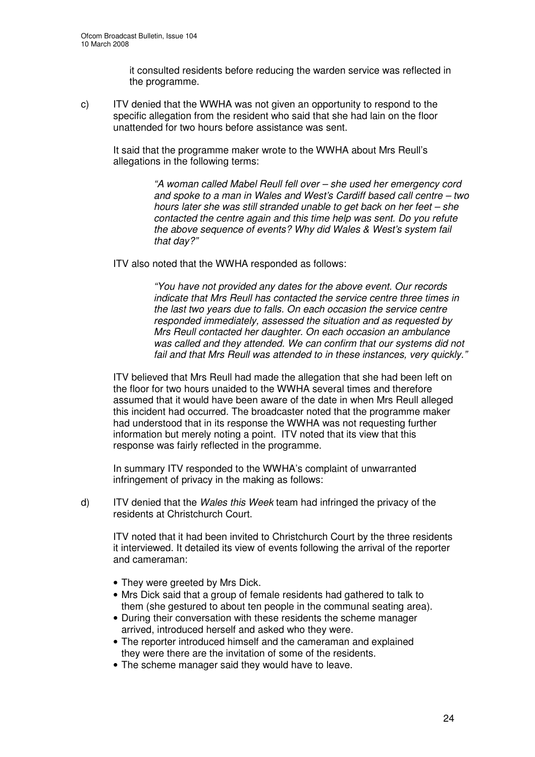it consulted residents before reducing the warden service was reflected in the programme.

c) ITV denied that the WWHA was not given an opportunity to respond to the specific allegation from the resident who said that she had lain on the floor unattended for two hours before assistance was sent.

It said that the programme maker wrote to the WWHA about Mrs Reull's allegations in the following terms:

> *"A woman called Mabel Reull fell over – she used her emergency cord and spoke to a man in Wales and West's Cardiff based call centre – two hours later she was still stranded unable to get back on her feet – she contacted the centre again and this time help was sent. Do you refute the above sequence of events? Why did Wales & West's system fail that day?"*

ITV also noted that the WWHA responded as follows:

> *"You have not provided any dates for the above event. Our records indicate that Mrs Reull has contacted the service centre three times in the last two years due to falls. On each occasion the service centre responded immediately, assessed the situation and as requested by Mrs Reull contacted her daughter. On each occasion an ambulance was called and they attended. We can confirm that our systems did not fail and that Mrs Reull was attended to in these instances, very quickly."*

ITV believed that Mrs Reull had made the allegation that she had been left on the floor for two hours unaided to the WWHA several times and therefore assumed that it would have been aware of the date in when Mrs Reull alleged this incident had occurred. The broadcaster noted that the programme maker had understood that in its response the WWHA was not requesting further information but merely noting a point. ITV noted that its view that this response was fairly reflected in the programme.

In summary ITV responded to the WWHA's complaint of unwarranted infringement of privacy in the making as follows:

d) ITV denied that the *Wales this Week* team had infringed the privacy of the residents at Christchurch Court.

ITV noted that it had been invited to Christchurch Court by the three residents it interviewed. It detailed its view of events following the arrival of the reporter and cameraman:

- They were greeted by Mrs Dick.
- Mrs Dick said that a group of female residents had gathered to talk to them (she gestured to about ten people in the communal seating area).
- During their conversation with these residents the scheme manager arrived, introduced herself and asked who they were.
- The reporter introduced himself and the cameraman and explained they were there are the invitation of some of the residents.
- The scheme manager said they would have to leave.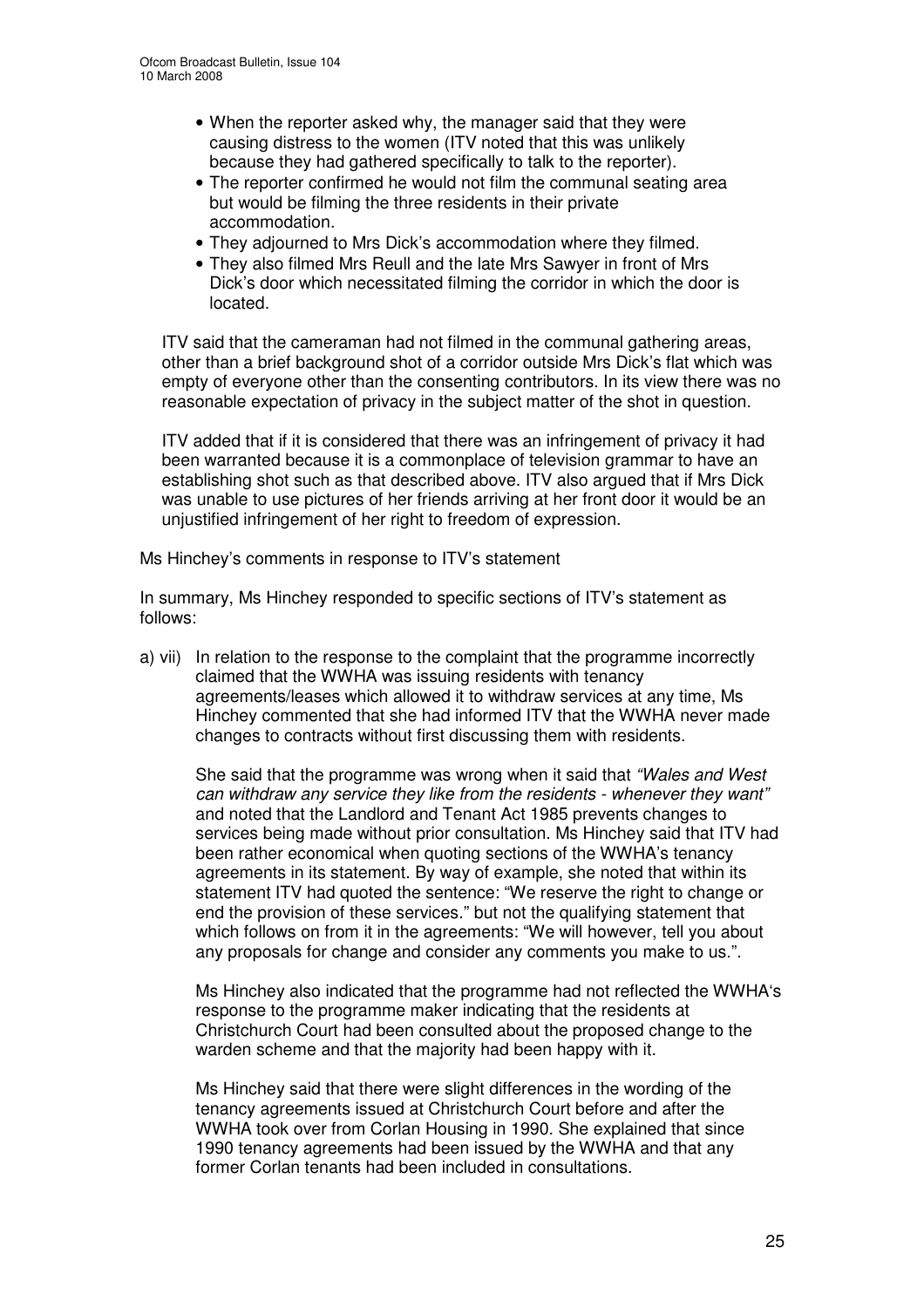- When the reporter asked why, the manager said that they were causing distress to the women (ITV noted that this was unlikely because they had gathered specifically to talk to the reporter).
- The reporter confirmed he would not film the communal seating area but would be filming the three residents in their private accommodation.
- They adjourned to Mrs Dick's accommodation where they filmed.
- They also filmed Mrs Reull and the late Mrs Sawyer in front of Mrs Dick's door which necessitated filming the corridor in which the door is located.

ITV said that the cameraman had not filmed in the communal gathering areas, other than a brief background shot of a corridor outside Mrs Dick's flat which was empty of everyone other than the consenting contributors. In its view there was no reasonable expectation of privacy in the subject matter of the shot in question.

ITV added that if it is considered that there was an infringement of privacy it had been warranted because it is a commonplace of television grammar to have an establishing shot such as that described above. ITV also argued that if Mrs Dick was unable to use pictures of her friends arriving at her front door it would be an unjustified infringement of her right to freedom of expression.

Ms Hinchey's comments in response to ITV's statement

In summary, Ms Hinchey responded to specific sections of ITV's statement as follows:

a) vii) In relation to the response to the complaint that the programme incorrectly claimed that the WWHA was issuing residents with tenancy agreements/leases which allowed it to withdraw services at any time, Ms Hinchey commented that she had informed ITV that the WWHA never made changes to contracts without first discussing them with residents.

She said that the programme was wrong when it said that *"Wales and West can withdraw any service they like from the residents - whenever they want"* and noted that the Landlord and Tenant Act 1985 prevents changes to services being made without prior consultation. Ms Hinchey said that ITV had been rather economical when quoting sections of the WWHA's tenancy agreements in its statement. By way of example, she noted that within its statement ITV had quoted the sentence: "We reserve the right to change or end the provision of these services." but not the qualifying statement that which follows on from it in the agreements: "We will however, tell you about any proposals for change and consider any comments you make to us.".

Ms Hinchey also indicated that the programme had not reflected the WWHA's response to the programme maker indicating that the residents at Christchurch Court had been consulted about the proposed change to the warden scheme and that the majority had been happy with it.

Ms Hinchey said that there were slight differences in the wording of the tenancy agreements issued at Christchurch Court before and after the WWHA took over from Corlan Housing in 1990. She explained that since 1990 tenancy agreements had been issued by the WWHA and that any former Corlan tenants had been included in consultations.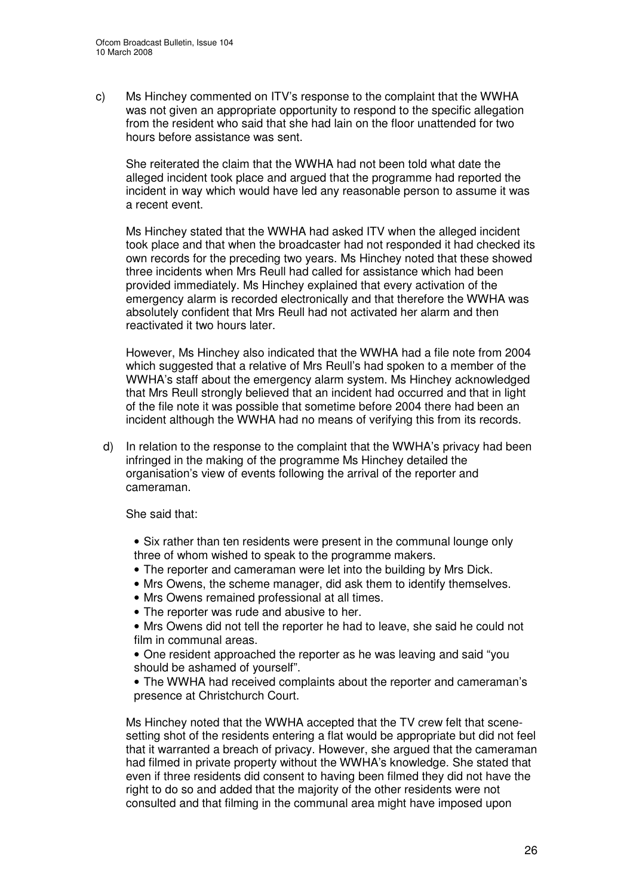c) Ms Hinchey commented on ITV's response to the complaint that the WWHA was not given an appropriate opportunity to respond to the specific allegation from the resident who said that she had lain on the floor unattended for two hours before assistance was sent.

   She reiterated the claim that the WWHA had not been told what date the alleged incident took place and argued that the programme had reported the incident in way which would have led any reasonable person to assume it was a recent event.

   Ms Hinchey stated that the WWHA had asked ITV when the alleged incident took place and that when the broadcaster had not responded it had checked its own records for the preceding two years. Ms Hinchey noted that these showed three incidents when Mrs Reull had called for assistance which had been provided immediately. Ms Hinchey explained that every activation of the emergency alarm is recorded electronically and that therefore the WWHA was absolutely confident that Mrs Reull had not activated her alarm and then reactivated it two hours later.

   However, Ms Hinchey also indicated that the WWHA had a file note from 2004 which suggested that a relative of Mrs Reull's had spoken to a member of the WWHA's staff about the emergency alarm system. Ms Hinchey acknowledged that Mrs Reull strongly believed that an incident had occurred and that in light of the file note it was possible that sometime before 2004 there had been an incident although the WWHA had no means of verifying this from its records.

d) In relation to the response to the complaint that the WWHA's privacy had been infringed in the making of the programme Ms Hinchey detailed the organisation's view of events following the arrival of the reporter and cameraman.

   She said that:

   - Six rather than ten residents were present in the communal lounge only three of whom wished to speak to the programme makers.
   - The reporter and cameraman were let into the building by Mrs Dick.
   - Mrs Owens, the scheme manager, did ask them to identify themselves.
   - Mrs Owens remained professional at all times.
   - The reporter was rude and abusive to her.
   - Mrs Owens did not tell the reporter he had to leave, she said he could not film in communal areas.
   - One resident approached the reporter as he was leaving and said "you should be ashamed of yourself".
   - The WWHA had received complaints about the reporter and cameraman's presence at Christchurch Court.

   Ms Hinchey noted that the WWHA accepted that the TV crew felt that scene-setting shot of the residents entering a flat would be appropriate but did not feel that it warranted a breach of privacy. However, she argued that the cameraman had filmed in private property without the WWHA's knowledge. She stated that even if three residents did consent to having been filmed they did not have the right to do so and added that the majority of the other residents were not consulted and that filming in the communal area might have imposed upon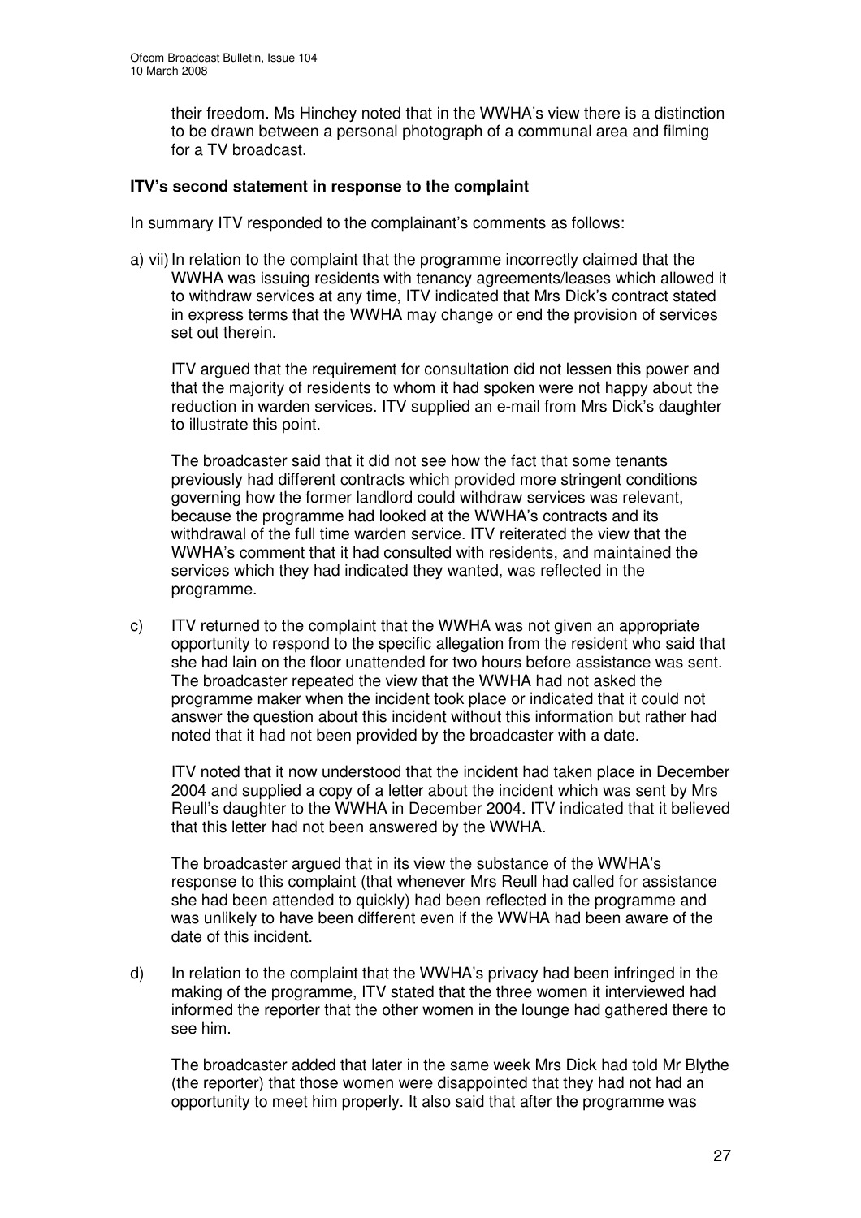their freedom. Ms Hinchey noted that in the WWHA's view there is a distinction to be drawn between a personal photograph of a communal area and filming for a TV broadcast.

**ITV's second statement in response to the complaint**

In summary ITV responded to the complainant's comments as follows:

a) vii) In relation to the complaint that the programme incorrectly claimed that the WWHA was issuing residents with tenancy agreements/leases which allowed it to withdraw services at any time, ITV indicated that Mrs Dick's contract stated in express terms that the WWHA may change or end the provision of services set out therein.

ITV argued that the requirement for consultation did not lessen this power and that the majority of residents to whom it had spoken were not happy about the reduction in warden services. ITV supplied an e-mail from Mrs Dick's daughter to illustrate this point.

The broadcaster said that it did not see how the fact that some tenants previously had different contracts which provided more stringent conditions governing how the former landlord could withdraw services was relevant, because the programme had looked at the WWHA's contracts and its withdrawal of the full time warden service. ITV reiterated the view that the WWHA's comment that it had consulted with residents, and maintained the services which they had indicated they wanted, was reflected in the programme.

c) ITV returned to the complaint that the WWHA was not given an appropriate opportunity to respond to the specific allegation from the resident who said that she had lain on the floor unattended for two hours before assistance was sent. The broadcaster repeated the view that the WWHA had not asked the programme maker when the incident took place or indicated that it could not answer the question about this incident without this information but rather had noted that it had not been provided by the broadcaster with a date.

ITV noted that it now understood that the incident had taken place in December 2004 and supplied a copy of a letter about the incident which was sent by Mrs Reull's daughter to the WWHA in December 2004. ITV indicated that it believed that this letter had not been answered by the WWHA.

The broadcaster argued that in its view the substance of the WWHA's response to this complaint (that whenever Mrs Reull had called for assistance she had been attended to quickly) had been reflected in the programme and was unlikely to have been different even if the WWHA had been aware of the date of this incident.

d) In relation to the complaint that the WWHA's privacy had been infringed in the making of the programme, ITV stated that the three women it interviewed had informed the reporter that the other women in the lounge had gathered there to see him.

The broadcaster added that later in the same week Mrs Dick had told Mr Blythe (the reporter) that those women were disappointed that they had not had an opportunity to meet him properly. It also said that after the programme was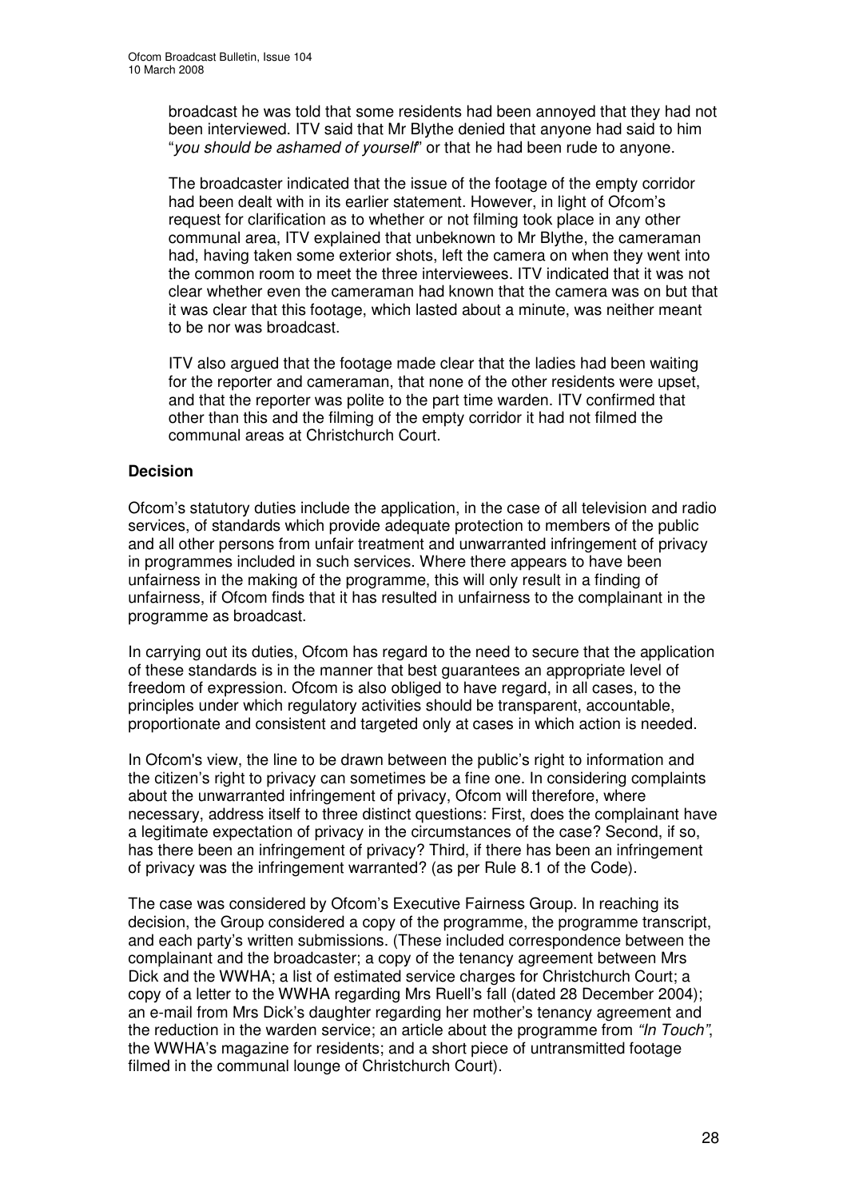broadcast he was told that some residents had been annoyed that they had not been interviewed. ITV said that Mr Blythe denied that anyone had said to him "*you should be ashamed of yourself*" or that he had been rude to anyone.

The broadcaster indicated that the issue of the footage of the empty corridor had been dealt with in its earlier statement. However, in light of Ofcom's request for clarification as to whether or not filming took place in any other communal area, ITV explained that unbeknown to Mr Blythe, the cameraman had, having taken some exterior shots, left the camera on when they went into the common room to meet the three interviewees. ITV indicated that it was not clear whether even the cameraman had known that the camera was on but that it was clear that this footage, which lasted about a minute, was neither meant to be nor was broadcast.

ITV also argued that the footage made clear that the ladies had been waiting for the reporter and cameraman, that none of the other residents were upset, and that the reporter was polite to the part time warden. ITV confirmed that other than this and the filming of the empty corridor it had not filmed the communal areas at Christchurch Court.

**Decision**

Ofcom's statutory duties include the application, in the case of all television and radio services, of standards which provide adequate protection to members of the public and all other persons from unfair treatment and unwarranted infringement of privacy in programmes included in such services. Where there appears to have been unfairness in the making of the programme, this will only result in a finding of unfairness, if Ofcom finds that it has resulted in unfairness to the complainant in the programme as broadcast.

In carrying out its duties, Ofcom has regard to the need to secure that the application of these standards is in the manner that best guarantees an appropriate level of freedom of expression. Ofcom is also obliged to have regard, in all cases, to the principles under which regulatory activities should be transparent, accountable, proportionate and consistent and targeted only at cases in which action is needed.

In Ofcom's view, the line to be drawn between the public's right to information and the citizen's right to privacy can sometimes be a fine one. In considering complaints about the unwarranted infringement of privacy, Ofcom will therefore, where necessary, address itself to three distinct questions: First, does the complainant have a legitimate expectation of privacy in the circumstances of the case? Second, if so, has there been an infringement of privacy? Third, if there has been an infringement of privacy was the infringement warranted? (as per Rule 8.1 of the Code).

The case was considered by Ofcom's Executive Fairness Group. In reaching its decision, the Group considered a copy of the programme, the programme transcript, and each party's written submissions. (These included correspondence between the complainant and the broadcaster; a copy of the tenancy agreement between Mrs Dick and the WWHA; a list of estimated service charges for Christchurch Court; a copy of a letter to the WWHA regarding Mrs Ruell's fall (dated 28 December 2004); an e-mail from Mrs Dick's daughter regarding her mother's tenancy agreement and the reduction in the warden service; an article about the programme from *"In Touch"*, the WWHA's magazine for residents; and a short piece of untransmitted footage filmed in the communal lounge of Christchurch Court).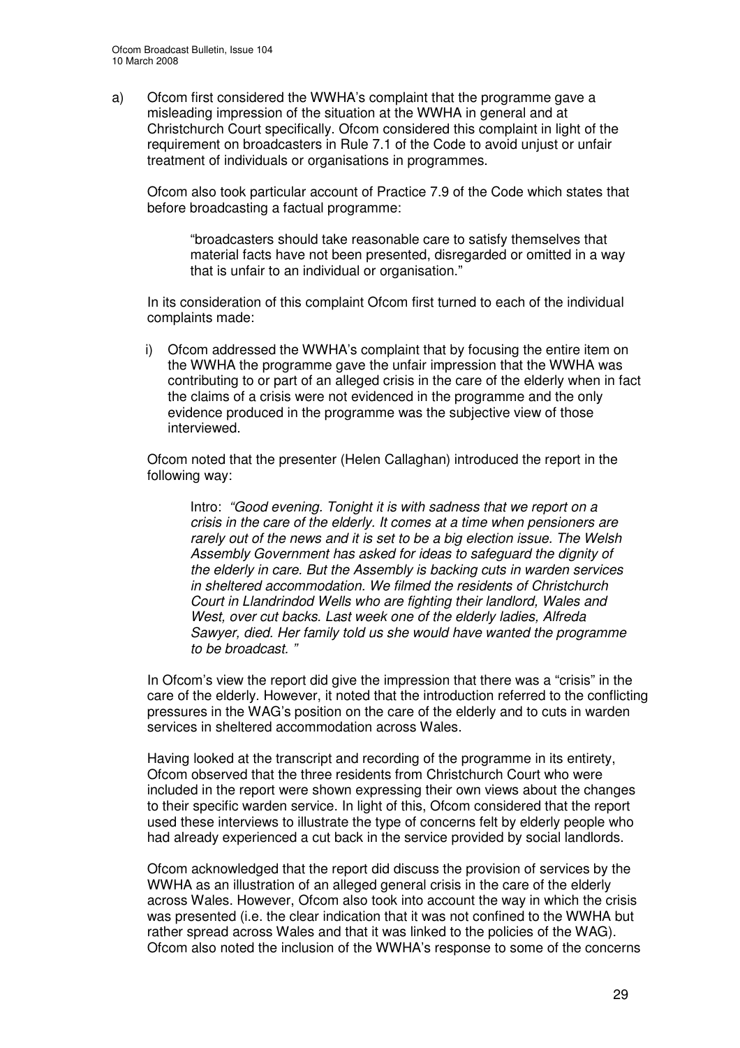a) Ofcom first considered the WWHA's complaint that the programme gave a misleading impression of the situation at the WWHA in general and at Christchurch Court specifically. Ofcom considered this complaint in light of the requirement on broadcasters in Rule 7.1 of the Code to avoid unjust or unfair treatment of individuals or organisations in programmes.

   Ofcom also took particular account of Practice 7.9 of the Code which states that before broadcasting a factual programme:

   > "broadcasters should take reasonable care to satisfy themselves that material facts have not been presented, disregarded or omitted in a way that is unfair to an individual or organisation."

   In its consideration of this complaint Ofcom first turned to each of the individual complaints made:

   i) Ofcom addressed the WWHA's complaint that by focusing the entire item on the WWHA the programme gave the unfair impression that the WWHA was contributing to or part of an alleged crisis in the care of the elderly when in fact the claims of a crisis were not evidenced in the programme and the only evidence produced in the programme was the subjective view of those interviewed.

   Ofcom noted that the presenter (Helen Callaghan) introduced the report in the following way:

   > Intro: *"Good evening. Tonight it is with sadness that we report on a crisis in the care of the elderly. It comes at a time when pensioners are rarely out of the news and it is set to be a big election issue. The Welsh Assembly Government has asked for ideas to safeguard the dignity of the elderly in care. But the Assembly is backing cuts in warden services in sheltered accommodation. We filmed the residents of Christchurch Court in Llandrindod Wells who are fighting their landlord, Wales and West, over cut backs. Last week one of the elderly ladies, Alfreda Sawyer, died. Her family told us she would have wanted the programme to be broadcast. "*

   In Ofcom's view the report did give the impression that there was a "crisis" in the care of the elderly. However, it noted that the introduction referred to the conflicting pressures in the WAG's position on the care of the elderly and to cuts in warden services in sheltered accommodation across Wales.

   Having looked at the transcript and recording of the programme in its entirety, Ofcom observed that the three residents from Christchurch Court who were included in the report were shown expressing their own views about the changes to their specific warden service. In light of this, Ofcom considered that the report used these interviews to illustrate the type of concerns felt by elderly people who had already experienced a cut back in the service provided by social landlords.

   Ofcom acknowledged that the report did discuss the provision of services by the WWHA as an illustration of an alleged general crisis in the care of the elderly across Wales. However, Ofcom also took into account the way in which the crisis was presented (i.e. the clear indication that it was not confined to the WWHA but rather spread across Wales and that it was linked to the policies of the WAG). Ofcom also noted the inclusion of the WWHA's response to some of the concerns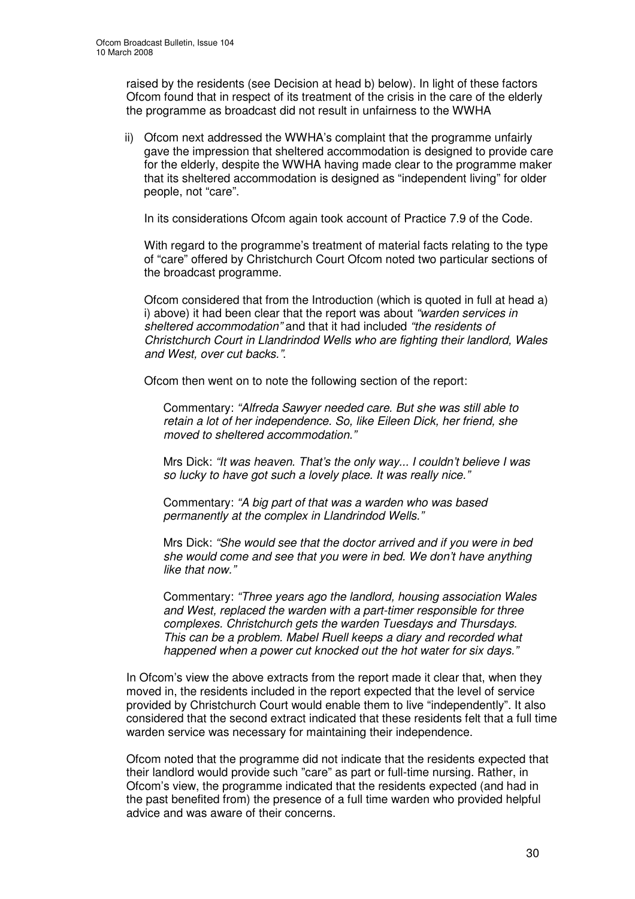raised by the residents (see Decision at head b) below). In light of these factors Ofcom found that in respect of its treatment of the crisis in the care of the elderly the programme as broadcast did not result in unfairness to the WWHA

ii) Ofcom next addressed the WWHA's complaint that the programme unfairly gave the impression that sheltered accommodation is designed to provide care for the elderly, despite the WWHA having made clear to the programme maker that its sheltered accommodation is designed as "independent living" for older people, not "care".

   In its considerations Ofcom again took account of Practice 7.9 of the Code.

   With regard to the programme's treatment of material facts relating to the type of "care" offered by Christchurch Court Ofcom noted two particular sections of the broadcast programme.

   Ofcom considered that from the Introduction (which is quoted in full at head a) i) above) it had been clear that the report was about *"warden services in sheltered accommodation"* and that it had included *"the residents of Christchurch Court in Llandrindod Wells who are fighting their landlord, Wales and West, over cut backs."*.

   Ofcom then went on to note the following section of the report:

   > Commentary: *"Alfreda Sawyer needed care. But she was still able to retain a lot of her independence. So, like Eileen Dick, her friend, she moved to sheltered accommodation."*
   >
   > Mrs Dick: *"It was heaven. That's the only way... I couldn't believe I was so lucky to have got such a lovely place. It was really nice."*
   >
   > Commentary: *"A big part of that was a warden who was based permanently at the complex in Llandrindod Wells."*
   >
   > Mrs Dick: *"She would see that the doctor arrived and if you were in bed she would come and see that you were in bed. We don't have anything like that now."*
   >
   > Commentary: *"Three years ago the landlord, housing association Wales and West, replaced the warden with a part-timer responsible for three complexes. Christchurch gets the warden Tuesdays and Thursdays. This can be a problem. Mabel Ruell keeps a diary and recorded what happened when a power cut knocked out the hot water for six days."*

In Ofcom's view the above extracts from the report made it clear that, when they moved in, the residents included in the report expected that the level of service provided by Christchurch Court would enable them to live "independently". It also considered that the second extract indicated that these residents felt that a full time warden service was necessary for maintaining their independence.

Ofcom noted that the programme did not indicate that the residents expected that their landlord would provide such "care" as part or full-time nursing. Rather, in Ofcom's view, the programme indicated that the residents expected (and had in the past benefited from) the presence of a full time warden who provided helpful advice and was aware of their concerns.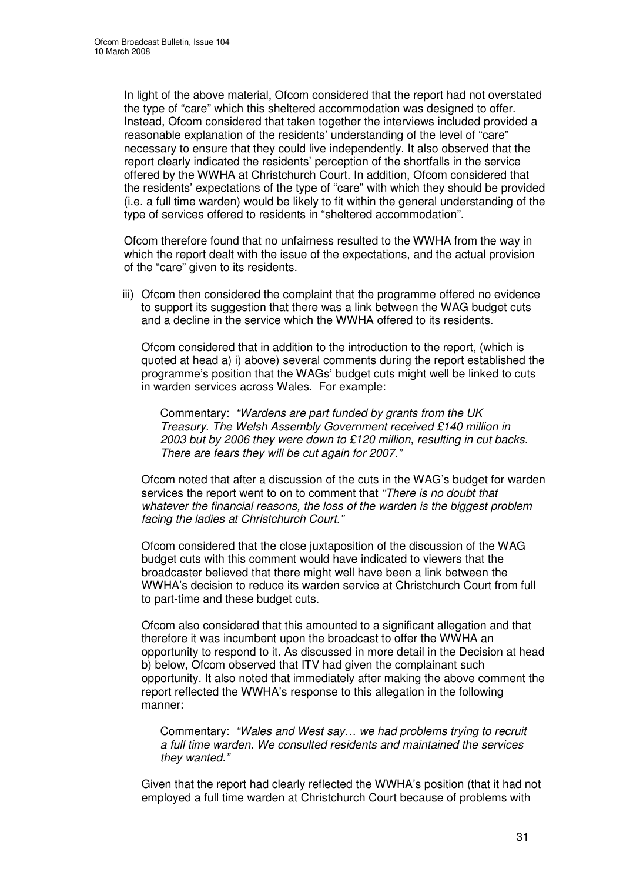In light of the above material, Ofcom considered that the report had not overstated the type of "care" which this sheltered accommodation was designed to offer. Instead, Ofcom considered that taken together the interviews included provided a reasonable explanation of the residents' understanding of the level of "care" necessary to ensure that they could live independently. It also observed that the report clearly indicated the residents' perception of the shortfalls in the service offered by the WWHA at Christchurch Court. In addition, Ofcom considered that the residents' expectations of the type of "care" with which they should be provided (i.e. a full time warden) would be likely to fit within the general understanding of the type of services offered to residents in "sheltered accommodation".

Ofcom therefore found that no unfairness resulted to the WWHA from the way in which the report dealt with the issue of the expectations, and the actual provision of the "care" given to its residents.

iii) Ofcom then considered the complaint that the programme offered no evidence to support its suggestion that there was a link between the WAG budget cuts and a decline in the service which the WWHA offered to its residents.

Ofcom considered that in addition to the introduction to the report, (which is quoted at head a) i) above) several comments during the report established the programme's position that the WAGs' budget cuts might well be linked to cuts in warden services across Wales. For example:

> Commentary: *"Wardens are part funded by grants from the UK Treasury. The Welsh Assembly Government received £140 million in 2003 but by 2006 they were down to £120 million, resulting in cut backs. There are fears they will be cut again for 2007."*

Ofcom noted that after a discussion of the cuts in the WAG's budget for warden services the report went to on to comment that *"There is no doubt that whatever the financial reasons, the loss of the warden is the biggest problem facing the ladies at Christchurch Court."*

Ofcom considered that the close juxtaposition of the discussion of the WAG budget cuts with this comment would have indicated to viewers that the broadcaster believed that there might well have been a link between the WWHA's decision to reduce its warden service at Christchurch Court from full to part-time and these budget cuts.

Ofcom also considered that this amounted to a significant allegation and that therefore it was incumbent upon the broadcast to offer the WWHA an opportunity to respond to it. As discussed in more detail in the Decision at head b) below, Ofcom observed that ITV had given the complainant such opportunity. It also noted that immediately after making the above comment the report reflected the WWHA's response to this allegation in the following manner:

> Commentary: *"Wales and West say… we had problems trying to recruit a full time warden. We consulted residents and maintained the services they wanted."*

Given that the report had clearly reflected the WWHA's position (that it had not employed a full time warden at Christchurch Court because of problems with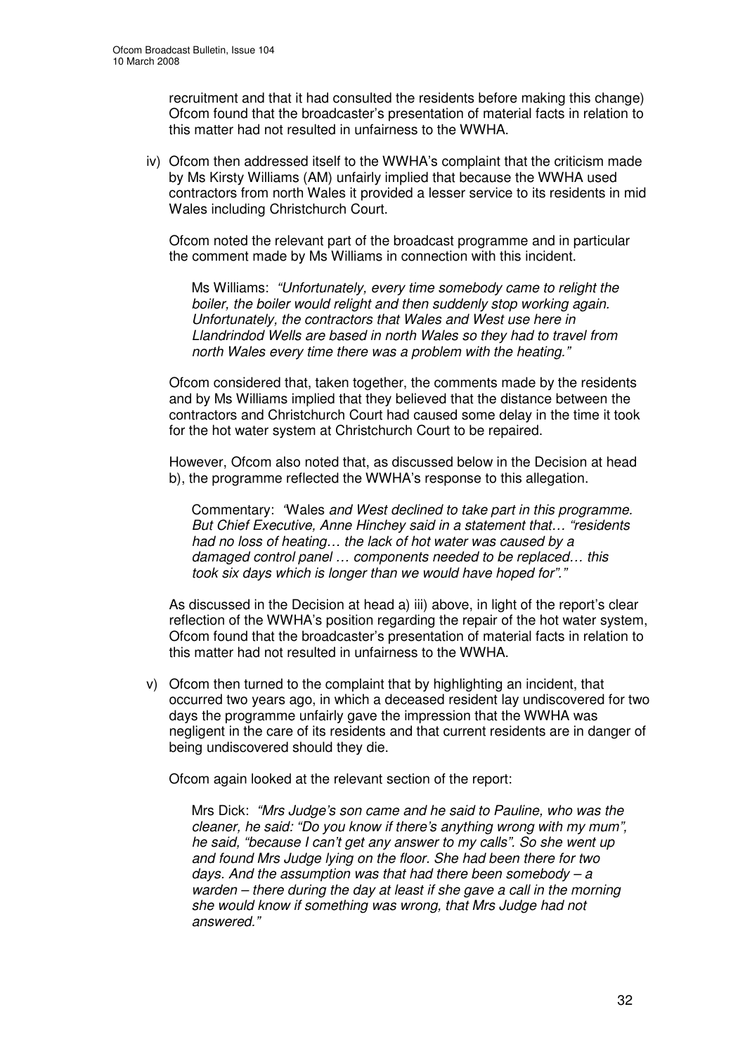recruitment and that it had consulted the residents before making this change) Ofcom found that the broadcaster's presentation of material facts in relation to this matter had not resulted in unfairness to the WWHA.

iv) Ofcom then addressed itself to the WWHA's complaint that the criticism made by Ms Kirsty Williams (AM) unfairly implied that because the WWHA used contractors from north Wales it provided a lesser service to its residents in mid Wales including Christchurch Court.

Ofcom noted the relevant part of the broadcast programme and in particular the comment made by Ms Williams in connection with this incident.

> Ms Williams: *"Unfortunately, every time somebody came to relight the boiler, the boiler would relight and then suddenly stop working again. Unfortunately, the contractors that Wales and West use here in Llandrindod Wells are based in north Wales so they had to travel from north Wales every time there was a problem with the heating."*

Ofcom considered that, taken together, the comments made by the residents and by Ms Williams implied that they believed that the distance between the contractors and Christchurch Court had caused some delay in the time it took for the hot water system at Christchurch Court to be repaired.

However, Ofcom also noted that, as discussed below in the Decision at head b), the programme reflected the WWHA's response to this allegation.

> Commentary: *'*Wales *and West declined to take part in this programme. But Chief Executive, Anne Hinchey said in a statement that… "residents had no loss of heating… the lack of hot water was caused by a damaged control panel … components needed to be replaced… this took six days which is longer than we would have hoped for"."*

As discussed in the Decision at head a) iii) above, in light of the report's clear reflection of the WWHA's position regarding the repair of the hot water system, Ofcom found that the broadcaster's presentation of material facts in relation to this matter had not resulted in unfairness to the WWHA.

v) Ofcom then turned to the complaint that by highlighting an incident, that occurred two years ago, in which a deceased resident lay undiscovered for two days the programme unfairly gave the impression that the WWHA was negligent in the care of its residents and that current residents are in danger of being undiscovered should they die.

Ofcom again looked at the relevant section of the report:

> Mrs Dick: *"Mrs Judge's son came and he said to Pauline, who was the cleaner, he said: "Do you know if there's anything wrong with my mum", he said, "because I can't get any answer to my calls". So she went up and found Mrs Judge lying on the floor. She had been there for two days. And the assumption was that had there been somebody – a warden – there during the day at least if she gave a call in the morning she would know if something was wrong, that Mrs Judge had not answered."*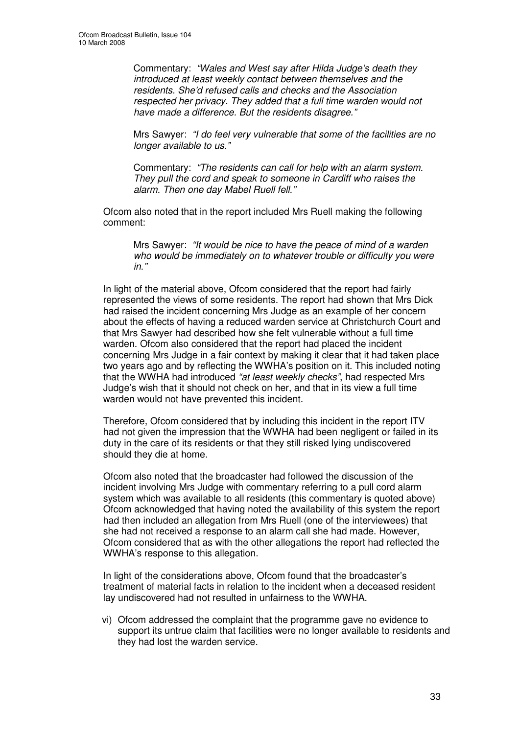Commentary: *"Wales and West say after Hilda Judge's death they introduced at least weekly contact between themselves and the residents. She'd refused calls and checks and the Association respected her privacy. They added that a full time warden would not have made a difference. But the residents disagree."*

Mrs Sawyer: *"I do feel very vulnerable that some of the facilities are no longer available to us."*

Commentary: *"The residents can call for help with an alarm system. They pull the cord and speak to someone in Cardiff who raises the alarm. Then one day Mabel Ruell fell."*

Ofcom also noted that in the report included Mrs Ruell making the following comment:

Mrs Sawyer: *"It would be nice to have the peace of mind of a warden who would be immediately on to whatever trouble or difficulty you were in."*

In light of the material above, Ofcom considered that the report had fairly represented the views of some residents. The report had shown that Mrs Dick had raised the incident concerning Mrs Judge as an example of her concern about the effects of having a reduced warden service at Christchurch Court and that Mrs Sawyer had described how she felt vulnerable without a full time warden. Ofcom also considered that the report had placed the incident concerning Mrs Judge in a fair context by making it clear that it had taken place two years ago and by reflecting the WWHA's position on it. This included noting that the WWHA had introduced *"at least weekly checks"*, had respected Mrs Judge's wish that it should not check on her, and that in its view a full time warden would not have prevented this incident.

Therefore, Ofcom considered that by including this incident in the report ITV had not given the impression that the WWHA had been negligent or failed in its duty in the care of its residents or that they still risked lying undiscovered should they die at home.

Ofcom also noted that the broadcaster had followed the discussion of the incident involving Mrs Judge with commentary referring to a pull cord alarm system which was available to all residents (this commentary is quoted above) Ofcom acknowledged that having noted the availability of this system the report had then included an allegation from Mrs Ruell (one of the interviewees) that she had not received a response to an alarm call she had made. However, Ofcom considered that as with the other allegations the report had reflected the WWHA's response to this allegation.

In light of the considerations above, Ofcom found that the broadcaster's treatment of material facts in relation to the incident when a deceased resident lay undiscovered had not resulted in unfairness to the WWHA.

vi) Ofcom addressed the complaint that the programme gave no evidence to support its untrue claim that facilities were no longer available to residents and they had lost the warden service.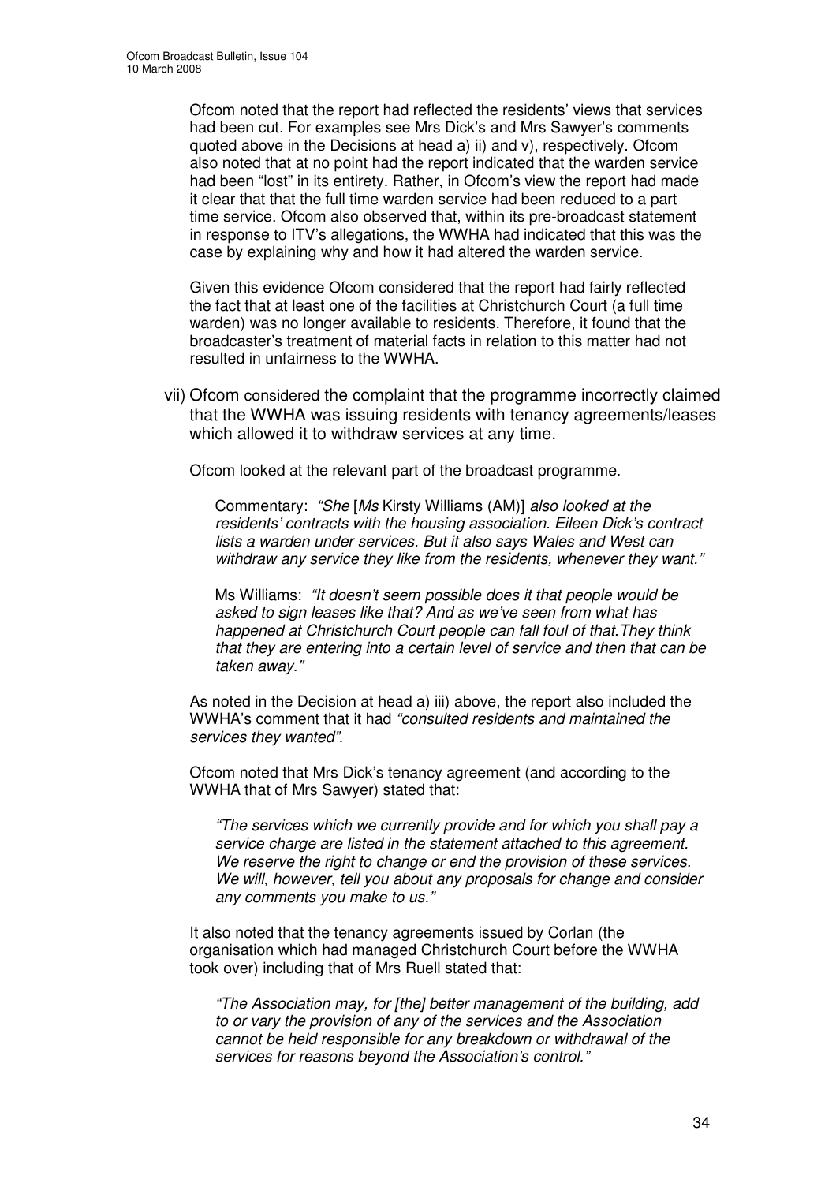Ofcom noted that the report had reflected the residents' views that services had been cut. For examples see Mrs Dick's and Mrs Sawyer's comments quoted above in the Decisions at head a) ii) and v), respectively. Ofcom also noted that at no point had the report indicated that the warden service had been "lost" in its entirety. Rather, in Ofcom's view the report had made it clear that that the full time warden service had been reduced to a part time service. Ofcom also observed that, within its pre-broadcast statement in response to ITV's allegations, the WWHA had indicated that this was the case by explaining why and how it had altered the warden service.

Given this evidence Ofcom considered that the report had fairly reflected the fact that at least one of the facilities at Christchurch Court (a full time warden) was no longer available to residents. Therefore, it found that the broadcaster's treatment of material facts in relation to this matter had not resulted in unfairness to the WWHA.

vii) Ofcom considered the complaint that the programme incorrectly claimed that the WWHA was issuing residents with tenancy agreements/leases which allowed it to withdraw services at any time.

Ofcom looked at the relevant part of the broadcast programme.

> Commentary: *"She* [*Ms* Kirsty Williams (AM)] *also looked at the residents' contracts with the housing association. Eileen Dick's contract lists a warden under services. But it also says Wales and West can withdraw any service they like from the residents, whenever they want."*
>
> Ms Williams: *"It doesn't seem possible does it that people would be asked to sign leases like that? And as we've seen from what has happened at Christchurch Court people can fall foul of that.They think that they are entering into a certain level of service and then that can be taken away."*

As noted in the Decision at head a) iii) above, the report also included the WWHA's comment that it had *"consulted residents and maintained the services they wanted"*.

Ofcom noted that Mrs Dick's tenancy agreement (and according to the WWHA that of Mrs Sawyer) stated that:

> *"The services which we currently provide and for which you shall pay a service charge are listed in the statement attached to this agreement. We reserve the right to change or end the provision of these services. We will, however, tell you about any proposals for change and consider any comments you make to us."*

It also noted that the tenancy agreements issued by Corlan (the organisation which had managed Christchurch Court before the WWHA took over) including that of Mrs Ruell stated that:

> *"The Association may, for [the] better management of the building, add to or vary the provision of any of the services and the Association cannot be held responsible for any breakdown or withdrawal of the services for reasons beyond the Association's control."*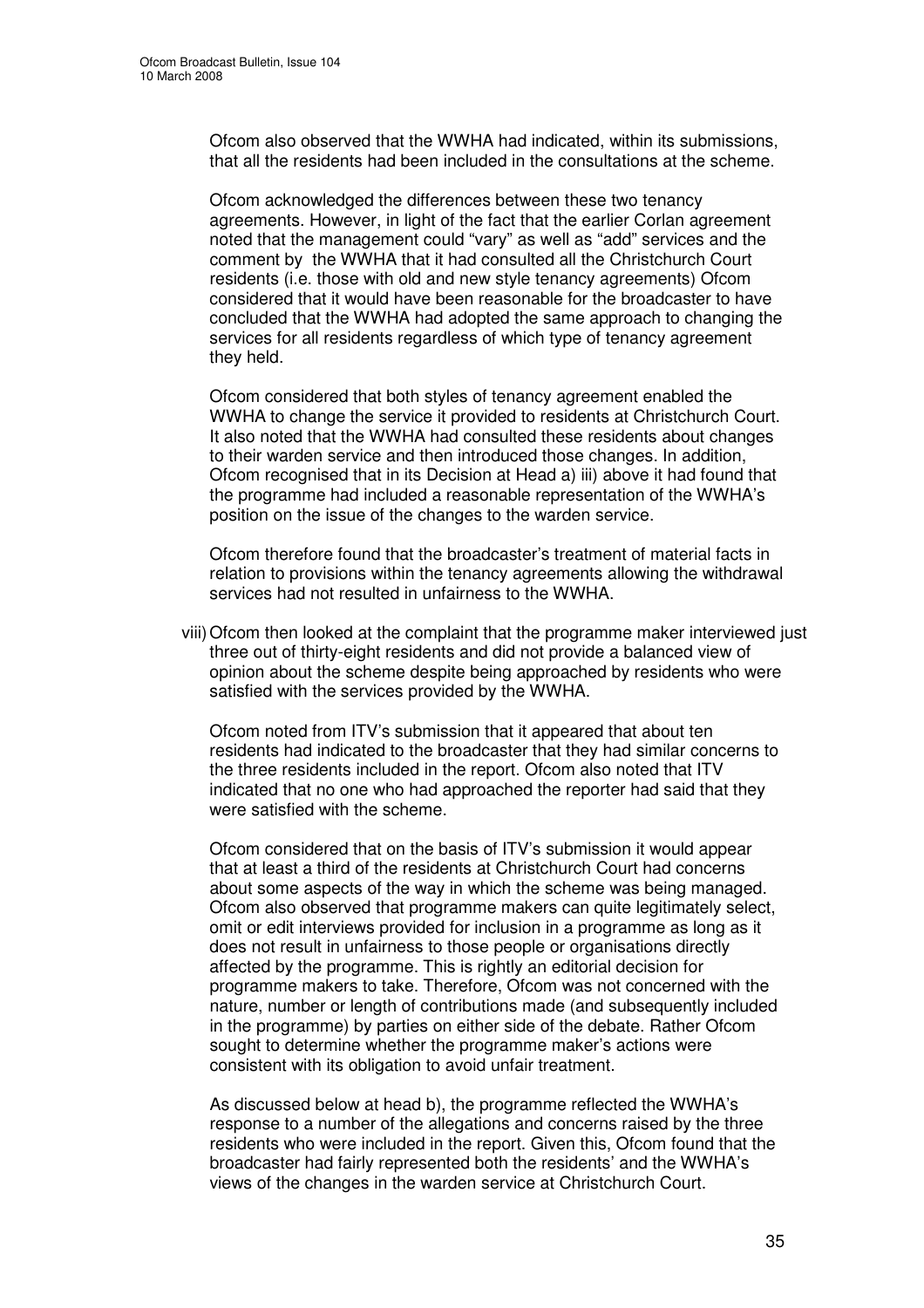Ofcom also observed that the WWHA had indicated, within its submissions, that all the residents had been included in the consultations at the scheme.

Ofcom acknowledged the differences between these two tenancy agreements. However, in light of the fact that the earlier Corlan agreement noted that the management could "vary" as well as "add" services and the comment by the WWHA that it had consulted all the Christchurch Court residents (i.e. those with old and new style tenancy agreements) Ofcom considered that it would have been reasonable for the broadcaster to have concluded that the WWHA had adopted the same approach to changing the services for all residents regardless of which type of tenancy agreement they held.

Ofcom considered that both styles of tenancy agreement enabled the WWHA to change the service it provided to residents at Christchurch Court. It also noted that the WWHA had consulted these residents about changes to their warden service and then introduced those changes. In addition, Ofcom recognised that in its Decision at Head a) iii) above it had found that the programme had included a reasonable representation of the WWHA's position on the issue of the changes to the warden service.

Ofcom therefore found that the broadcaster's treatment of material facts in relation to provisions within the tenancy agreements allowing the withdrawal services had not resulted in unfairness to the WWHA.

viii) Ofcom then looked at the complaint that the programme maker interviewed just three out of thirty-eight residents and did not provide a balanced view of opinion about the scheme despite being approached by residents who were satisfied with the services provided by the WWHA.

Ofcom noted from ITV's submission that it appeared that about ten residents had indicated to the broadcaster that they had similar concerns to the three residents included in the report. Ofcom also noted that ITV indicated that no one who had approached the reporter had said that they were satisfied with the scheme.

Ofcom considered that on the basis of ITV's submission it would appear that at least a third of the residents at Christchurch Court had concerns about some aspects of the way in which the scheme was being managed. Ofcom also observed that programme makers can quite legitimately select, omit or edit interviews provided for inclusion in a programme as long as it does not result in unfairness to those people or organisations directly affected by the programme. This is rightly an editorial decision for programme makers to take. Therefore, Ofcom was not concerned with the nature, number or length of contributions made (and subsequently included in the programme) by parties on either side of the debate. Rather Ofcom sought to determine whether the programme maker's actions were consistent with its obligation to avoid unfair treatment.

As discussed below at head b), the programme reflected the WWHA's response to a number of the allegations and concerns raised by the three residents who were included in the report. Given this, Ofcom found that the broadcaster had fairly represented both the residents' and the WWHA's views of the changes in the warden service at Christchurch Court.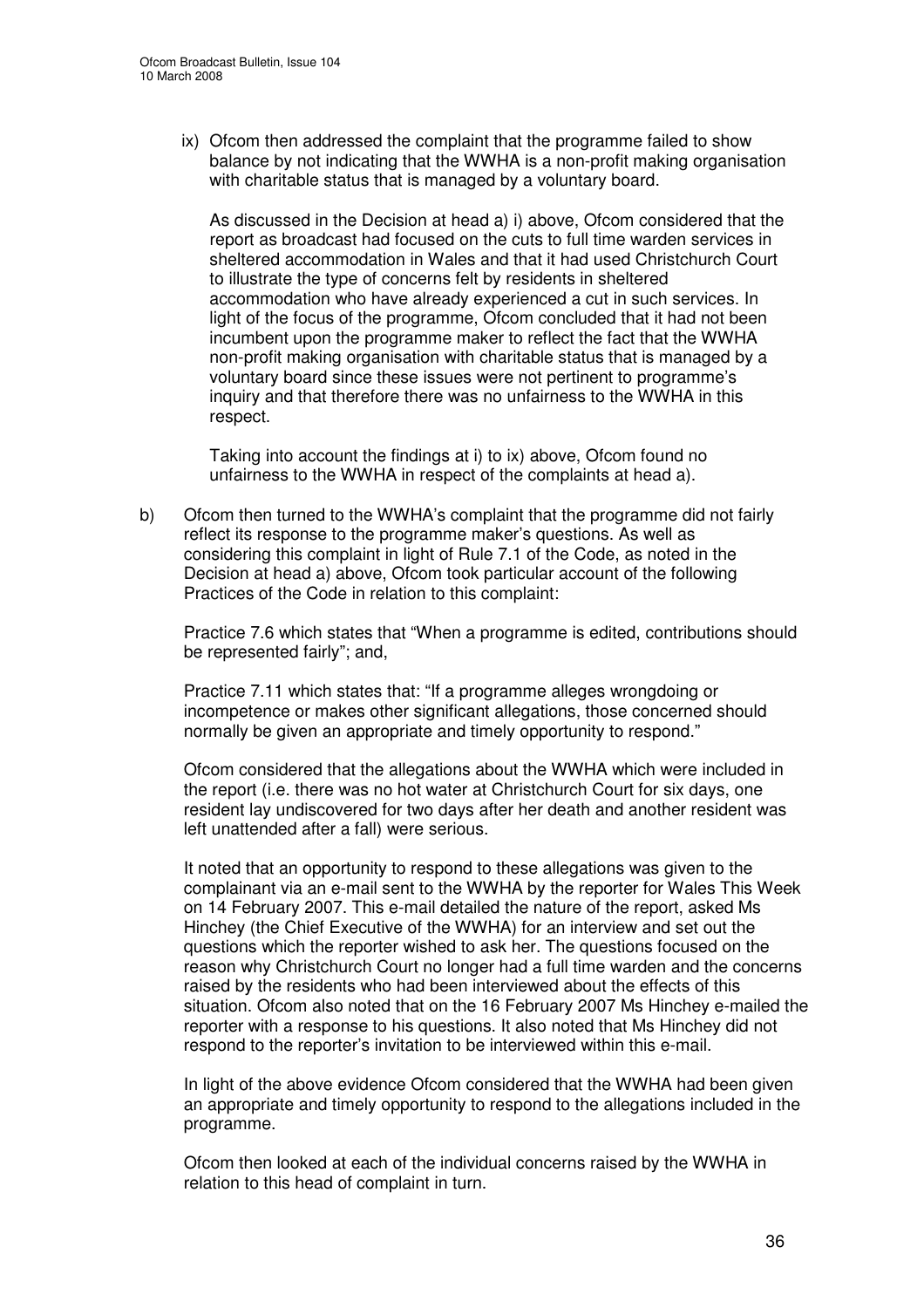ix) Ofcom then addressed the complaint that the programme failed to show balance by not indicating that the WWHA is a non-profit making organisation with charitable status that is managed by a voluntary board.

    As discussed in the Decision at head a) i) above, Ofcom considered that the report as broadcast had focused on the cuts to full time warden services in sheltered accommodation in Wales and that it had used Christchurch Court to illustrate the type of concerns felt by residents in sheltered accommodation who have already experienced a cut in such services. In light of the focus of the programme, Ofcom concluded that it had not been incumbent upon the programme maker to reflect the fact that the WWHA non-profit making organisation with charitable status that is managed by a voluntary board since these issues were not pertinent to programme's inquiry and that therefore there was no unfairness to the WWHA in this respect.

    Taking into account the findings at i) to ix) above, Ofcom found no unfairness to the WWHA in respect of the complaints at head a).

b) Ofcom then turned to the WWHA's complaint that the programme did not fairly reflect its response to the programme maker's questions. As well as considering this complaint in light of Rule 7.1 of the Code, as noted in the Decision at head a) above, Ofcom took particular account of the following Practices of the Code in relation to this complaint:

   Practice 7.6 which states that "When a programme is edited, contributions should be represented fairly"; and,

   Practice 7.11 which states that: "If a programme alleges wrongdoing or incompetence or makes other significant allegations, those concerned should normally be given an appropriate and timely opportunity to respond."

   Ofcom considered that the allegations about the WWHA which were included in the report (i.e. there was no hot water at Christchurch Court for six days, one resident lay undiscovered for two days after her death and another resident was left unattended after a fall) were serious.

   It noted that an opportunity to respond to these allegations was given to the complainant via an e-mail sent to the WWHA by the reporter for Wales This Week on 14 February 2007. This e-mail detailed the nature of the report, asked Ms Hinchey (the Chief Executive of the WWHA) for an interview and set out the questions which the reporter wished to ask her. The questions focused on the reason why Christchurch Court no longer had a full time warden and the concerns raised by the residents who had been interviewed about the effects of this situation. Ofcom also noted that on the 16 February 2007 Ms Hinchey e-mailed the reporter with a response to his questions. It also noted that Ms Hinchey did not respond to the reporter's invitation to be interviewed within this e-mail.

   In light of the above evidence Ofcom considered that the WWHA had been given an appropriate and timely opportunity to respond to the allegations included in the programme.

   Ofcom then looked at each of the individual concerns raised by the WWHA in relation to this head of complaint in turn.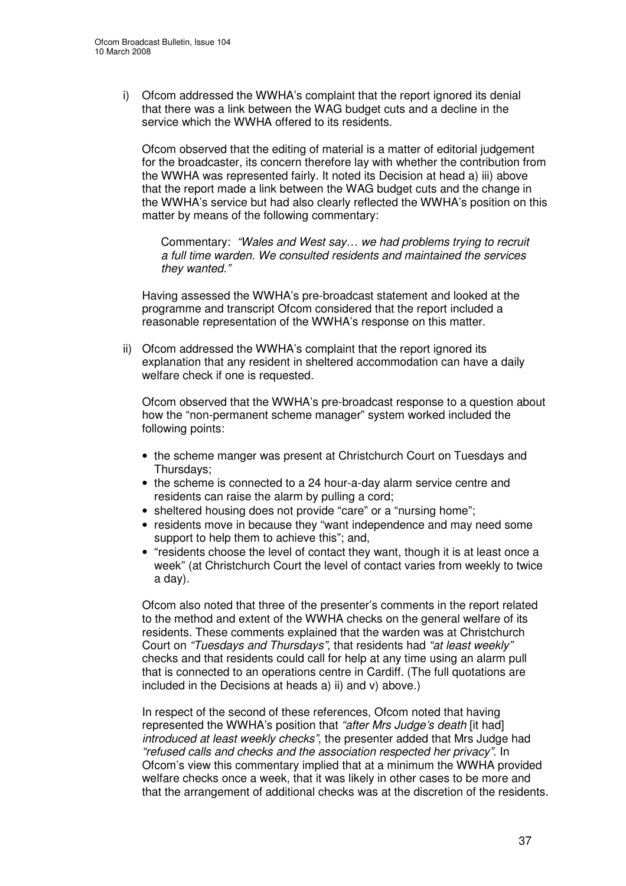i) Ofcom addressed the WWHA's complaint that the report ignored its denial that there was a link between the WAG budget cuts and a decline in the service which the WWHA offered to its residents.

   Ofcom observed that the editing of material is a matter of editorial judgement for the broadcaster, its concern therefore lay with whether the contribution from the WWHA was represented fairly. It noted its Decision at head a) iii) above that the report made a link between the WAG budget cuts and the change in the WWHA's service but had also clearly reflected the WWHA's position on this matter by means of the following commentary:

   > Commentary: *"Wales and West say… we had problems trying to recruit a full time warden. We consulted residents and maintained the services they wanted."*

   Having assessed the WWHA's pre-broadcast statement and looked at the programme and transcript Ofcom considered that the report included a reasonable representation of the WWHA's response on this matter.

ii) Ofcom addressed the WWHA's complaint that the report ignored its explanation that any resident in sheltered accommodation can have a daily welfare check if one is requested.

   Ofcom observed that the WWHA's pre-broadcast response to a question about how the "non-permanent scheme manager" system worked included the following points:

   - the scheme manger was present at Christchurch Court on Tuesdays and Thursdays;
   - the scheme is connected to a 24 hour-a-day alarm service centre and residents can raise the alarm by pulling a cord;
   - sheltered housing does not provide "care" or a "nursing home";
   - residents move in because they "want independence and may need some support to help them to achieve this"; and,
   - "residents choose the level of contact they want, though it is at least once a week" (at Christchurch Court the level of contact varies from weekly to twice a day).

   Ofcom also noted that three of the presenter's comments in the report related to the method and extent of the WWHA checks on the general welfare of its residents. These comments explained that the warden was at Christchurch Court on *"Tuesdays and Thursdays"*, that residents had *"at least weekly"* checks and that residents could call for help at any time using an alarm pull that is connected to an operations centre in Cardiff. (The full quotations are included in the Decisions at heads a) ii) and v) above.)

   In respect of the second of these references, Ofcom noted that having represented the WWHA's position that *"after Mrs Judge's death* [it had] *introduced at least weekly checks"*, the presenter added that Mrs Judge had *"refused calls and checks and the association respected her privacy"*. In Ofcom's view this commentary implied that at a minimum the WWHA provided welfare checks once a week, that it was likely in other cases to be more and that the arrangement of additional checks was at the discretion of the residents.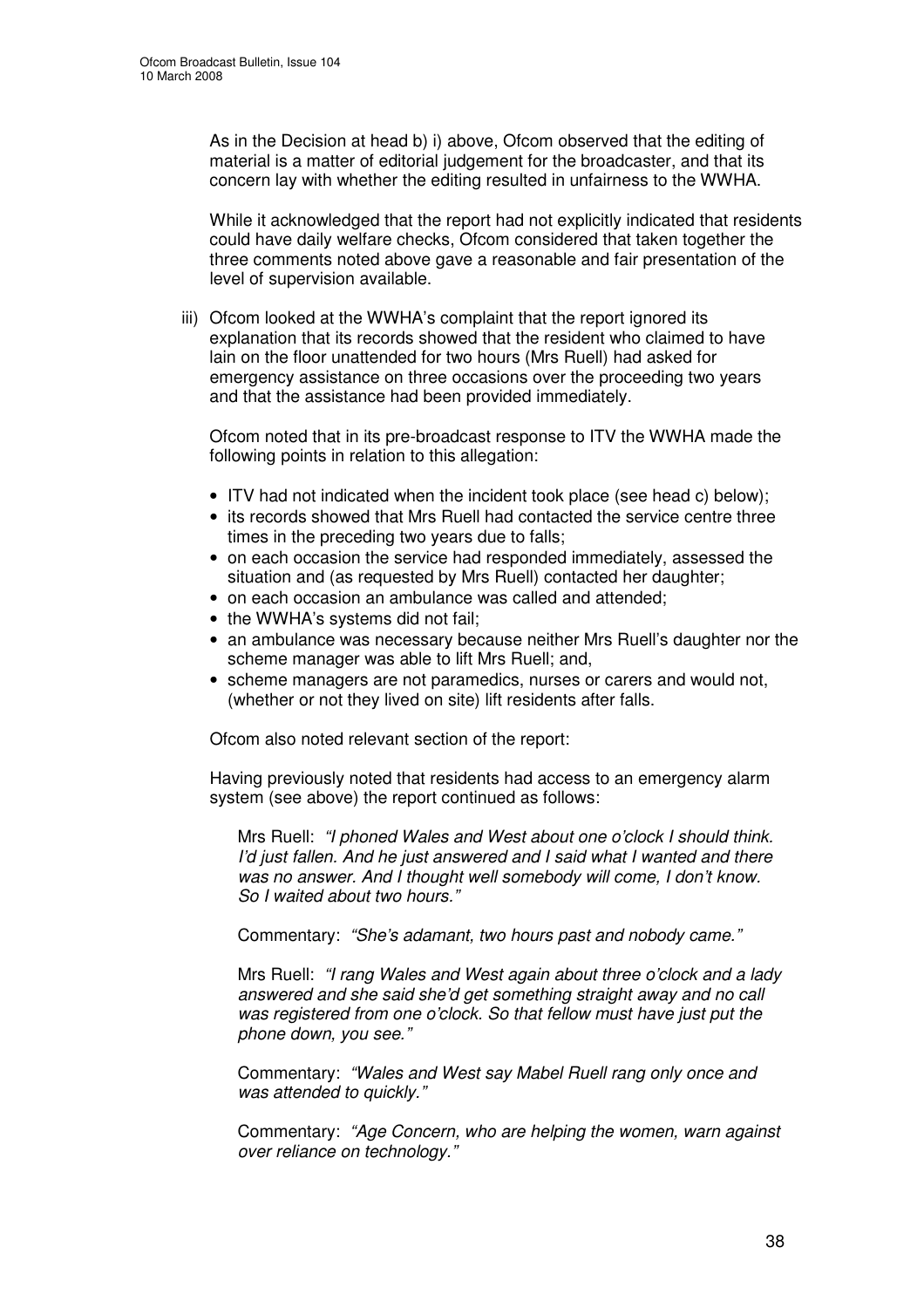As in the Decision at head b) i) above, Ofcom observed that the editing of material is a matter of editorial judgement for the broadcaster, and that its concern lay with whether the editing resulted in unfairness to the WWHA.

While it acknowledged that the report had not explicitly indicated that residents could have daily welfare checks, Ofcom considered that taken together the three comments noted above gave a reasonable and fair presentation of the level of supervision available.

iii) Ofcom looked at the WWHA's complaint that the report ignored its explanation that its records showed that the resident who claimed to have lain on the floor unattended for two hours (Mrs Ruell) had asked for emergency assistance on three occasions over the proceeding two years and that the assistance had been provided immediately.

Ofcom noted that in its pre-broadcast response to ITV the WWHA made the following points in relation to this allegation:

- ITV had not indicated when the incident took place (see head c) below);
- its records showed that Mrs Ruell had contacted the service centre three times in the preceding two years due to falls;
- on each occasion the service had responded immediately, assessed the situation and (as requested by Mrs Ruell) contacted her daughter;
- on each occasion an ambulance was called and attended;
- the WWHA's systems did not fail;
- an ambulance was necessary because neither Mrs Ruell's daughter nor the scheme manager was able to lift Mrs Ruell; and,
- scheme managers are not paramedics, nurses or carers and would not, (whether or not they lived on site) lift residents after falls.

Ofcom also noted relevant section of the report:

Having previously noted that residents had access to an emergency alarm system (see above) the report continued as follows:

> Mrs Ruell: *"I phoned Wales and West about one o'clock I should think. I'd just fallen. And he just answered and I said what I wanted and there was no answer. And I thought well somebody will come, I don't know. So I waited about two hours."*
>
> Commentary: *"She's adamant, two hours past and nobody came."*
>
> Mrs Ruell: *"I rang Wales and West again about three o'clock and a lady answered and she said she'd get something straight away and no call was registered from one o'clock. So that fellow must have just put the phone down, you see."*
>
> Commentary: *"Wales and West say Mabel Ruell rang only once and was attended to quickly."*
>
> Commentary: *"Age Concern, who are helping the women, warn against over reliance on technology."*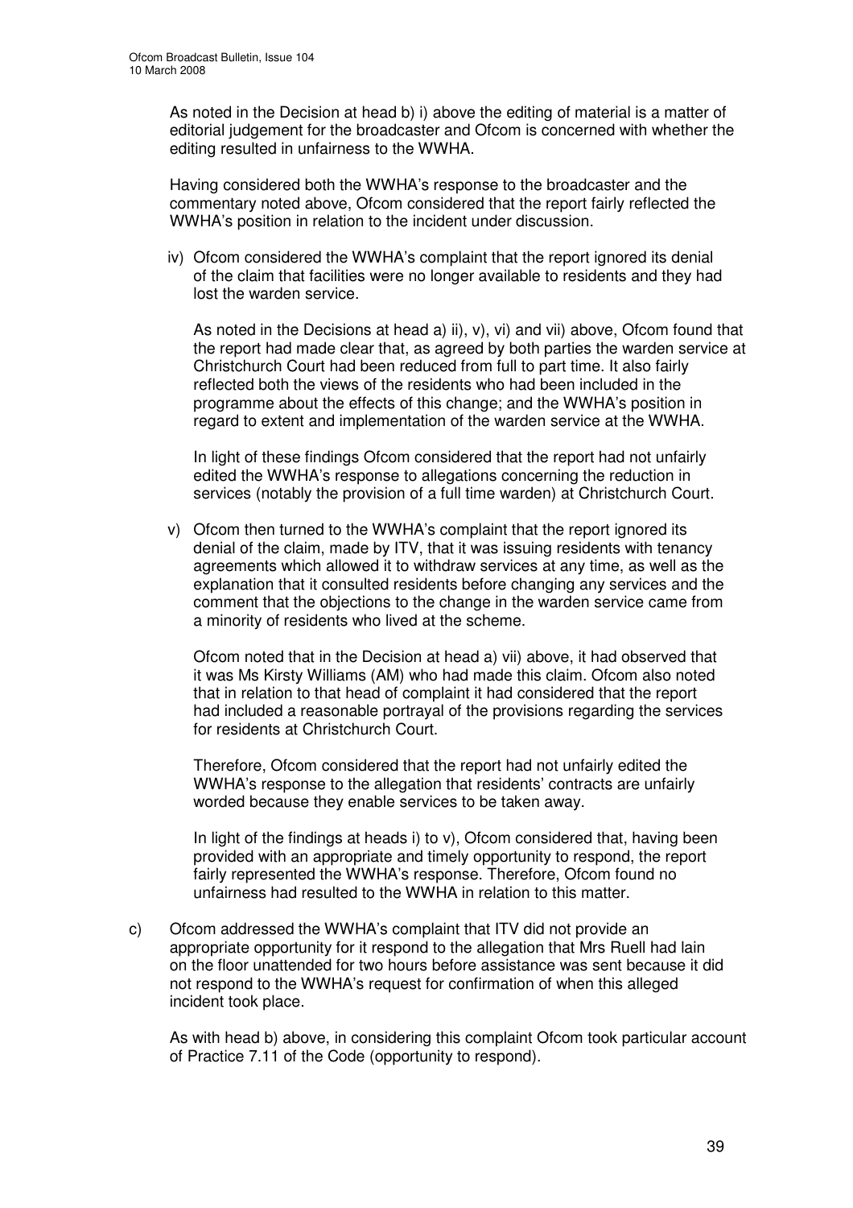As noted in the Decision at head b) i) above the editing of material is a matter of editorial judgement for the broadcaster and Ofcom is concerned with whether the editing resulted in unfairness to the WWHA.

Having considered both the WWHA's response to the broadcaster and the commentary noted above, Ofcom considered that the report fairly reflected the WWHA's position in relation to the incident under discussion.

iv) Ofcom considered the WWHA's complaint that the report ignored its denial of the claim that facilities were no longer available to residents and they had lost the warden service.

As noted in the Decisions at head a) ii), v), vi) and vii) above, Ofcom found that the report had made clear that, as agreed by both parties the warden service at Christchurch Court had been reduced from full to part time. It also fairly reflected both the views of the residents who had been included in the programme about the effects of this change; and the WWHA's position in regard to extent and implementation of the warden service at the WWHA.

In light of these findings Ofcom considered that the report had not unfairly edited the WWHA's response to allegations concerning the reduction in services (notably the provision of a full time warden) at Christchurch Court.

v) Ofcom then turned to the WWHA's complaint that the report ignored its denial of the claim, made by ITV, that it was issuing residents with tenancy agreements which allowed it to withdraw services at any time, as well as the explanation that it consulted residents before changing any services and the comment that the objections to the change in the warden service came from a minority of residents who lived at the scheme.

Ofcom noted that in the Decision at head a) vii) above, it had observed that it was Ms Kirsty Williams (AM) who had made this claim. Ofcom also noted that in relation to that head of complaint it had considered that the report had included a reasonable portrayal of the provisions regarding the services for residents at Christchurch Court.

Therefore, Ofcom considered that the report had not unfairly edited the WWHA's response to the allegation that residents' contracts are unfairly worded because they enable services to be taken away.

In light of the findings at heads i) to v), Ofcom considered that, having been provided with an appropriate and timely opportunity to respond, the report fairly represented the WWHA's response. Therefore, Ofcom found no unfairness had resulted to the WWHA in relation to this matter.

c) Ofcom addressed the WWHA's complaint that ITV did not provide an appropriate opportunity for it respond to the allegation that Mrs Ruell had lain on the floor unattended for two hours before assistance was sent because it did not respond to the WWHA's request for confirmation of when this alleged incident took place.

As with head b) above, in considering this complaint Ofcom took particular account of Practice 7.11 of the Code (opportunity to respond).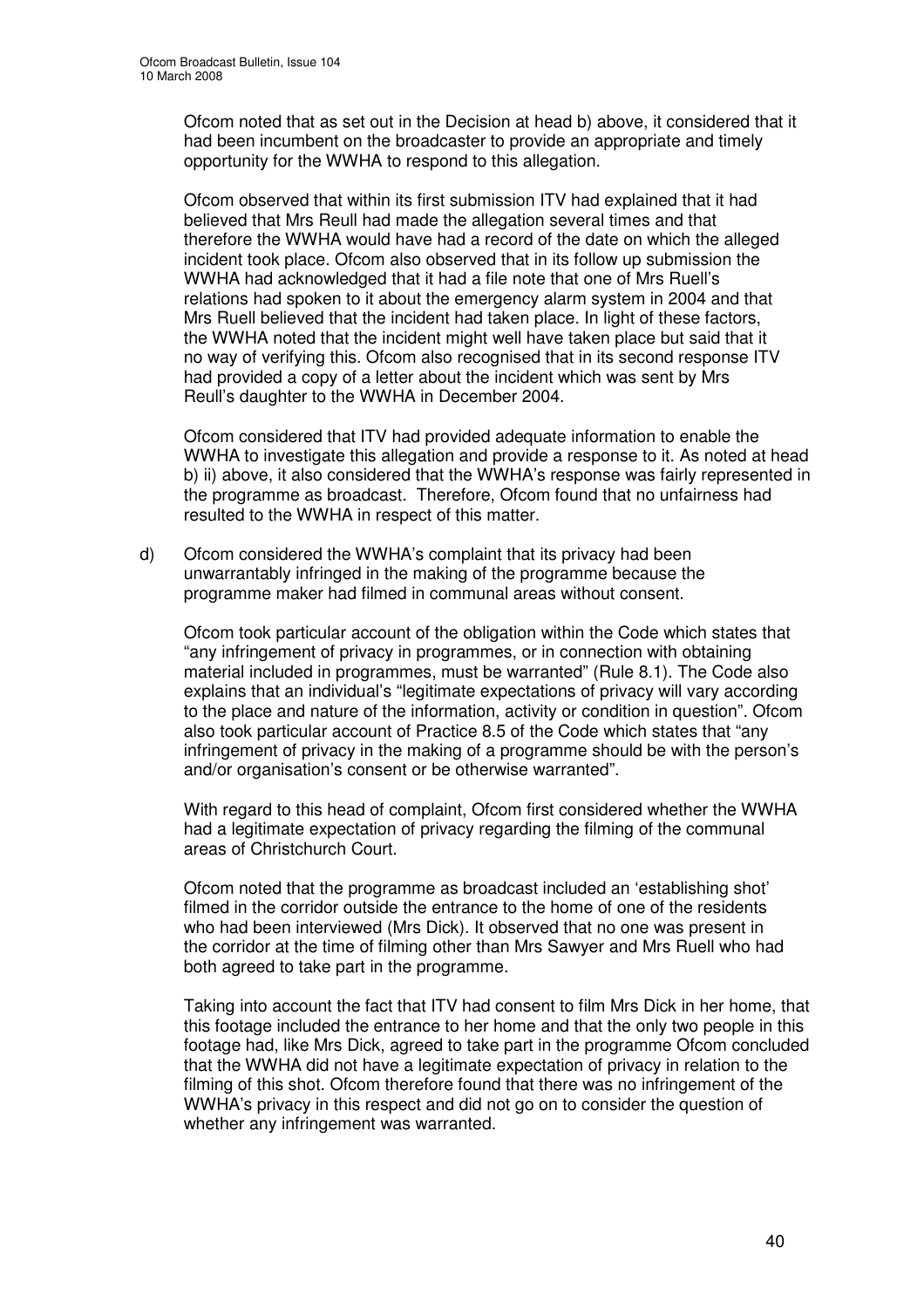Ofcom noted that as set out in the Decision at head b) above, it considered that it had been incumbent on the broadcaster to provide an appropriate and timely opportunity for the WWHA to respond to this allegation.

Ofcom observed that within its first submission ITV had explained that it had believed that Mrs Reull had made the allegation several times and that therefore the WWHA would have had a record of the date on which the alleged incident took place. Ofcom also observed that in its follow up submission the WWHA had acknowledged that it had a file note that one of Mrs Ruell's relations had spoken to it about the emergency alarm system in 2004 and that Mrs Ruell believed that the incident had taken place. In light of these factors, the WWHA noted that the incident might well have taken place but said that it no way of verifying this. Ofcom also recognised that in its second response ITV had provided a copy of a letter about the incident which was sent by Mrs Reull's daughter to the WWHA in December 2004.

Ofcom considered that ITV had provided adequate information to enable the WWHA to investigate this allegation and provide a response to it. As noted at head b) ii) above, it also considered that the WWHA's response was fairly represented in the programme as broadcast. Therefore, Ofcom found that no unfairness had resulted to the WWHA in respect of this matter.

d) Ofcom considered the WWHA's complaint that its privacy had been unwarrantably infringed in the making of the programme because the programme maker had filmed in communal areas without consent.

   Ofcom took particular account of the obligation within the Code which states that "any infringement of privacy in programmes, or in connection with obtaining material included in programmes, must be warranted" (Rule 8.1). The Code also explains that an individual's "legitimate expectations of privacy will vary according to the place and nature of the information, activity or condition in question". Ofcom also took particular account of Practice 8.5 of the Code which states that "any infringement of privacy in the making of a programme should be with the person's and/or organisation's consent or be otherwise warranted".

   With regard to this head of complaint, Ofcom first considered whether the WWHA had a legitimate expectation of privacy regarding the filming of the communal areas of Christchurch Court.

   Ofcom noted that the programme as broadcast included an 'establishing shot' filmed in the corridor outside the entrance to the home of one of the residents who had been interviewed (Mrs Dick). It observed that no one was present in the corridor at the time of filming other than Mrs Sawyer and Mrs Ruell who had both agreed to take part in the programme.

   Taking into account the fact that ITV had consent to film Mrs Dick in her home, that this footage included the entrance to her home and that the only two people in this footage had, like Mrs Dick, agreed to take part in the programme Ofcom concluded that the WWHA did not have a legitimate expectation of privacy in relation to the filming of this shot. Ofcom therefore found that there was no infringement of the WWHA's privacy in this respect and did not go on to consider the question of whether any infringement was warranted.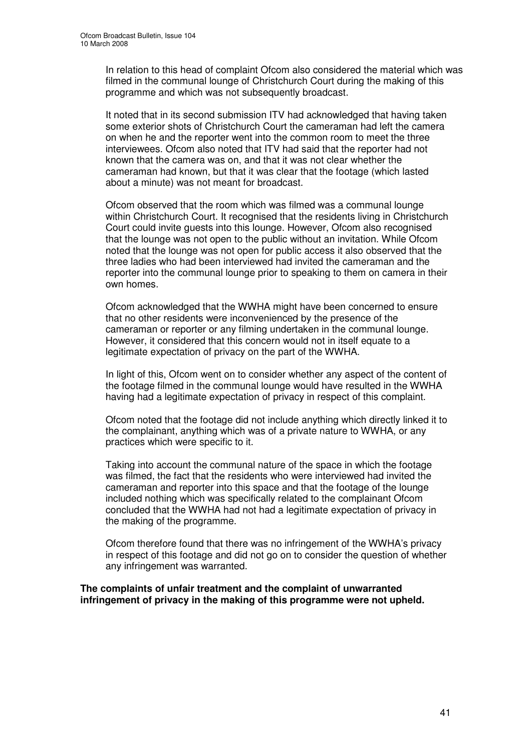In relation to this head of complaint Ofcom also considered the material which was filmed in the communal lounge of Christchurch Court during the making of this programme and which was not subsequently broadcast.

It noted that in its second submission ITV had acknowledged that having taken some exterior shots of Christchurch Court the cameraman had left the camera on when he and the reporter went into the common room to meet the three interviewees. Ofcom also noted that ITV had said that the reporter had not known that the camera was on, and that it was not clear whether the cameraman had known, but that it was clear that the footage (which lasted about a minute) was not meant for broadcast.

Ofcom observed that the room which was filmed was a communal lounge within Christchurch Court. It recognised that the residents living in Christchurch Court could invite guests into this lounge. However, Ofcom also recognised that the lounge was not open to the public without an invitation. While Ofcom noted that the lounge was not open for public access it also observed that the three ladies who had been interviewed had invited the cameraman and the reporter into the communal lounge prior to speaking to them on camera in their own homes.

Ofcom acknowledged that the WWHA might have been concerned to ensure that no other residents were inconvenienced by the presence of the cameraman or reporter or any filming undertaken in the communal lounge. However, it considered that this concern would not in itself equate to a legitimate expectation of privacy on the part of the WWHA.

In light of this, Ofcom went on to consider whether any aspect of the content of the footage filmed in the communal lounge would have resulted in the WWHA having had a legitimate expectation of privacy in respect of this complaint.

Ofcom noted that the footage did not include anything which directly linked it to the complainant, anything which was of a private nature to WWHA, or any practices which were specific to it.

Taking into account the communal nature of the space in which the footage was filmed, the fact that the residents who were interviewed had invited the cameraman and reporter into this space and that the footage of the lounge included nothing which was specifically related to the complainant Ofcom concluded that the WWHA had not had a legitimate expectation of privacy in the making of the programme.

Ofcom therefore found that there was no infringement of the WWHA's privacy in respect of this footage and did not go on to consider the question of whether any infringement was warranted.

**The complaints of unfair treatment and the complaint of unwarranted infringement of privacy in the making of this programme were not upheld.**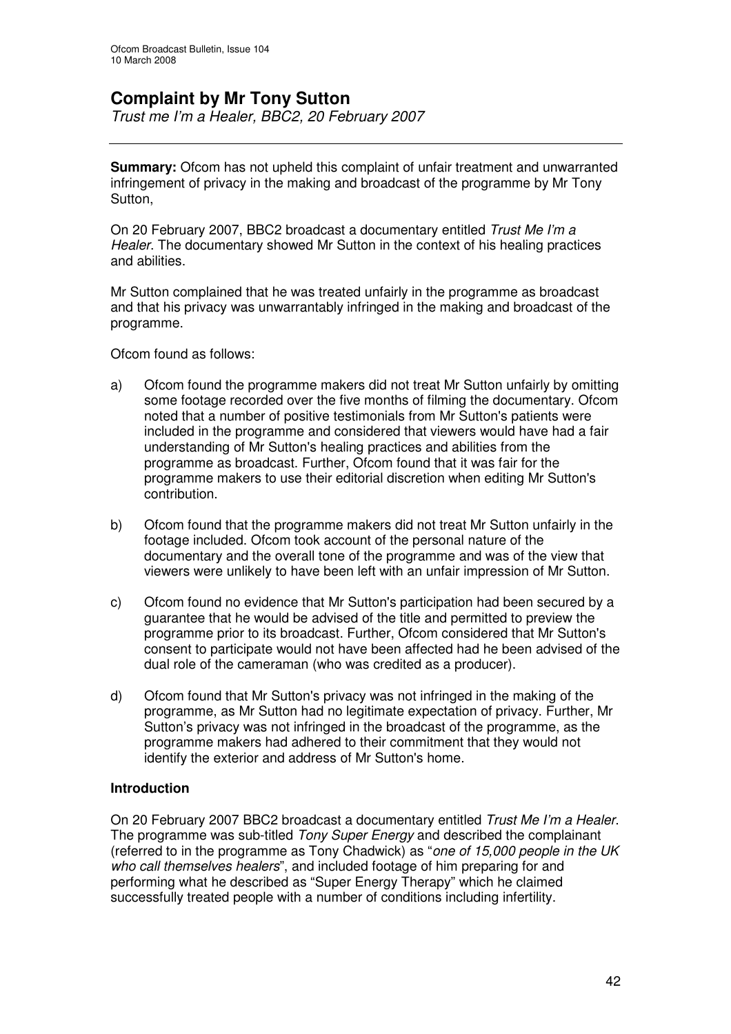# Complaint by Mr Tony Sutton

*Trust me I'm a Healer, BBC2, 20 February 2007*

**Summary:** Ofcom has not upheld this complaint of unfair treatment and unwarranted infringement of privacy in the making and broadcast of the programme by Mr Tony Sutton,

On 20 February 2007, BBC2 broadcast a documentary entitled *Trust Me I'm a Healer*. The documentary showed Mr Sutton in the context of his healing practices and abilities.

Mr Sutton complained that he was treated unfairly in the programme as broadcast and that his privacy was unwarrantably infringed in the making and broadcast of the programme.

Ofcom found as follows:

a) Ofcom found the programme makers did not treat Mr Sutton unfairly by omitting some footage recorded over the five months of filming the documentary. Ofcom noted that a number of positive testimonials from Mr Sutton's patients were included in the programme and considered that viewers would have had a fair understanding of Mr Sutton's healing practices and abilities from the programme as broadcast. Further, Ofcom found that it was fair for the programme makers to use their editorial discretion when editing Mr Sutton's contribution.

b) Ofcom found that the programme makers did not treat Mr Sutton unfairly in the footage included. Ofcom took account of the personal nature of the documentary and the overall tone of the programme and was of the view that viewers were unlikely to have been left with an unfair impression of Mr Sutton.

c) Ofcom found no evidence that Mr Sutton's participation had been secured by a guarantee that he would be advised of the title and permitted to preview the programme prior to its broadcast. Further, Ofcom considered that Mr Sutton's consent to participate would not have been affected had he been advised of the dual role of the cameraman (who was credited as a producer).

d) Ofcom found that Mr Sutton's privacy was not infringed in the making of the programme, as Mr Sutton had no legitimate expectation of privacy. Further, Mr Sutton's privacy was not infringed in the broadcast of the programme, as the programme makers had adhered to their commitment that they would not identify the exterior and address of Mr Sutton's home.

## Introduction

On 20 February 2007 BBC2 broadcast a documentary entitled *Trust Me I'm a Healer*. The programme was sub-titled *Tony Super Energy* and described the complainant (referred to in the programme as Tony Chadwick) as "*one of 15,000 people in the UK who call themselves healers*", and included footage of him preparing for and performing what he described as "Super Energy Therapy" which he claimed successfully treated people with a number of conditions including infertility.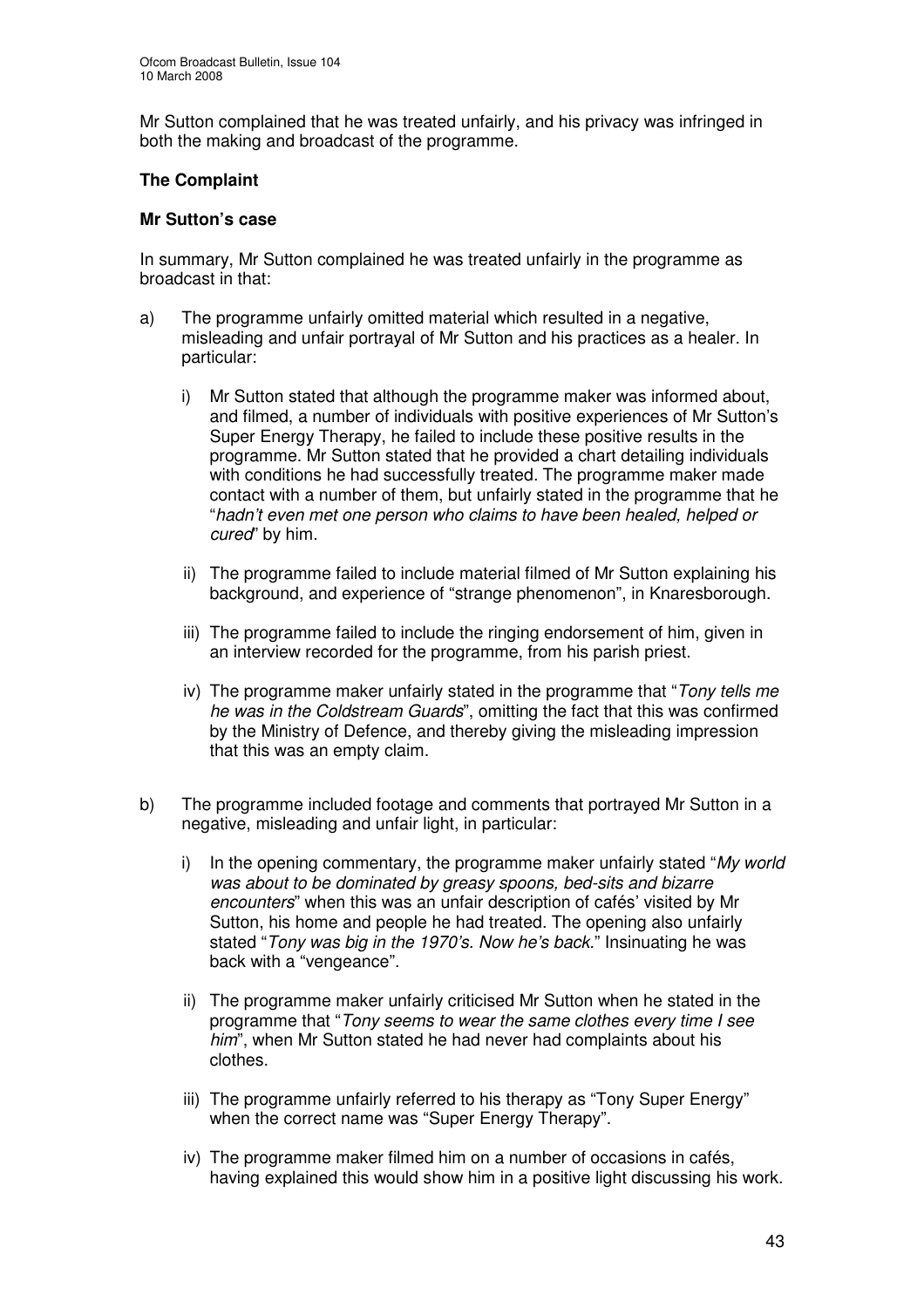Mr Sutton complained that he was treated unfairly, and his privacy was infringed in both the making and broadcast of the programme.

**The Complaint**

**Mr Sutton's case**

In summary, Mr Sutton complained he was treated unfairly in the programme as broadcast in that:

a) The programme unfairly omitted material which resulted in a negative, misleading and unfair portrayal of Mr Sutton and his practices as a healer. In particular:

   i) Mr Sutton stated that although the programme maker was informed about, and filmed, a number of individuals with positive experiences of Mr Sutton's Super Energy Therapy, he failed to include these positive results in the programme. Mr Sutton stated that he provided a chart detailing individuals with conditions he had successfully treated. The programme maker made contact with a number of them, but unfairly stated in the programme that he "*hadn't even met one person who claims to have been healed, helped or cured*" by him.

   ii) The programme failed to include material filmed of Mr Sutton explaining his background, and experience of "strange phenomenon", in Knaresborough.

   iii) The programme failed to include the ringing endorsement of him, given in an interview recorded for the programme, from his parish priest.

   iv) The programme maker unfairly stated in the programme that "*Tony tells me he was in the Coldstream Guards*", omitting the fact that this was confirmed by the Ministry of Defence, and thereby giving the misleading impression that this was an empty claim.

b) The programme included footage and comments that portrayed Mr Sutton in a negative, misleading and unfair light, in particular:

   i) In the opening commentary, the programme maker unfairly stated "*My world was about to be dominated by greasy spoons, bed-sits and bizarre encounters*" when this was an unfair description of cafés' visited by Mr Sutton, his home and people he had treated. The opening also unfairly stated "*Tony was big in the 1970's. Now he's back.*" Insinuating he was back with a "vengeance".

   ii) The programme maker unfairly criticised Mr Sutton when he stated in the programme that "*Tony seems to wear the same clothes every time I see him*", when Mr Sutton stated he had never had complaints about his clothes.

   iii) The programme unfairly referred to his therapy as "Tony Super Energy" when the correct name was "Super Energy Therapy".

   iv) The programme maker filmed him on a number of occasions in cafés, having explained this would show him in a positive light discussing his work.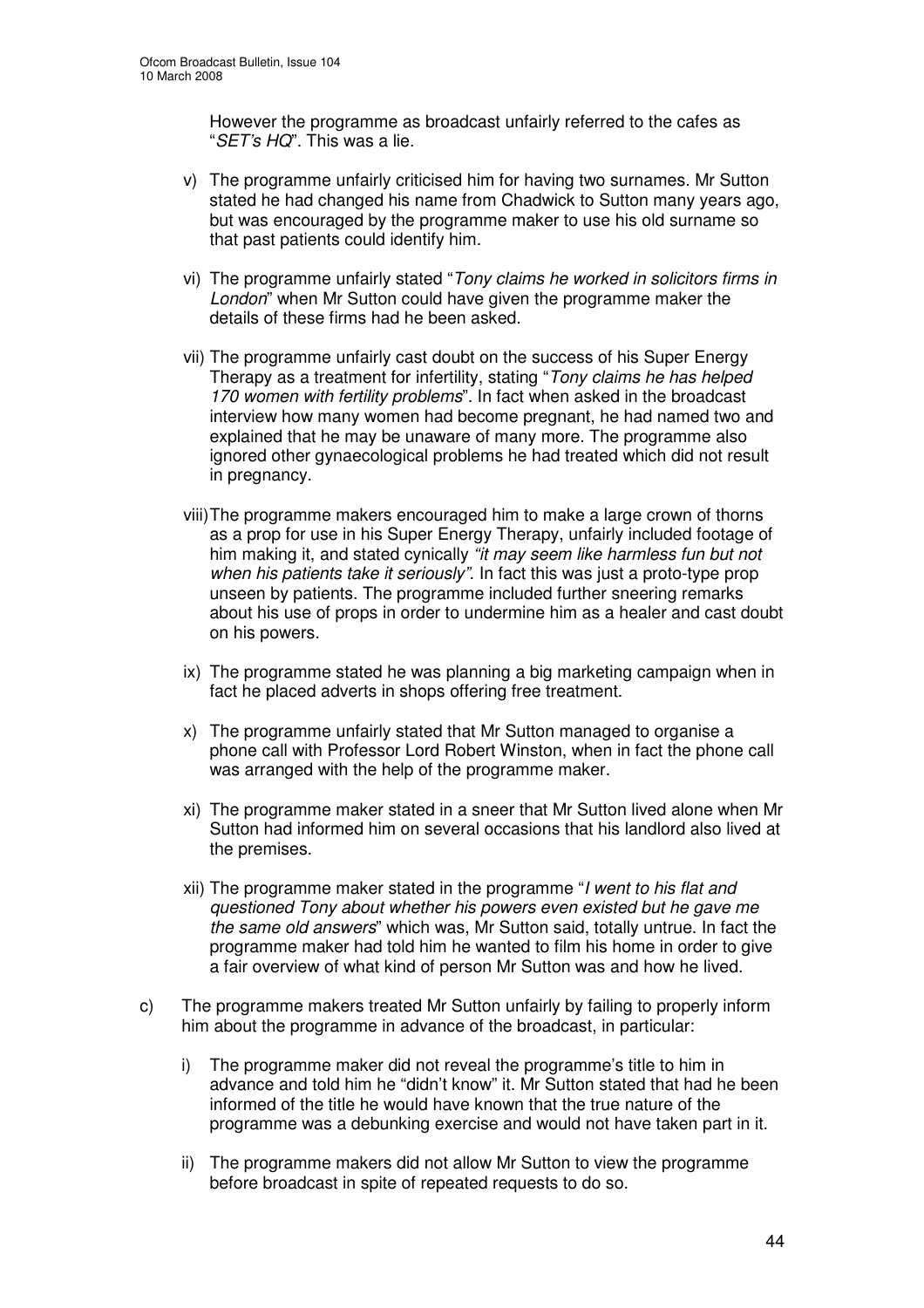However the programme as broadcast unfairly referred to the cafes as "*SET's HQ*". This was a lie.

v) The programme unfairly criticised him for having two surnames. Mr Sutton stated he had changed his name from Chadwick to Sutton many years ago, but was encouraged by the programme maker to use his old surname so that past patients could identify him.

vi) The programme unfairly stated "*Tony claims he worked in solicitors firms in London*" when Mr Sutton could have given the programme maker the details of these firms had he been asked.

vii) The programme unfairly cast doubt on the success of his Super Energy Therapy as a treatment for infertility, stating "*Tony claims he has helped 170 women with fertility problems*". In fact when asked in the broadcast interview how many women had become pregnant, he had named two and explained that he may be unaware of many more. The programme also ignored other gynaecological problems he had treated which did not result in pregnancy.

viii) The programme makers encouraged him to make a large crown of thorns as a prop for use in his Super Energy Therapy, unfairly included footage of him making it, and stated cynically *"it may seem like harmless fun but not when his patients take it seriously"*. In fact this was just a proto-type prop unseen by patients. The programme included further sneering remarks about his use of props in order to undermine him as a healer and cast doubt on his powers.

ix) The programme stated he was planning a big marketing campaign when in fact he placed adverts in shops offering free treatment.

x) The programme unfairly stated that Mr Sutton managed to organise a phone call with Professor Lord Robert Winston, when in fact the phone call was arranged with the help of the programme maker.

xi) The programme maker stated in a sneer that Mr Sutton lived alone when Mr Sutton had informed him on several occasions that his landlord also lived at the premises.

xii) The programme maker stated in the programme "*I went to his flat and questioned Tony about whether his powers even existed but he gave me the same old answers*" which was, Mr Sutton said, totally untrue. In fact the programme maker had told him he wanted to film his home in order to give a fair overview of what kind of person Mr Sutton was and how he lived.

c) The programme makers treated Mr Sutton unfairly by failing to properly inform him about the programme in advance of the broadcast, in particular:

i) The programme maker did not reveal the programme's title to him in advance and told him he "didn't know" it. Mr Sutton stated that had he been informed of the title he would have known that the true nature of the programme was a debunking exercise and would not have taken part in it.

ii) The programme makers did not allow Mr Sutton to view the programme before broadcast in spite of repeated requests to do so.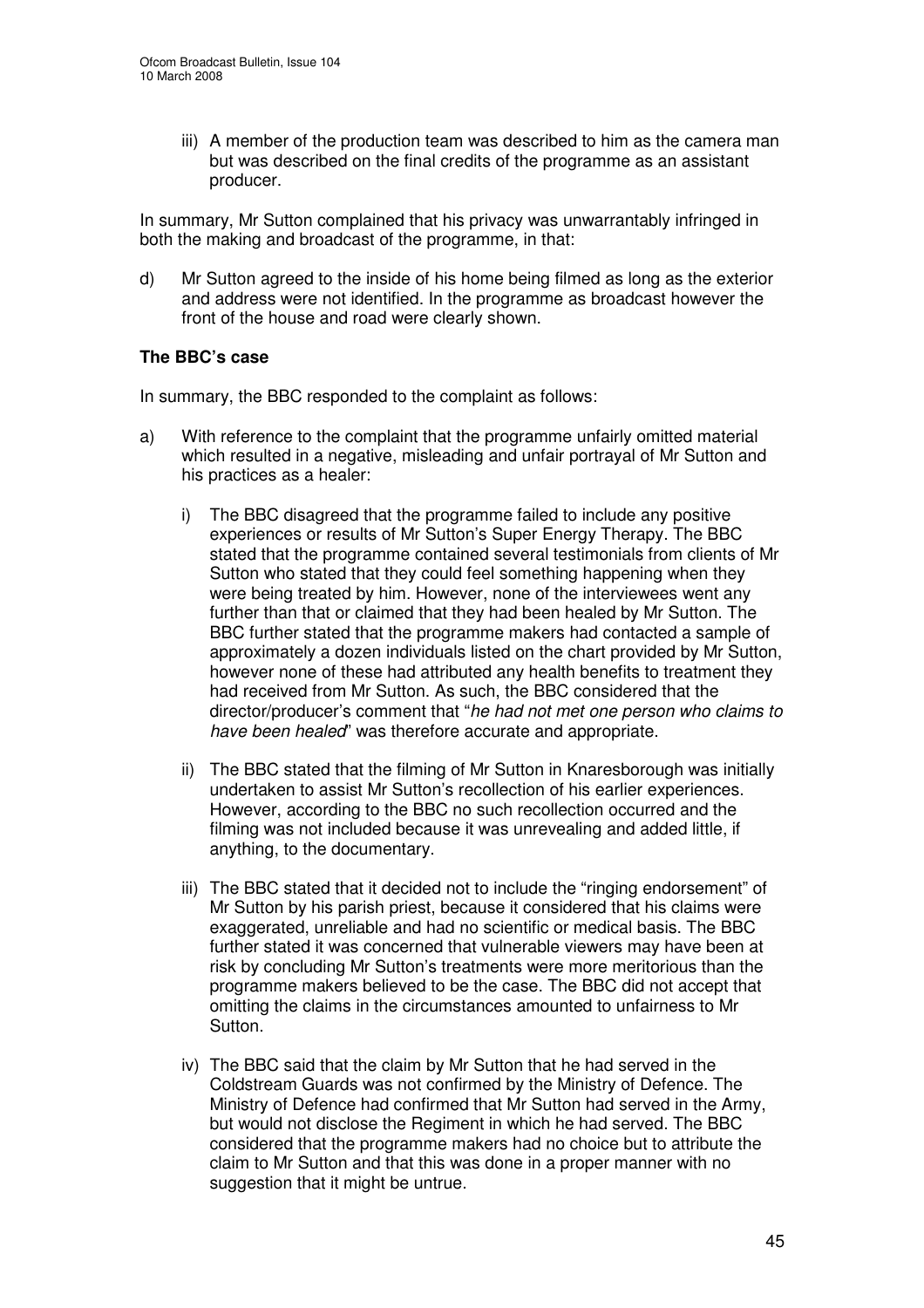iii) A member of the production team was described to him as the camera man but was described on the final credits of the programme as an assistant producer.

In summary, Mr Sutton complained that his privacy was unwarrantably infringed in both the making and broadcast of the programme, in that:

d) Mr Sutton agreed to the inside of his home being filmed as long as the exterior and address were not identified. In the programme as broadcast however the front of the house and road were clearly shown.

### The BBC's case

In summary, the BBC responded to the complaint as follows:

a) With reference to the complaint that the programme unfairly omitted material which resulted in a negative, misleading and unfair portrayal of Mr Sutton and his practices as a healer:

   i) The BBC disagreed that the programme failed to include any positive experiences or results of Mr Sutton's Super Energy Therapy. The BBC stated that the programme contained several testimonials from clients of Mr Sutton who stated that they could feel something happening when they were being treated by him. However, none of the interviewees went any further than that or claimed that they had been healed by Mr Sutton. The BBC further stated that the programme makers had contacted a sample of approximately a dozen individuals listed on the chart provided by Mr Sutton, however none of these had attributed any health benefits to treatment they had received from Mr Sutton. As such, the BBC considered that the director/producer's comment that "*he had not met one person who claims to have been healed*" was therefore accurate and appropriate.

   ii) The BBC stated that the filming of Mr Sutton in Knaresborough was initially undertaken to assist Mr Sutton's recollection of his earlier experiences. However, according to the BBC no such recollection occurred and the filming was not included because it was unrevealing and added little, if anything, to the documentary.

   iii) The BBC stated that it decided not to include the "ringing endorsement" of Mr Sutton by his parish priest, because it considered that his claims were exaggerated, unreliable and had no scientific or medical basis. The BBC further stated it was concerned that vulnerable viewers may have been at risk by concluding Mr Sutton's treatments were more meritorious than the programme makers believed to be the case. The BBC did not accept that omitting the claims in the circumstances amounted to unfairness to Mr Sutton.

   iv) The BBC said that the claim by Mr Sutton that he had served in the Coldstream Guards was not confirmed by the Ministry of Defence. The Ministry of Defence had confirmed that Mr Sutton had served in the Army, but would not disclose the Regiment in which he had served. The BBC considered that the programme makers had no choice but to attribute the claim to Mr Sutton and that this was done in a proper manner with no suggestion that it might be untrue.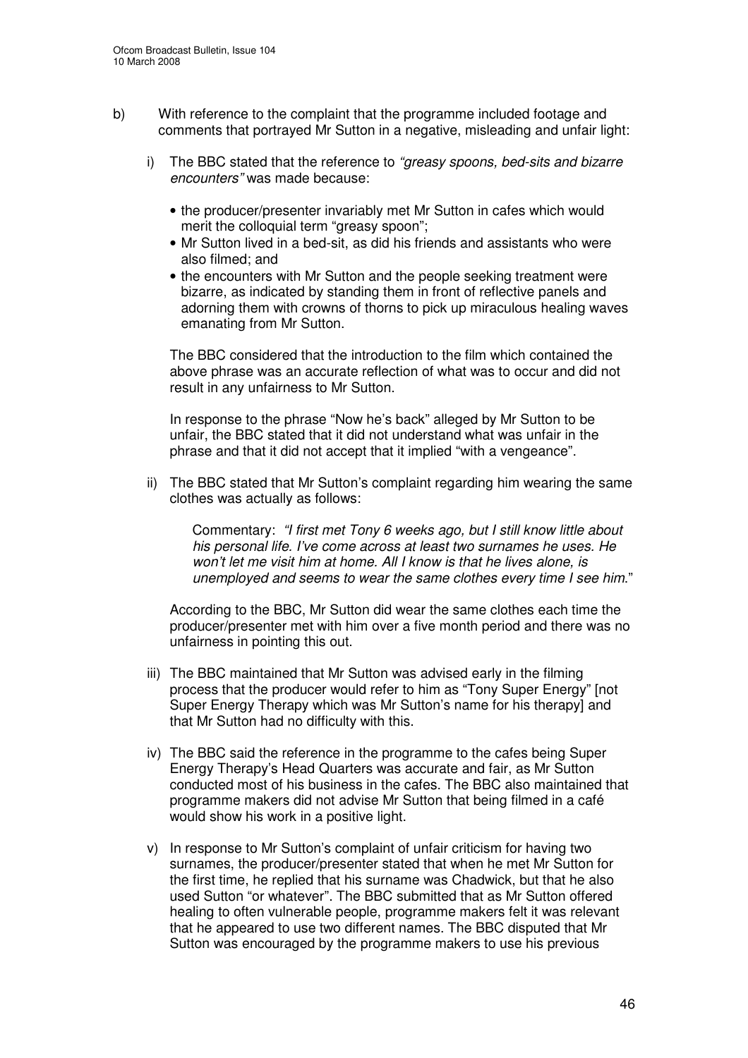b) With reference to the complaint that the programme included footage and comments that portrayed Mr Sutton in a negative, misleading and unfair light:

   i) The BBC stated that the reference to *"greasy spoons, bed-sits and bizarre encounters"* was made because:

      - the producer/presenter invariably met Mr Sutton in cafes which would merit the colloquial term "greasy spoon";
      - Mr Sutton lived in a bed-sit, as did his friends and assistants who were also filmed; and
      - the encounters with Mr Sutton and the people seeking treatment were bizarre, as indicated by standing them in front of reflective panels and adorning them with crowns of thorns to pick up miraculous healing waves emanating from Mr Sutton.

      The BBC considered that the introduction to the film which contained the above phrase was an accurate reflection of what was to occur and did not result in any unfairness to Mr Sutton.

      In response to the phrase "Now he's back" alleged by Mr Sutton to be unfair, the BBC stated that it did not understand what was unfair in the phrase and that it did not accept that it implied "with a vengeance".

   ii) The BBC stated that Mr Sutton's complaint regarding him wearing the same clothes was actually as follows:

      > Commentary: *"I first met Tony 6 weeks ago, but I still know little about his personal life. I've come across at least two surnames he uses. He won't let me visit him at home. All I know is that he lives alone, is unemployed and seems to wear the same clothes every time I see him.*"

      According to the BBC, Mr Sutton did wear the same clothes each time the producer/presenter met with him over a five month period and there was no unfairness in pointing this out.

   iii) The BBC maintained that Mr Sutton was advised early in the filming process that the producer would refer to him as "Tony Super Energy" [not Super Energy Therapy which was Mr Sutton's name for his therapy] and that Mr Sutton had no difficulty with this.

   iv) The BBC said the reference in the programme to the cafes being Super Energy Therapy's Head Quarters was accurate and fair, as Mr Sutton conducted most of his business in the cafes. The BBC also maintained that programme makers did not advise Mr Sutton that being filmed in a café would show his work in a positive light.

   v) In response to Mr Sutton's complaint of unfair criticism for having two surnames, the producer/presenter stated that when he met Mr Sutton for the first time, he replied that his surname was Chadwick, but that he also used Sutton "or whatever". The BBC submitted that as Mr Sutton offered healing to often vulnerable people, programme makers felt it was relevant that he appeared to use two different names. The BBC disputed that Mr Sutton was encouraged by the programme makers to use his previous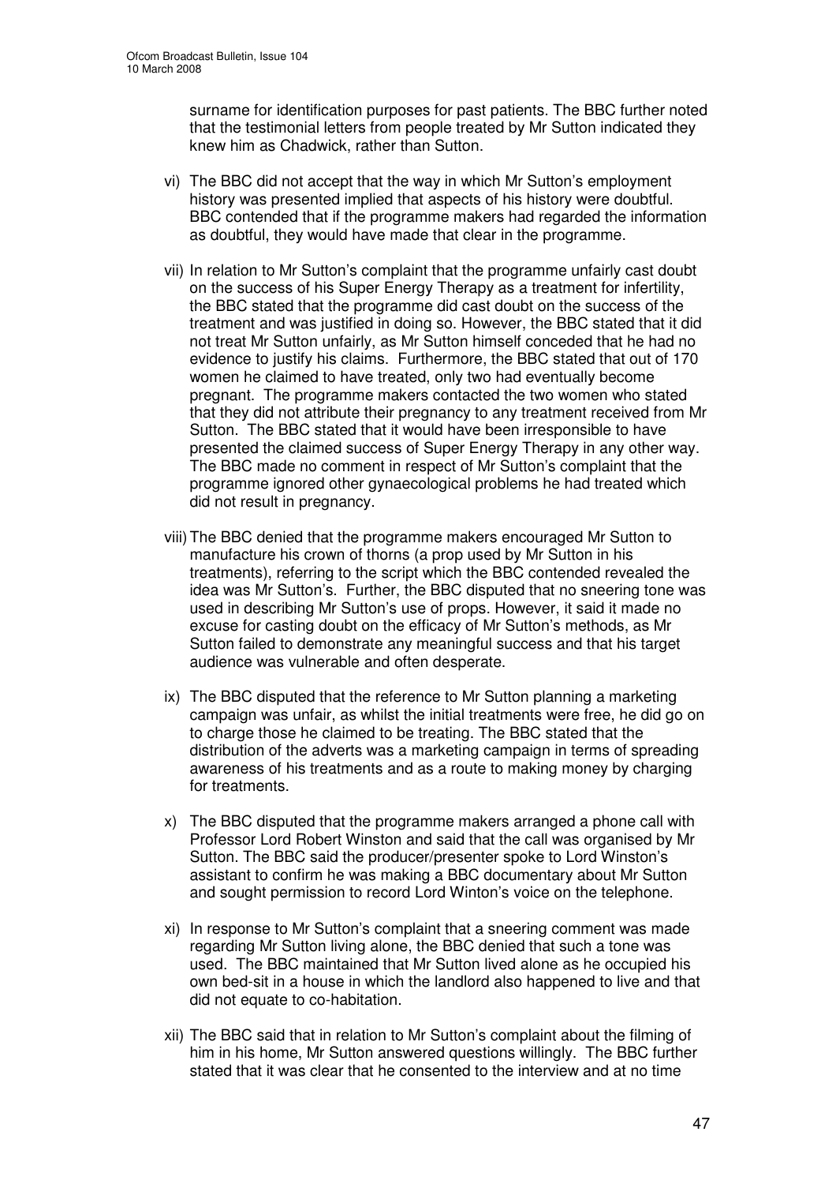surname for identification purposes for past patients. The BBC further noted that the testimonial letters from people treated by Mr Sutton indicated they knew him as Chadwick, rather than Sutton.

vi) The BBC did not accept that the way in which Mr Sutton's employment history was presented implied that aspects of his history were doubtful. BBC contended that if the programme makers had regarded the information as doubtful, they would have made that clear in the programme.

vii) In relation to Mr Sutton's complaint that the programme unfairly cast doubt on the success of his Super Energy Therapy as a treatment for infertility, the BBC stated that the programme did cast doubt on the success of the treatment and was justified in doing so. However, the BBC stated that it did not treat Mr Sutton unfairly, as Mr Sutton himself conceded that he had no evidence to justify his claims. Furthermore, the BBC stated that out of 170 women he claimed to have treated, only two had eventually become pregnant. The programme makers contacted the two women who stated that they did not attribute their pregnancy to any treatment received from Mr Sutton. The BBC stated that it would have been irresponsible to have presented the claimed success of Super Energy Therapy in any other way. The BBC made no comment in respect of Mr Sutton's complaint that the programme ignored other gynaecological problems he had treated which did not result in pregnancy.

viii) The BBC denied that the programme makers encouraged Mr Sutton to manufacture his crown of thorns (a prop used by Mr Sutton in his treatments), referring to the script which the BBC contended revealed the idea was Mr Sutton's. Further, the BBC disputed that no sneering tone was used in describing Mr Sutton's use of props. However, it said it made no excuse for casting doubt on the efficacy of Mr Sutton's methods, as Mr Sutton failed to demonstrate any meaningful success and that his target audience was vulnerable and often desperate.

ix) The BBC disputed that the reference to Mr Sutton planning a marketing campaign was unfair, as whilst the initial treatments were free, he did go on to charge those he claimed to be treating. The BBC stated that the distribution of the adverts was a marketing campaign in terms of spreading awareness of his treatments and as a route to making money by charging for treatments.

x) The BBC disputed that the programme makers arranged a phone call with Professor Lord Robert Winston and said that the call was organised by Mr Sutton. The BBC said the producer/presenter spoke to Lord Winston's assistant to confirm he was making a BBC documentary about Mr Sutton and sought permission to record Lord Winton's voice on the telephone.

xi) In response to Mr Sutton's complaint that a sneering comment was made regarding Mr Sutton living alone, the BBC denied that such a tone was used. The BBC maintained that Mr Sutton lived alone as he occupied his own bed-sit in a house in which the landlord also happened to live and that did not equate to co-habitation.

xii) The BBC said that in relation to Mr Sutton's complaint about the filming of him in his home, Mr Sutton answered questions willingly. The BBC further stated that it was clear that he consented to the interview and at no time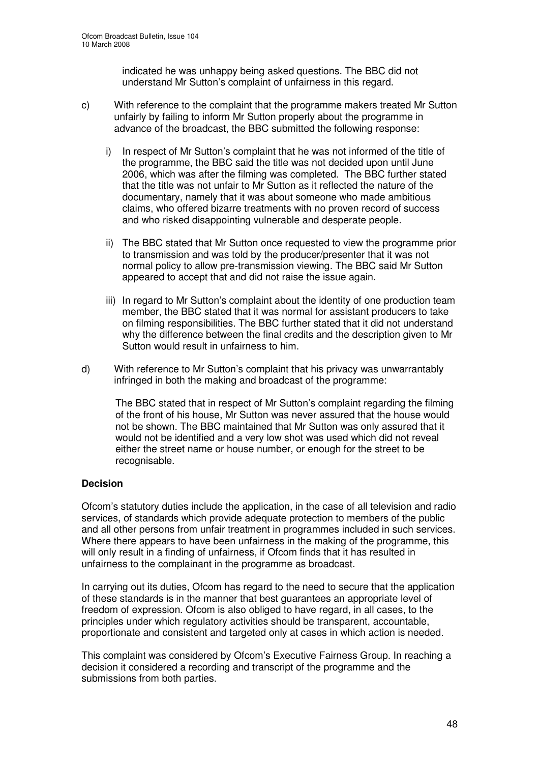indicated he was unhappy being asked questions. The BBC did not understand Mr Sutton's complaint of unfairness in this regard.

c) With reference to the complaint that the programme makers treated Mr Sutton unfairly by failing to inform Mr Sutton properly about the programme in advance of the broadcast, the BBC submitted the following response:

   i) In respect of Mr Sutton's complaint that he was not informed of the title of the programme, the BBC said the title was not decided upon until June 2006, which was after the filming was completed. The BBC further stated that the title was not unfair to Mr Sutton as it reflected the nature of the documentary, namely that it was about someone who made ambitious claims, who offered bizarre treatments with no proven record of success and who risked disappointing vulnerable and desperate people.

   ii) The BBC stated that Mr Sutton once requested to view the programme prior to transmission and was told by the producer/presenter that it was not normal policy to allow pre-transmission viewing. The BBC said Mr Sutton appeared to accept that and did not raise the issue again.

   iii) In regard to Mr Sutton's complaint about the identity of one production team member, the BBC stated that it was normal for assistant producers to take on filming responsibilities. The BBC further stated that it did not understand why the difference between the final credits and the description given to Mr Sutton would result in unfairness to him.

d) With reference to Mr Sutton's complaint that his privacy was unwarrantably infringed in both the making and broadcast of the programme:

   The BBC stated that in respect of Mr Sutton's complaint regarding the filming of the front of his house, Mr Sutton was never assured that the house would not be shown. The BBC maintained that Mr Sutton was only assured that it would not be identified and a very low shot was used which did not reveal either the street name or house number, or enough for the street to be recognisable.

**Decision**

Ofcom's statutory duties include the application, in the case of all television and radio services, of standards which provide adequate protection to members of the public and all other persons from unfair treatment in programmes included in such services. Where there appears to have been unfairness in the making of the programme, this will only result in a finding of unfairness, if Ofcom finds that it has resulted in unfairness to the complainant in the programme as broadcast.

In carrying out its duties, Ofcom has regard to the need to secure that the application of these standards is in the manner that best guarantees an appropriate level of freedom of expression. Ofcom is also obliged to have regard, in all cases, to the principles under which regulatory activities should be transparent, accountable, proportionate and consistent and targeted only at cases in which action is needed.

This complaint was considered by Ofcom's Executive Fairness Group. In reaching a decision it considered a recording and transcript of the programme and the submissions from both parties.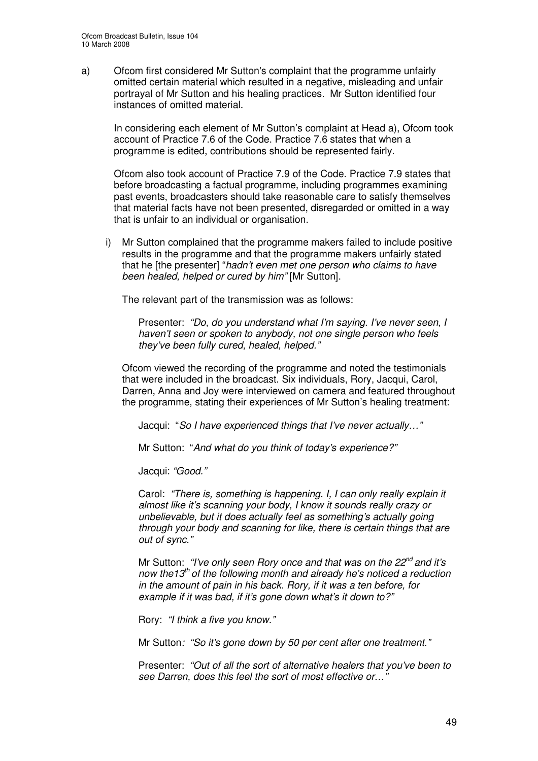a) Ofcom first considered Mr Sutton's complaint that the programme unfairly omitted certain material which resulted in a negative, misleading and unfair portrayal of Mr Sutton and his healing practices. Mr Sutton identified four instances of omitted material.

   In considering each element of Mr Sutton's complaint at Head a), Ofcom took account of Practice 7.6 of the Code. Practice 7.6 states that when a programme is edited, contributions should be represented fairly.

   Ofcom also took account of Practice 7.9 of the Code. Practice 7.9 states that before broadcasting a factual programme, including programmes examining past events, broadcasters should take reasonable care to satisfy themselves that material facts have not been presented, disregarded or omitted in a way that is unfair to an individual or organisation.

   i) Mr Sutton complained that the programme makers failed to include positive results in the programme and that the programme makers unfairly stated that he [the presenter] "*hadn't even met one person who claims to have been healed, helped or cured by him"* [Mr Sutton].

      The relevant part of the transmission was as follows:

      > Presenter: *"Do, do you understand what I'm saying. I've never seen, I haven't seen or spoken to anybody, not one single person who feels they've been fully cured, healed, helped."*

      Ofcom viewed the recording of the programme and noted the testimonials that were included in the broadcast. Six individuals, Rory, Jacqui, Carol, Darren, Anna and Joy were interviewed on camera and featured throughout the programme, stating their experiences of Mr Sutton's healing treatment:

      > Jacqui: "*So I have experienced things that I've never actually…"*
      >
      > Mr Sutton: "*And what do you think of today's experience?"*
      >
      > Jacqui: *"Good."*
      >
      > Carol: *"There is, something is happening. I, I can only really explain it almost like it's scanning your body, I know it sounds really crazy or unbelievable, but it does actually feel as something's actually going through your body and scanning for like, there is certain things that are out of sync."*
      >
      > Mr Sutton: *"I've only seen Rory once and that was on the 22nd and it's now the13th of the following month and already he's noticed a reduction in the amount of pain in his back. Rory, if it was a ten before, for example if it was bad, if it's gone down what's it down to?"*
      >
      > Rory: *"I think a five you know."*
      >
      > Mr Sutton*: "So it's gone down by 50 per cent after one treatment."*
      >
      > Presenter: *"Out of all the sort of alternative healers that you've been to see Darren, does this feel the sort of most effective or…"*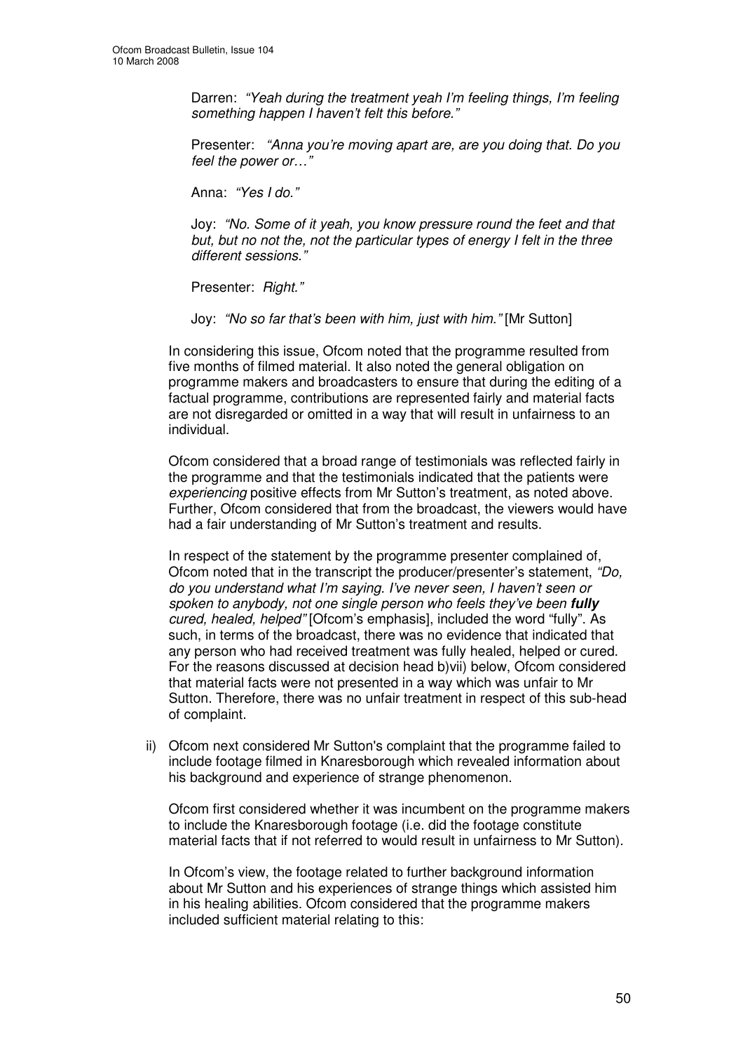Darren: *"Yeah during the treatment yeah I'm feeling things, I'm feeling something happen I haven't felt this before."*

Presenter: *"Anna you're moving apart are, are you doing that. Do you feel the power or…"*

Anna: *"Yes I do."*

Joy: *"No. Some of it yeah, you know pressure round the feet and that but, but no not the, not the particular types of energy I felt in the three different sessions."*

Presenter: *Right."*

Joy: *"No so far that's been with him, just with him."* [Mr Sutton]

In considering this issue, Ofcom noted that the programme resulted from five months of filmed material. It also noted the general obligation on programme makers and broadcasters to ensure that during the editing of a factual programme, contributions are represented fairly and material facts are not disregarded or omitted in a way that will result in unfairness to an individual.

Ofcom considered that a broad range of testimonials was reflected fairly in the programme and that the testimonials indicated that the patients were *experiencing* positive effects from Mr Sutton's treatment, as noted above. Further, Ofcom considered that from the broadcast, the viewers would have had a fair understanding of Mr Sutton's treatment and results.

In respect of the statement by the programme presenter complained of, Ofcom noted that in the transcript the producer/presenter's statement, *"Do, do you understand what I'm saying. I've never seen, I haven't seen or spoken to anybody, not one single person who feels they've been* ***fully*** *cured, healed, helped"* [Ofcom's emphasis], included the word "fully". As such, in terms of the broadcast, there was no evidence that indicated that any person who had received treatment was fully healed, helped or cured. For the reasons discussed at decision head b)vii) below, Ofcom considered that material facts were not presented in a way which was unfair to Mr Sutton. Therefore, there was no unfair treatment in respect of this sub-head of complaint.

ii) Ofcom next considered Mr Sutton's complaint that the programme failed to include footage filmed in Knaresborough which revealed information about his background and experience of strange phenomenon.

Ofcom first considered whether it was incumbent on the programme makers to include the Knaresborough footage (i.e. did the footage constitute material facts that if not referred to would result in unfairness to Mr Sutton).

In Ofcom's view, the footage related to further background information about Mr Sutton and his experiences of strange things which assisted him in his healing abilities. Ofcom considered that the programme makers included sufficient material relating to this: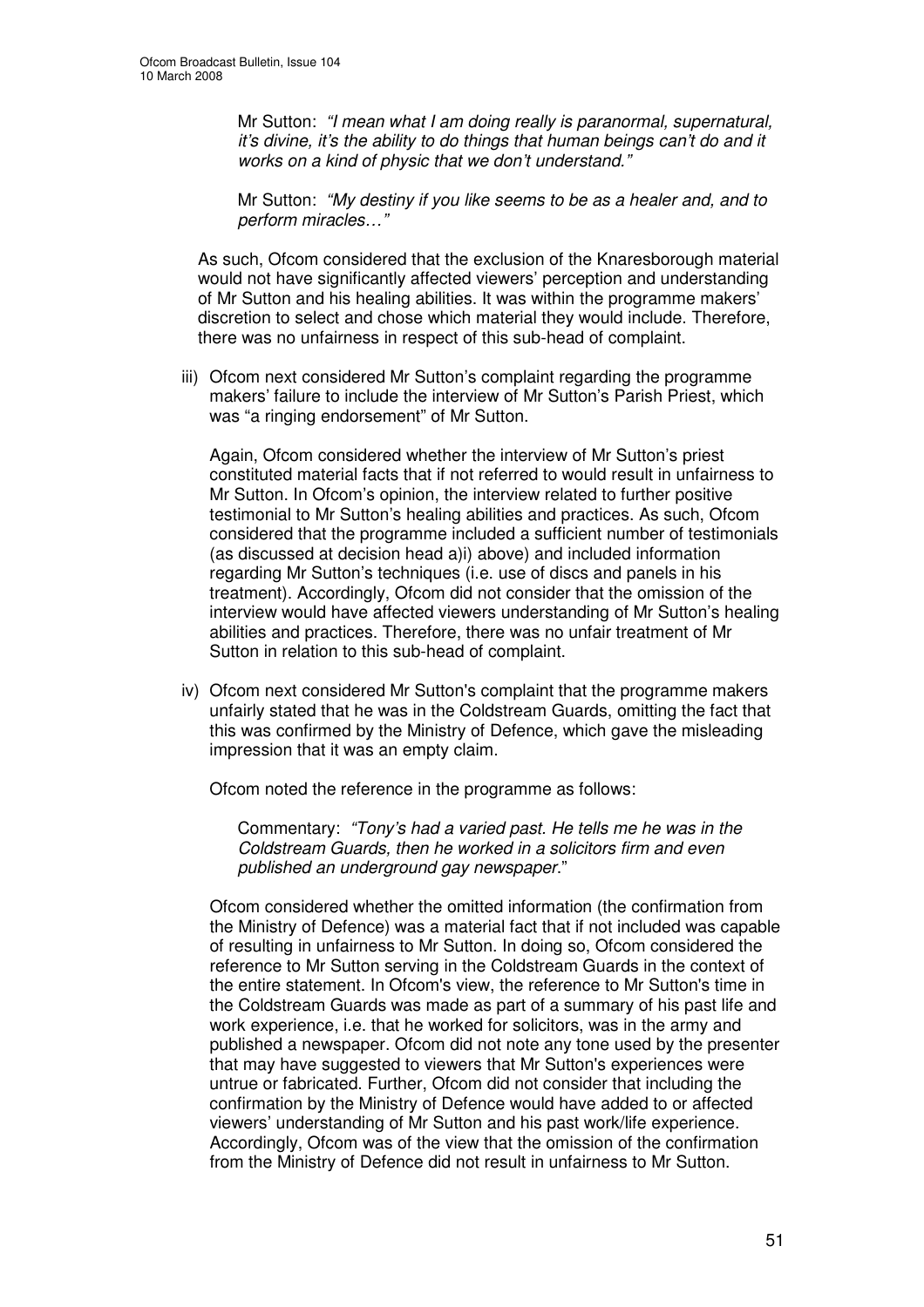Mr Sutton: *"I mean what I am doing really is paranormal, supernatural, it's divine, it's the ability to do things that human beings can't do and it works on a kind of physic that we don't understand."*

Mr Sutton: *"My destiny if you like seems to be as a healer and, and to perform miracles…"*

As such, Ofcom considered that the exclusion of the Knaresborough material would not have significantly affected viewers' perception and understanding of Mr Sutton and his healing abilities. It was within the programme makers' discretion to select and chose which material they would include. Therefore, there was no unfairness in respect of this sub-head of complaint.

iii) Ofcom next considered Mr Sutton's complaint regarding the programme makers' failure to include the interview of Mr Sutton's Parish Priest, which was "a ringing endorsement" of Mr Sutton.

Again, Ofcom considered whether the interview of Mr Sutton's priest constituted material facts that if not referred to would result in unfairness to Mr Sutton. In Ofcom's opinion, the interview related to further positive testimonial to Mr Sutton's healing abilities and practices. As such, Ofcom considered that the programme included a sufficient number of testimonials (as discussed at decision head a)i) above) and included information regarding Mr Sutton's techniques (i.e. use of discs and panels in his treatment). Accordingly, Ofcom did not consider that the omission of the interview would have affected viewers understanding of Mr Sutton's healing abilities and practices. Therefore, there was no unfair treatment of Mr Sutton in relation to this sub-head of complaint.

iv) Ofcom next considered Mr Sutton's complaint that the programme makers unfairly stated that he was in the Coldstream Guards, omitting the fact that this was confirmed by the Ministry of Defence, which gave the misleading impression that it was an empty claim.

Ofcom noted the reference in the programme as follows:

Commentary: *"Tony's had a varied past. He tells me he was in the Coldstream Guards, then he worked in a solicitors firm and even published an underground gay newspaper."*

Ofcom considered whether the omitted information (the confirmation from the Ministry of Defence) was a material fact that if not included was capable of resulting in unfairness to Mr Sutton. In doing so, Ofcom considered the reference to Mr Sutton serving in the Coldstream Guards in the context of the entire statement. In Ofcom's view, the reference to Mr Sutton's time in the Coldstream Guards was made as part of a summary of his past life and work experience, i.e. that he worked for solicitors, was in the army and published a newspaper. Ofcom did not note any tone used by the presenter that may have suggested to viewers that Mr Sutton's experiences were untrue or fabricated. Further, Ofcom did not consider that including the confirmation by the Ministry of Defence would have added to or affected viewers' understanding of Mr Sutton and his past work/life experience. Accordingly, Ofcom was of the view that the omission of the confirmation from the Ministry of Defence did not result in unfairness to Mr Sutton.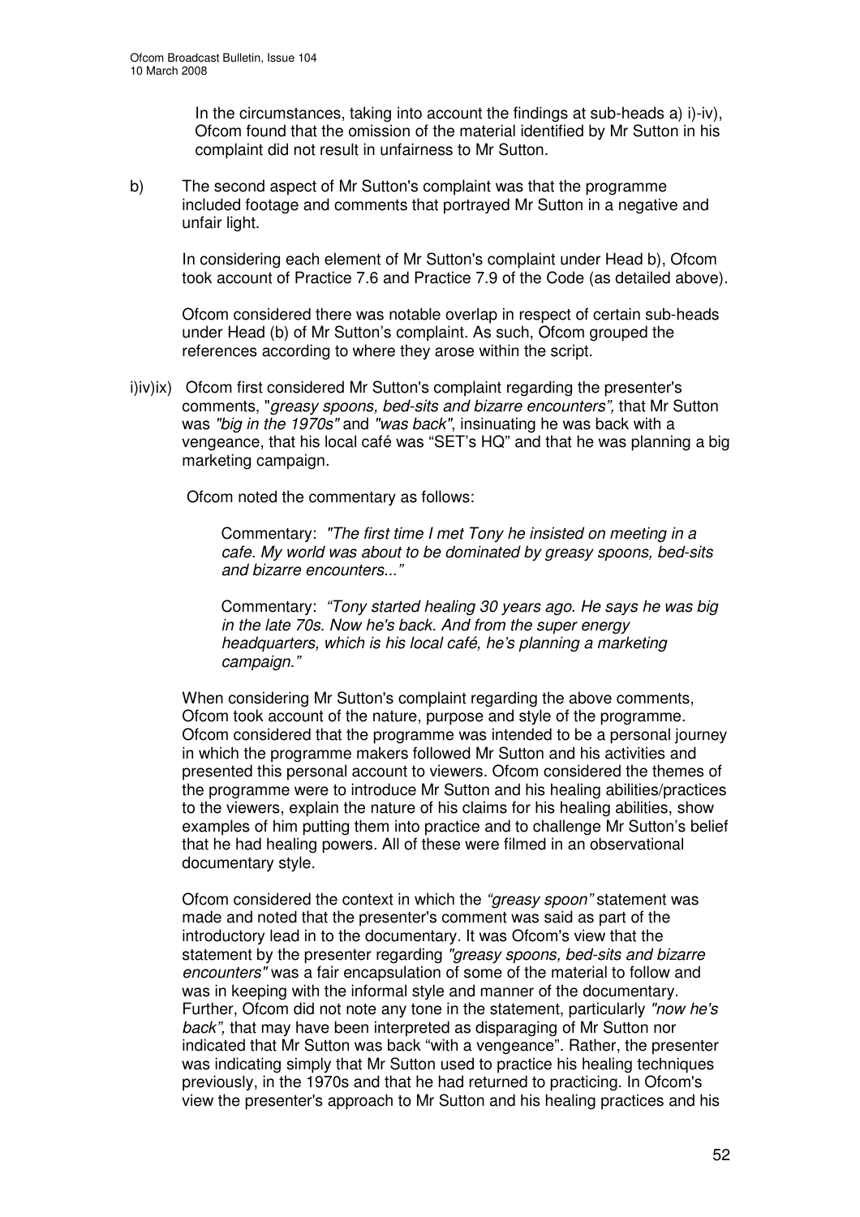In the circumstances, taking into account the findings at sub-heads a) i)-iv), Ofcom found that the omission of the material identified by Mr Sutton in his complaint did not result in unfairness to Mr Sutton.

b) The second aspect of Mr Sutton's complaint was that the programme included footage and comments that portrayed Mr Sutton in a negative and unfair light.

In considering each element of Mr Sutton's complaint under Head b), Ofcom took account of Practice 7.6 and Practice 7.9 of the Code (as detailed above).

Ofcom considered there was notable overlap in respect of certain sub-heads under Head (b) of Mr Sutton's complaint. As such, Ofcom grouped the references according to where they arose within the script.

i)iv)ix) Ofcom first considered Mr Sutton's complaint regarding the presenter's comments, "*greasy spoons, bed-sits and bizarre encounters",* that Mr Sutton was *"big in the 1970s"* and *"was back"*, insinuating he was back with a vengeance, that his local café was "SET's HQ" and that he was planning a big marketing campaign.

Ofcom noted the commentary as follows:

> Commentary: *"The first time I met Tony he insisted on meeting in a cafe. My world was about to be dominated by greasy spoons, bed-sits and bizarre encounters..."*
>
> Commentary: *"Tony started healing 30 years ago. He says he was big in the late 70s. Now he's back. And from the super energy headquarters, which is his local café, he's planning a marketing campaign."*

When considering Mr Sutton's complaint regarding the above comments, Ofcom took account of the nature, purpose and style of the programme. Ofcom considered that the programme was intended to be a personal journey in which the programme makers followed Mr Sutton and his activities and presented this personal account to viewers. Ofcom considered the themes of the programme were to introduce Mr Sutton and his healing abilities/practices to the viewers, explain the nature of his claims for his healing abilities, show examples of him putting them into practice and to challenge Mr Sutton's belief that he had healing powers. All of these were filmed in an observational documentary style.

Ofcom considered the context in which the *"greasy spoon"* statement was made and noted that the presenter's comment was said as part of the introductory lead in to the documentary. It was Ofcom's view that the statement by the presenter regarding *"greasy spoons, bed-sits and bizarre encounters"* was a fair encapsulation of some of the material to follow and was in keeping with the informal style and manner of the documentary. Further, Ofcom did not note any tone in the statement, particularly *"now he's back",* that may have been interpreted as disparaging of Mr Sutton nor indicated that Mr Sutton was back "with a vengeance". Rather, the presenter was indicating simply that Mr Sutton used to practice his healing techniques previously, in the 1970s and that he had returned to practicing. In Ofcom's view the presenter's approach to Mr Sutton and his healing practices and his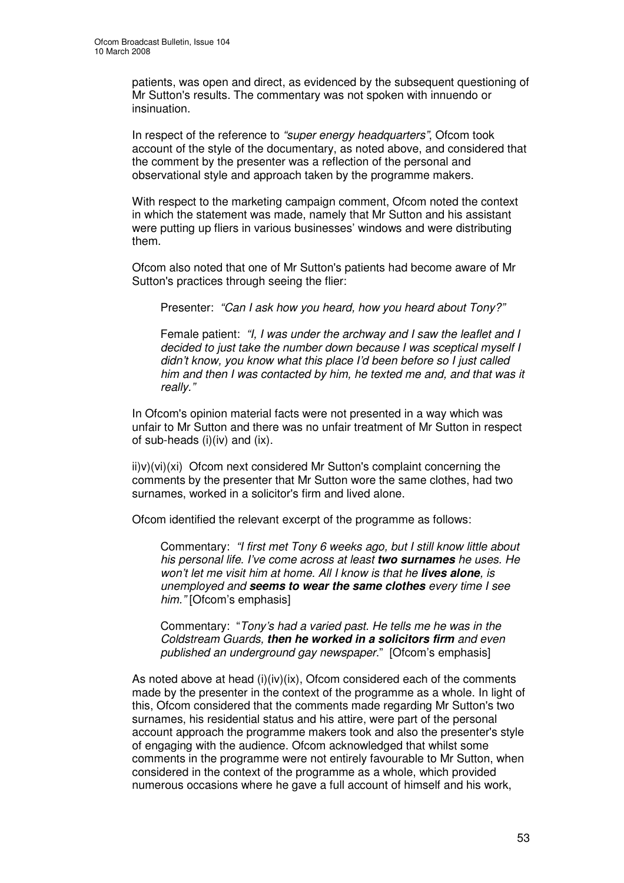patients, was open and direct, as evidenced by the subsequent questioning of Mr Sutton's results. The commentary was not spoken with innuendo or insinuation.

In respect of the reference to *"super energy headquarters"*, Ofcom took account of the style of the documentary, as noted above, and considered that the comment by the presenter was a reflection of the personal and observational style and approach taken by the programme makers.

With respect to the marketing campaign comment, Ofcom noted the context in which the statement was made, namely that Mr Sutton and his assistant were putting up fliers in various businesses' windows and were distributing them.

Ofcom also noted that one of Mr Sutton's patients had become aware of Mr Sutton's practices through seeing the flier:

> Presenter: *"Can I ask how you heard, how you heard about Tony?"*
>
> Female patient: *"I, I was under the archway and I saw the leaflet and I decided to just take the number down because I was sceptical myself I didn't know, you know what this place I'd been before so I just called him and then I was contacted by him, he texted me and, and that was it really."*

In Ofcom's opinion material facts were not presented in a way which was unfair to Mr Sutton and there was no unfair treatment of Mr Sutton in respect of sub-heads (i)(iv) and (ix).

ii)v)(vi)(xi) Ofcom next considered Mr Sutton's complaint concerning the comments by the presenter that Mr Sutton wore the same clothes, had two surnames, worked in a solicitor's firm and lived alone.

Ofcom identified the relevant excerpt of the programme as follows:

> Commentary: *"I first met Tony 6 weeks ago, but I still know little about his personal life. I've come across at least* ***two surnames*** *he uses. He won't let me visit him at home. All I know is that he* ***lives alone****, is unemployed and* ***seems to wear the same clothes*** *every time I see him."* [Ofcom's emphasis]
>
> Commentary: "*Tony's had a varied past. He tells me he was in the Coldstream Guards,* ***then he worked in a solicitors firm*** *and even published an underground gay newspaper*." [Ofcom's emphasis]

As noted above at head (i)(iv)(ix), Ofcom considered each of the comments made by the presenter in the context of the programme as a whole. In light of this, Ofcom considered that the comments made regarding Mr Sutton's two surnames, his residential status and his attire, were part of the personal account approach the programme makers took and also the presenter's style of engaging with the audience. Ofcom acknowledged that whilst some comments in the programme were not entirely favourable to Mr Sutton, when considered in the context of the programme as a whole, which provided numerous occasions where he gave a full account of himself and his work,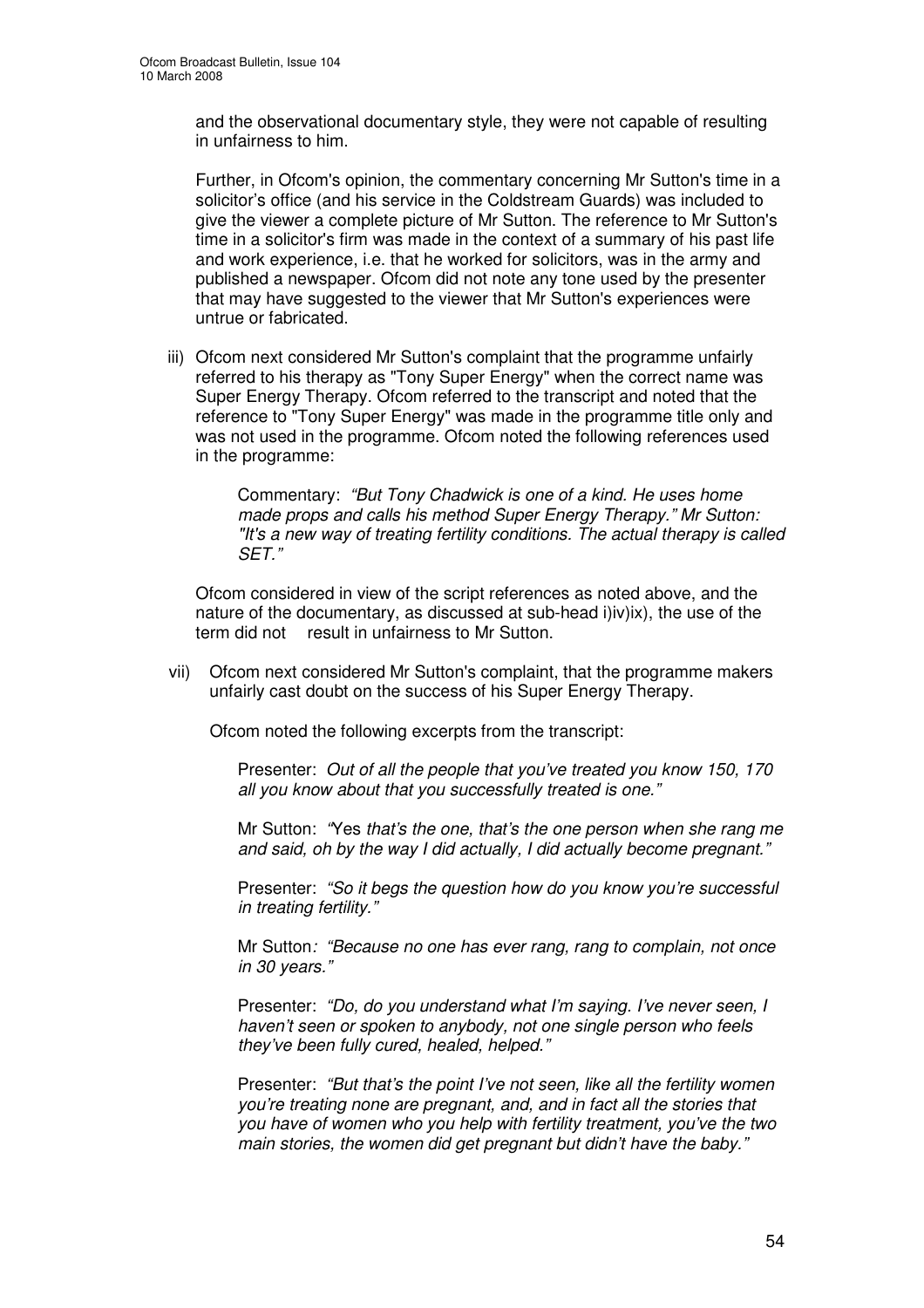and the observational documentary style, they were not capable of resulting in unfairness to him.

Further, in Ofcom's opinion, the commentary concerning Mr Sutton's time in a solicitor's office (and his service in the Coldstream Guards) was included to give the viewer a complete picture of Mr Sutton. The reference to Mr Sutton's time in a solicitor's firm was made in the context of a summary of his past life and work experience, i.e. that he worked for solicitors, was in the army and published a newspaper. Ofcom did not note any tone used by the presenter that may have suggested to the viewer that Mr Sutton's experiences were untrue or fabricated.

iii) Ofcom next considered Mr Sutton's complaint that the programme unfairly referred to his therapy as "Tony Super Energy" when the correct name was Super Energy Therapy. Ofcom referred to the transcript and noted that the reference to "Tony Super Energy" was made in the programme title only and was not used in the programme. Ofcom noted the following references used in the programme:

> Commentary: *"But Tony Chadwick is one of a kind. He uses home made props and calls his method Super Energy Therapy." Mr Sutton: "It's a new way of treating fertility conditions. The actual therapy is called SET."*

Ofcom considered in view of the script references as noted above, and the nature of the documentary, as discussed at sub-head i)iv)ix), the use of the term did not result in unfairness to Mr Sutton.

vii) Ofcom next considered Mr Sutton's complaint, that the programme makers unfairly cast doubt on the success of his Super Energy Therapy.

Ofcom noted the following excerpts from the transcript:

> Presenter: *Out of all the people that you've treated you know 150, 170 all you know about that you successfully treated is one."*
>
> Mr Sutton: *"Yes that's the one, that's the one person when she rang me and said, oh by the way I did actually, I did actually become pregnant."*
>
> Presenter: *"So it begs the question how do you know you're successful in treating fertility."*
>
> Mr Sutton*: "Because no one has ever rang, rang to complain, not once in 30 years."*
>
> Presenter: *"Do, do you understand what I'm saying. I've never seen, I haven't seen or spoken to anybody, not one single person who feels they've been fully cured, healed, helped."*
>
> Presenter: *"But that's the point I've not seen, like all the fertility women you're treating none are pregnant, and, and in fact all the stories that you have of women who you help with fertility treatment, you've the two main stories, the women did get pregnant but didn't have the baby."*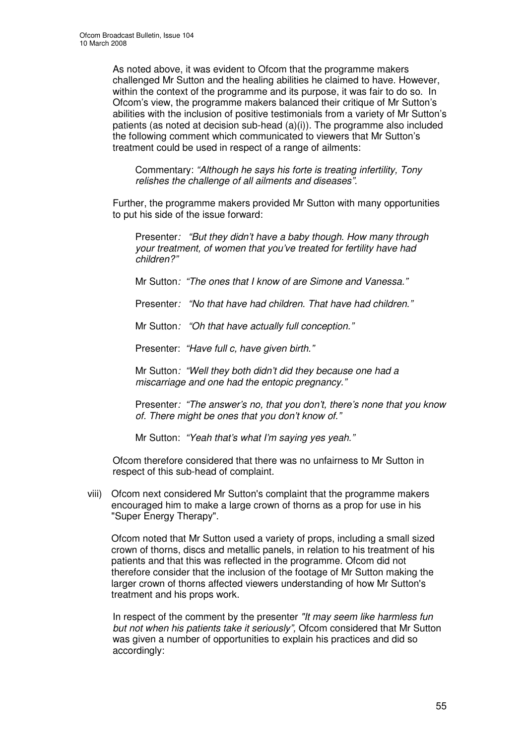As noted above, it was evident to Ofcom that the programme makers challenged Mr Sutton and the healing abilities he claimed to have. However, within the context of the programme and its purpose, it was fair to do so. In Ofcom's view, the programme makers balanced their critique of Mr Sutton's abilities with the inclusion of positive testimonials from a variety of Mr Sutton's patients (as noted at decision sub-head (a)(i)). The programme also included the following comment which communicated to viewers that Mr Sutton's treatment could be used in respect of a range of ailments:

> Commentary: *"Although he says his forte is treating infertility, Tony relishes the challenge of all ailments and diseases".*

Further, the programme makers provided Mr Sutton with many opportunities to put his side of the issue forward:

> Presenter*: "But they didn't have a baby though. How many through your treatment, of women that you've treated for fertility have had children?"*
>
> Mr Sutton*: "The ones that I know of are Simone and Vanessa."*
>
> Presenter*: "No that have had children. That have had children."*
>
> Mr Sutton*: "Oh that have actually full conception."*
>
> Presenter: *"Have full c, have given birth."*
>
> Mr Sutton*: "Well they both didn't did they because one had a miscarriage and one had the entopic pregnancy."*
>
> Presenter*: "The answer's no, that you don't, there's none that you know of. There might be ones that you don't know of."*
>
> Mr Sutton: *"Yeah that's what I'm saying yes yeah."*

Ofcom therefore considered that there was no unfairness to Mr Sutton in respect of this sub-head of complaint.

viii) Ofcom next considered Mr Sutton's complaint that the programme makers encouraged him to make a large crown of thorns as a prop for use in his "Super Energy Therapy".

Ofcom noted that Mr Sutton used a variety of props, including a small sized crown of thorns, discs and metallic panels, in relation to his treatment of his patients and that this was reflected in the programme. Ofcom did not therefore consider that the inclusion of the footage of Mr Sutton making the larger crown of thorns affected viewers understanding of how Mr Sutton's treatment and his props work.

In respect of the comment by the presenter *"It may seem like harmless fun but not when his patients take it seriously",* Ofcom considered that Mr Sutton was given a number of opportunities to explain his practices and did so accordingly: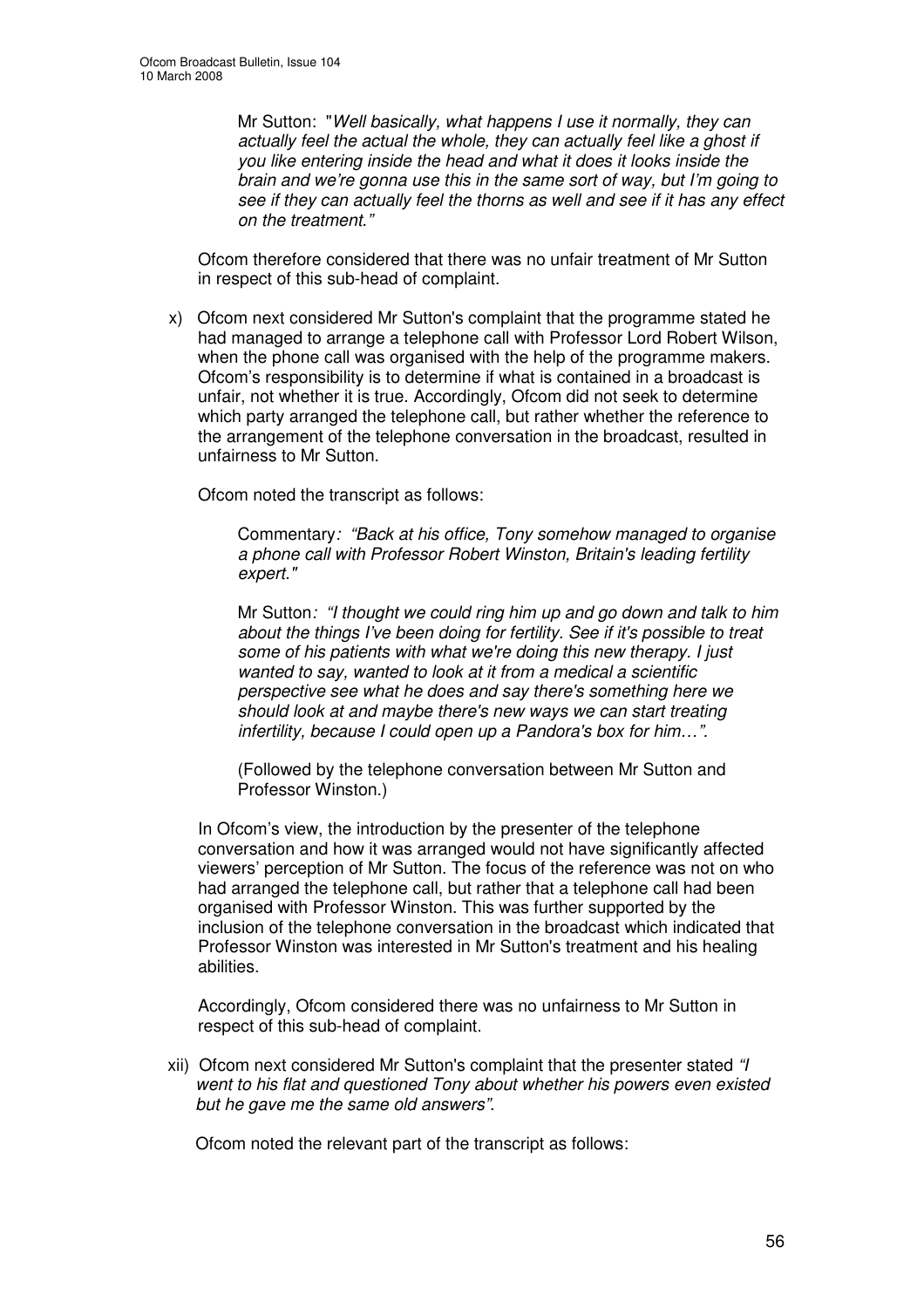> Mr Sutton: "*Well basically, what happens I use it normally, they can actually feel the actual the whole, they can actually feel like a ghost if you like entering inside the head and what it does it looks inside the brain and we're gonna use this in the same sort of way, but I'm going to see if they can actually feel the thorns as well and see if it has any effect on the treatment.*"

Ofcom therefore considered that there was no unfair treatment of Mr Sutton in respect of this sub-head of complaint.

x) Ofcom next considered Mr Sutton's complaint that the programme stated he had managed to arrange a telephone call with Professor Lord Robert Wilson, when the phone call was organised with the help of the programme makers. Ofcom's responsibility is to determine if what is contained in a broadcast is unfair, not whether it is true. Accordingly, Ofcom did not seek to determine which party arranged the telephone call, but rather whether the reference to the arrangement of the telephone conversation in the broadcast, resulted in unfairness to Mr Sutton.

Ofcom noted the transcript as follows:

> Commentary*: "Back at his office, Tony somehow managed to organise a phone call with Professor Robert Winston, Britain's leading fertility expert."*
>
> Mr Sutton*: "I thought we could ring him up and go down and talk to him about the things I've been doing for fertility. See if it's possible to treat some of his patients with what we're doing this new therapy. I just wanted to say, wanted to look at it from a medical a scientific perspective see what he does and say there's something here we should look at and maybe there's new ways we can start treating infertility, because I could open up a Pandora's box for him…".*
>
> (Followed by the telephone conversation between Mr Sutton and Professor Winston.)

In Ofcom's view, the introduction by the presenter of the telephone conversation and how it was arranged would not have significantly affected viewers' perception of Mr Sutton. The focus of the reference was not on who had arranged the telephone call, but rather that a telephone call had been organised with Professor Winston. This was further supported by the inclusion of the telephone conversation in the broadcast which indicated that Professor Winston was interested in Mr Sutton's treatment and his healing abilities.

Accordingly, Ofcom considered there was no unfairness to Mr Sutton in respect of this sub-head of complaint.

xii) Ofcom next considered Mr Sutton's complaint that the presenter stated *"I went to his flat and questioned Tony about whether his powers even existed but he gave me the same old answers"*.

Ofcom noted the relevant part of the transcript as follows: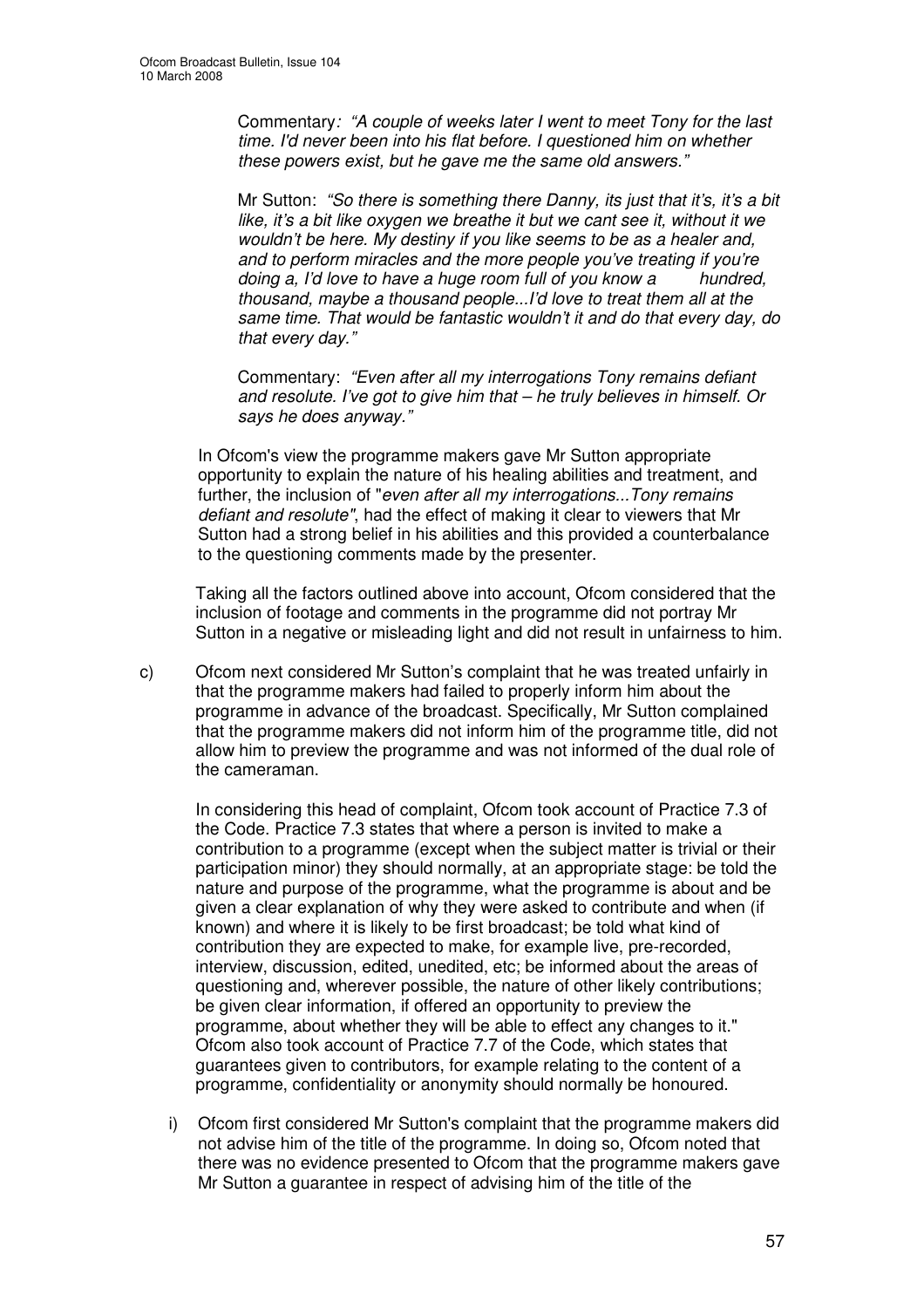Commentary: *"A couple of weeks later I went to meet Tony for the last time. I'd never been into his flat before. I questioned him on whether these powers exist, but he gave me the same old answers."*

Mr Sutton: *"So there is something there Danny, its just that it's, it's a bit like, it's a bit like oxygen we breathe it but we cant see it, without it we wouldn't be here. My destiny if you like seems to be as a healer and, and to perform miracles and the more people you've treating if you're doing a, I'd love to have a huge room full of you know a hundred, thousand, maybe a thousand people...I'd love to treat them all at the same time. That would be fantastic wouldn't it and do that every day, do that every day."*

Commentary: *"Even after all my interrogations Tony remains defiant and resolute. I've got to give him that – he truly believes in himself. Or says he does anyway."*

In Ofcom's view the programme makers gave Mr Sutton appropriate opportunity to explain the nature of his healing abilities and treatment, and further, the inclusion of "*even after all my interrogations...Tony remains defiant and resolute"*, had the effect of making it clear to viewers that Mr Sutton had a strong belief in his abilities and this provided a counterbalance to the questioning comments made by the presenter.

Taking all the factors outlined above into account, Ofcom considered that the inclusion of footage and comments in the programme did not portray Mr Sutton in a negative or misleading light and did not result in unfairness to him.

c) Ofcom next considered Mr Sutton's complaint that he was treated unfairly in that the programme makers had failed to properly inform him about the programme in advance of the broadcast. Specifically, Mr Sutton complained that the programme makers did not inform him of the programme title, did not allow him to preview the programme and was not informed of the dual role of the cameraman.

In considering this head of complaint, Ofcom took account of Practice 7.3 of the Code. Practice 7.3 states that where a person is invited to make a contribution to a programme (except when the subject matter is trivial or their participation minor) they should normally, at an appropriate stage: be told the nature and purpose of the programme, what the programme is about and be given a clear explanation of why they were asked to contribute and when (if known) and where it is likely to be first broadcast; be told what kind of contribution they are expected to make, for example live, pre-recorded, interview, discussion, edited, unedited, etc; be informed about the areas of questioning and, wherever possible, the nature of other likely contributions; be given clear information, if offered an opportunity to preview the programme, about whether they will be able to effect any changes to it." Ofcom also took account of Practice 7.7 of the Code, which states that guarantees given to contributors, for example relating to the content of a programme, confidentiality or anonymity should normally be honoured.

i) Ofcom first considered Mr Sutton's complaint that the programme makers did not advise him of the title of the programme. In doing so, Ofcom noted that there was no evidence presented to Ofcom that the programme makers gave Mr Sutton a guarantee in respect of advising him of the title of the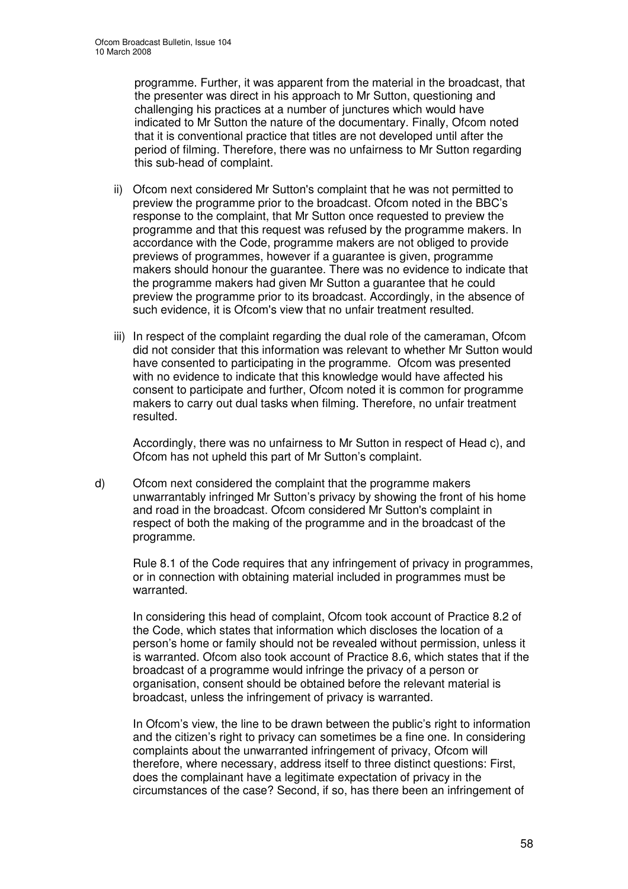programme. Further, it was apparent from the material in the broadcast, that the presenter was direct in his approach to Mr Sutton, questioning and challenging his practices at a number of junctures which would have indicated to Mr Sutton the nature of the documentary. Finally, Ofcom noted that it is conventional practice that titles are not developed until after the period of filming. Therefore, there was no unfairness to Mr Sutton regarding this sub-head of complaint.

ii) Ofcom next considered Mr Sutton's complaint that he was not permitted to preview the programme prior to the broadcast. Ofcom noted in the BBC's response to the complaint, that Mr Sutton once requested to preview the programme and that this request was refused by the programme makers. In accordance with the Code, programme makers are not obliged to provide previews of programmes, however if a guarantee is given, programme makers should honour the guarantee. There was no evidence to indicate that the programme makers had given Mr Sutton a guarantee that he could preview the programme prior to its broadcast. Accordingly, in the absence of such evidence, it is Ofcom's view that no unfair treatment resulted.

iii) In respect of the complaint regarding the dual role of the cameraman, Ofcom did not consider that this information was relevant to whether Mr Sutton would have consented to participating in the programme. Ofcom was presented with no evidence to indicate that this knowledge would have affected his consent to participate and further, Ofcom noted it is common for programme makers to carry out dual tasks when filming. Therefore, no unfair treatment resulted.

Accordingly, there was no unfairness to Mr Sutton in respect of Head c), and Ofcom has not upheld this part of Mr Sutton's complaint.

d) Ofcom next considered the complaint that the programme makers unwarrantably infringed Mr Sutton's privacy by showing the front of his home and road in the broadcast. Ofcom considered Mr Sutton's complaint in respect of both the making of the programme and in the broadcast of the programme.

Rule 8.1 of the Code requires that any infringement of privacy in programmes, or in connection with obtaining material included in programmes must be warranted.

In considering this head of complaint, Ofcom took account of Practice 8.2 of the Code, which states that information which discloses the location of a person's home or family should not be revealed without permission, unless it is warranted. Ofcom also took account of Practice 8.6, which states that if the broadcast of a programme would infringe the privacy of a person or organisation, consent should be obtained before the relevant material is broadcast, unless the infringement of privacy is warranted.

In Ofcom's view, the line to be drawn between the public's right to information and the citizen's right to privacy can sometimes be a fine one. In considering complaints about the unwarranted infringement of privacy, Ofcom will therefore, where necessary, address itself to three distinct questions: First, does the complainant have a legitimate expectation of privacy in the circumstances of the case? Second, if so, has there been an infringement of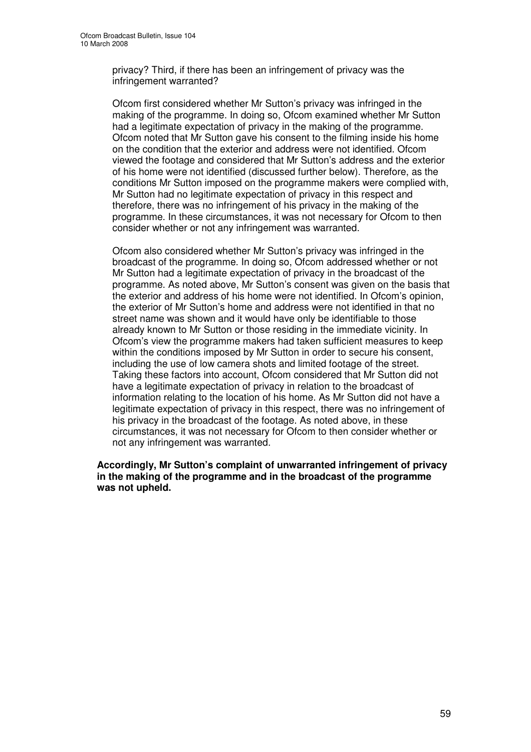privacy? Third, if there has been an infringement of privacy was the infringement warranted?

Ofcom first considered whether Mr Sutton's privacy was infringed in the making of the programme. In doing so, Ofcom examined whether Mr Sutton had a legitimate expectation of privacy in the making of the programme. Ofcom noted that Mr Sutton gave his consent to the filming inside his home on the condition that the exterior and address were not identified. Ofcom viewed the footage and considered that Mr Sutton's address and the exterior of his home were not identified (discussed further below). Therefore, as the conditions Mr Sutton imposed on the programme makers were complied with, Mr Sutton had no legitimate expectation of privacy in this respect and therefore, there was no infringement of his privacy in the making of the programme. In these circumstances, it was not necessary for Ofcom to then consider whether or not any infringement was warranted.

Ofcom also considered whether Mr Sutton's privacy was infringed in the broadcast of the programme. In doing so, Ofcom addressed whether or not Mr Sutton had a legitimate expectation of privacy in the broadcast of the programme. As noted above, Mr Sutton's consent was given on the basis that the exterior and address of his home were not identified. In Ofcom's opinion, the exterior of Mr Sutton's home and address were not identified in that no street name was shown and it would have only be identifiable to those already known to Mr Sutton or those residing in the immediate vicinity. In Ofcom's view the programme makers had taken sufficient measures to keep within the conditions imposed by Mr Sutton in order to secure his consent, including the use of low camera shots and limited footage of the street. Taking these factors into account, Ofcom considered that Mr Sutton did not have a legitimate expectation of privacy in relation to the broadcast of information relating to the location of his home. As Mr Sutton did not have a legitimate expectation of privacy in this respect, there was no infringement of his privacy in the broadcast of the footage. As noted above, in these circumstances, it was not necessary for Ofcom to then consider whether or not any infringement was warranted.

**Accordingly, Mr Sutton's complaint of unwarranted infringement of privacy in the making of the programme and in the broadcast of the programme was not upheld.**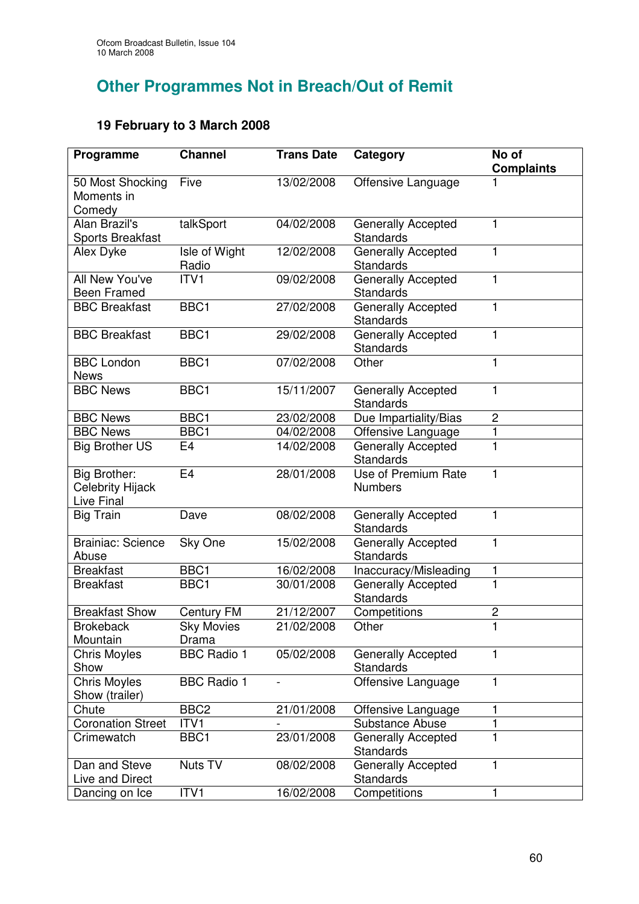## Other Programmes Not in Breach/Out of Remit

### 19 February to 3 March 2008

| Programme | Channel | Trans Date | Category | No of Complaints |
|---|---|---|---|---|
| 50 Most Shocking Moments in Comedy | Five | 13/02/2008 | Offensive Language | 1 |
| Alan Brazil's Sports Breakfast | talkSport | 04/02/2008 | Generally Accepted Standards | 1 |
| Alex Dyke | Isle of Wight Radio | 12/02/2008 | Generally Accepted Standards | 1 |
| All New You've Been Framed | ITV1 | 09/02/2008 | Generally Accepted Standards | 1 |
| BBC Breakfast | BBC1 | 27/02/2008 | Generally Accepted Standards | 1 |
| BBC Breakfast | BBC1 | 29/02/2008 | Generally Accepted Standards | 1 |
| BBC London News | BBC1 | 07/02/2008 | Other | 1 |
| BBC News | BBC1 | 15/11/2007 | Generally Accepted Standards | 1 |
| BBC News | BBC1 | 23/02/2008 | Due Impartiality/Bias | 2 |
| BBC News | BBC1 | 04/02/2008 | Offensive Language | 1 |
| Big Brother US | E4 | 14/02/2008 | Generally Accepted Standards | 1 |
| Big Brother: Celebrity Hijack Live Final | E4 | 28/01/2008 | Use of Premium Rate Numbers | 1 |
| Big Train | Dave | 08/02/2008 | Generally Accepted Standards | 1 |
| Brainiac: Science Abuse | Sky One | 15/02/2008 | Generally Accepted Standards | 1 |
| Breakfast | BBC1 | 16/02/2008 | Inaccuracy/Misleading | 1 |
| Breakfast | BBC1 | 30/01/2008 | Generally Accepted Standards | 1 |
| Breakfast Show | Century FM | 21/12/2007 | Competitions | 2 |
| Brokeback Mountain | Sky Movies Drama | 21/02/2008 | Other | 1 |
| Chris Moyles Show | BBC Radio 1 | 05/02/2008 | Generally Accepted Standards | 1 |
| Chris Moyles Show (trailer) | BBC Radio 1 | - | Offensive Language | 1 |
| Chute | BBC2 | 21/01/2008 | Offensive Language | 1 |
| Coronation Street | ITV1 | - | Substance Abuse | 1 |
| Crimewatch | BBC1 | 23/01/2008 | Generally Accepted Standards | 1 |
| Dan and Steve Live and Direct | Nuts TV | 08/02/2008 | Generally Accepted Standards | 1 |
| Dancing on Ice | ITV1 | 16/02/2008 | Competitions | 1 |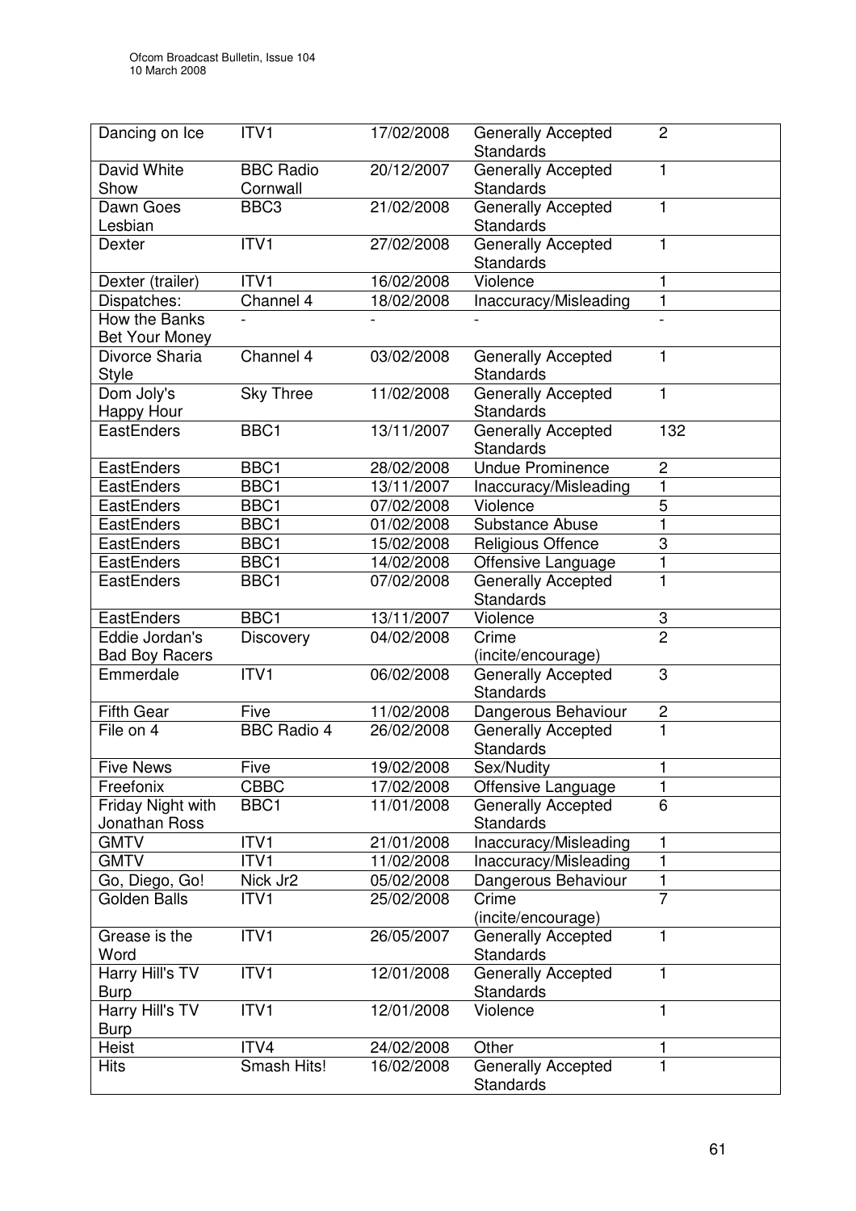| Dancing on Ice | ITV1 | 17/02/2008 | Generally Accepted Standards | 2 |
|---|---|---|---|---|
| David White Show | BBC Radio Cornwall | 20/12/2007 | Generally Accepted Standards | 1 |
| Dawn Goes Lesbian | BBC3 | 21/02/2008 | Generally Accepted Standards | 1 |
| Dexter | ITV1 | 27/02/2008 | Generally Accepted Standards | 1 |
| Dexter (trailer) | ITV1 | 16/02/2008 | Violence | 1 |
| Dispatches: | Channel 4 | 18/02/2008 | Inaccuracy/Misleading | 1 |
| How the Banks Bet Your Money | - | - | - | - |
| Divorce Sharia Style | Channel 4 | 03/02/2008 | Generally Accepted Standards | 1 |
| Dom Joly's Happy Hour | Sky Three | 11/02/2008 | Generally Accepted Standards | 1 |
| EastEnders | BBC1 | 13/11/2007 | Generally Accepted Standards | 132 |
| EastEnders | BBC1 | 28/02/2008 | Undue Prominence | 2 |
| EastEnders | BBC1 | 13/11/2007 | Inaccuracy/Misleading | 1 |
| EastEnders | BBC1 | 07/02/2008 | Violence | 5 |
| EastEnders | BBC1 | 01/02/2008 | Substance Abuse | 1 |
| EastEnders | BBC1 | 15/02/2008 | Religious Offence | 3 |
| EastEnders | BBC1 | 14/02/2008 | Offensive Language | 1 |
| EastEnders | BBC1 | 07/02/2008 | Generally Accepted Standards | 1 |
| EastEnders | BBC1 | 13/11/2007 | Violence | 3 |
| Eddie Jordan's Bad Boy Racers | Discovery | 04/02/2008 | Crime (incite/encourage) | 2 |
| Emmerdale | ITV1 | 06/02/2008 | Generally Accepted Standards | 3 |
| Fifth Gear | Five | 11/02/2008 | Dangerous Behaviour | 2 |
| File on 4 | BBC Radio 4 | 26/02/2008 | Generally Accepted Standards | 1 |
| Five News | Five | 19/02/2008 | Sex/Nudity | 1 |
| Freefonix | CBBC | 17/02/2008 | Offensive Language | 1 |
| Friday Night with Jonathan Ross | BBC1 | 11/01/2008 | Generally Accepted Standards | 6 |
| GMTV | ITV1 | 21/01/2008 | Inaccuracy/Misleading | 1 |
| GMTV | ITV1 | 11/02/2008 | Inaccuracy/Misleading | 1 |
| Go, Diego, Go! | Nick Jr2 | 05/02/2008 | Dangerous Behaviour | 1 |
| Golden Balls | ITV1 | 25/02/2008 | Crime (incite/encourage) | 7 |
| Grease is the Word | ITV1 | 26/05/2007 | Generally Accepted Standards | 1 |
| Harry Hill's TV Burp | ITV1 | 12/01/2008 | Generally Accepted Standards | 1 |
| Harry Hill's TV Burp | ITV1 | 12/01/2008 | Violence | 1 |
| Heist | ITV4 | 24/02/2008 | Other | 1 |
| Hits | Smash Hits! | 16/02/2008 | Generally Accepted Standards | 1 |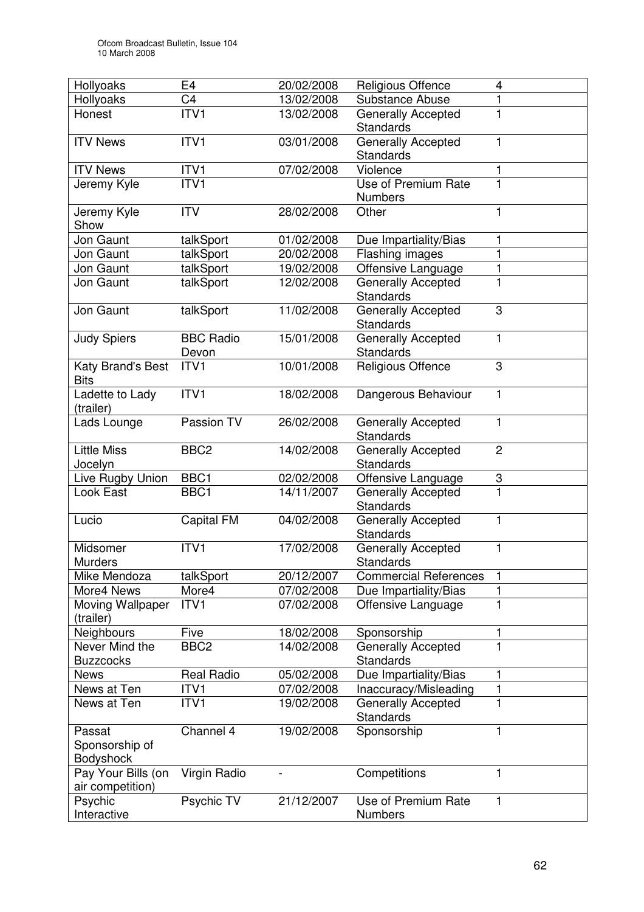| Hollyoaks | E4 | 20/02/2008 | Religious Offence | 4 |
|---|---|---|---|---|
| Hollyoaks | C4 | 13/02/2008 | Substance Abuse | 1 |
| Honest | ITV1 | 13/02/2008 | Generally Accepted Standards | 1 |
| ITV News | ITV1 | 03/01/2008 | Generally Accepted Standards | 1 |
| ITV News | ITV1 | 07/02/2008 | Violence | 1 |
| Jeremy Kyle | ITV1 | | Use of Premium Rate Numbers | 1 |
| Jeremy Kyle Show | ITV | 28/02/2008 | Other | 1 |
| Jon Gaunt | talkSport | 01/02/2008 | Due Impartiality/Bias | 1 |
| Jon Gaunt | talkSport | 20/02/2008 | Flashing images | 1 |
| Jon Gaunt | talkSport | 19/02/2008 | Offensive Language | 1 |
| Jon Gaunt | talkSport | 12/02/2008 | Generally Accepted Standards | 1 |
| Jon Gaunt | talkSport | 11/02/2008 | Generally Accepted Standards | 3 |
| Judy Spiers | BBC Radio Devon | 15/01/2008 | Generally Accepted Standards | 1 |
| Katy Brand's Best Bits | ITV1 | 10/01/2008 | Religious Offence | 3 |
| Ladette to Lady (trailer) | ITV1 | 18/02/2008 | Dangerous Behaviour | 1 |
| Lads Lounge | Passion TV | 26/02/2008 | Generally Accepted Standards | 1 |
| Little Miss Jocelyn | BBC2 | 14/02/2008 | Generally Accepted Standards | 2 |
| Live Rugby Union | BBC1 | 02/02/2008 | Offensive Language | 3 |
| Look East | BBC1 | 14/11/2007 | Generally Accepted Standards | 1 |
| Lucio | Capital FM | 04/02/2008 | Generally Accepted Standards | 1 |
| Midsomer Murders | ITV1 | 17/02/2008 | Generally Accepted Standards | 1 |
| Mike Mendoza | talkSport | 20/12/2007 | Commercial References | 1 |
| More4 News | More4 | 07/02/2008 | Due Impartiality/Bias | 1 |
| Moving Wallpaper (trailer) | ITV1 | 07/02/2008 | Offensive Language | 1 |
| Neighbours | Five | 18/02/2008 | Sponsorship | 1 |
| Never Mind the Buzzcocks | BBC2 | 14/02/2008 | Generally Accepted Standards | 1 |
| News | Real Radio | 05/02/2008 | Due Impartiality/Bias | 1 |
| News at Ten | ITV1 | 07/02/2008 | Inaccuracy/Misleading | 1 |
| News at Ten | ITV1 | 19/02/2008 | Generally Accepted Standards | 1 |
| Passat Sponsorship of Bodyshock | Channel 4 | 19/02/2008 | Sponsorship | 1 |
| Pay Your Bills (on air competition) | Virgin Radio | - | Competitions | 1 |
| Psychic Interactive | Psychic TV | 21/12/2007 | Use of Premium Rate Numbers | 1 |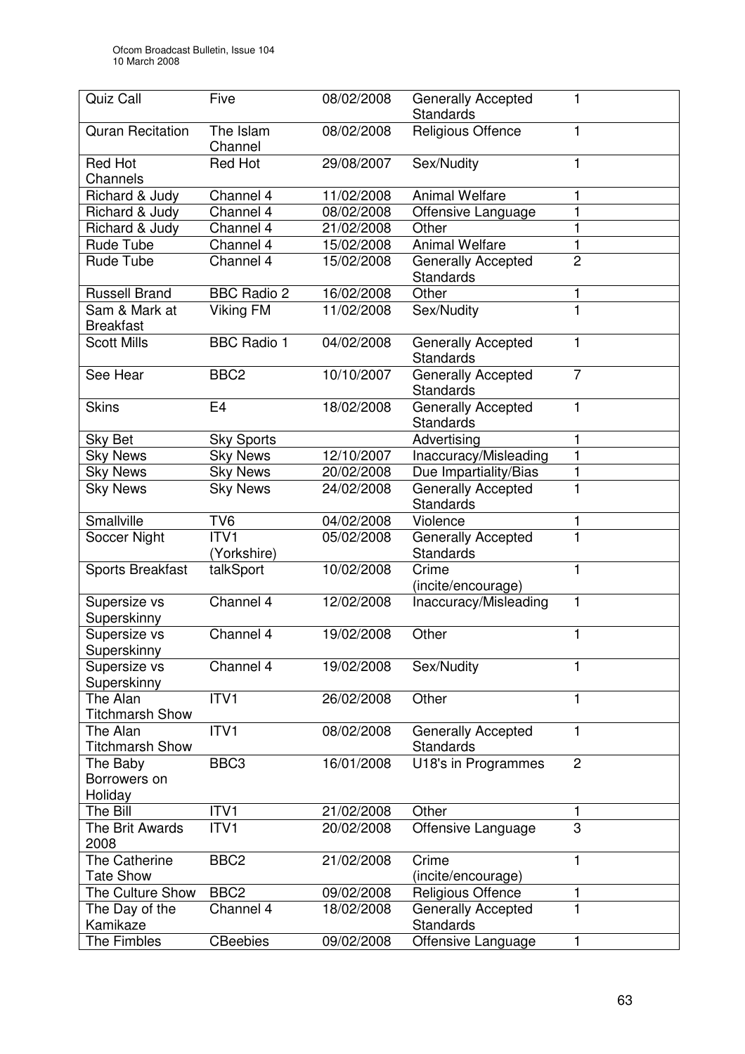| Quiz Call | Five | 08/02/2008 | Generally Accepted Standards | 1 |
|---|---|---|---|---|
| Quran Recitation | The Islam Channel | 08/02/2008 | Religious Offence | 1 |
| Red Hot Channels | Red Hot | 29/08/2007 | Sex/Nudity | 1 |
| Richard & Judy | Channel 4 | 11/02/2008 | Animal Welfare | 1 |
| Richard & Judy | Channel 4 | 08/02/2008 | Offensive Language | 1 |
| Richard & Judy | Channel 4 | 21/02/2008 | Other | 1 |
| Rude Tube | Channel 4 | 15/02/2008 | Animal Welfare | 1 |
| Rude Tube | Channel 4 | 15/02/2008 | Generally Accepted Standards | 2 |
| Russell Brand | BBC Radio 2 | 16/02/2008 | Other | 1 |
| Sam & Mark at Breakfast | Viking FM | 11/02/2008 | Sex/Nudity | 1 |
| Scott Mills | BBC Radio 1 | 04/02/2008 | Generally Accepted Standards | 1 |
| See Hear | BBC2 | 10/10/2007 | Generally Accepted Standards | 7 |
| Skins | E4 | 18/02/2008 | Generally Accepted Standards | 1 |
| Sky Bet | Sky Sports | | Advertising | 1 |
| Sky News | Sky News | 12/10/2007 | Inaccuracy/Misleading | 1 |
| Sky News | Sky News | 20/02/2008 | Due Impartiality/Bias | 1 |
| Sky News | Sky News | 24/02/2008 | Generally Accepted Standards | 1 |
| Smallville | TV6 | 04/02/2008 | Violence | 1 |
| Soccer Night | ITV1 (Yorkshire) | 05/02/2008 | Generally Accepted Standards | 1 |
| Sports Breakfast | talkSport | 10/02/2008 | Crime (incite/encourage) | 1 |
| Supersize vs Superskinny | Channel 4 | 12/02/2008 | Inaccuracy/Misleading | 1 |
| Supersize vs Superskinny | Channel 4 | 19/02/2008 | Other | 1 |
| Supersize vs Superskinny | Channel 4 | 19/02/2008 | Sex/Nudity | 1 |
| The Alan Titchmarsh Show | ITV1 | 26/02/2008 | Other | 1 |
| The Alan Titchmarsh Show | ITV1 | 08/02/2008 | Generally Accepted Standards | 1 |
| The Baby Borrowers on Holiday | BBC3 | 16/01/2008 | U18's in Programmes | 2 |
| The Bill | ITV1 | 21/02/2008 | Other | 1 |
| The Brit Awards 2008 | ITV1 | 20/02/2008 | Offensive Language | 3 |
| The Catherine Tate Show | BBC2 | 21/02/2008 | Crime (incite/encourage) | 1 |
| The Culture Show | BBC2 | 09/02/2008 | Religious Offence | 1 |
| The Day of the Kamikaze | Channel 4 | 18/02/2008 | Generally Accepted Standards | 1 |
| The Fimbles | CBeebies | 09/02/2008 | Offensive Language | 1 |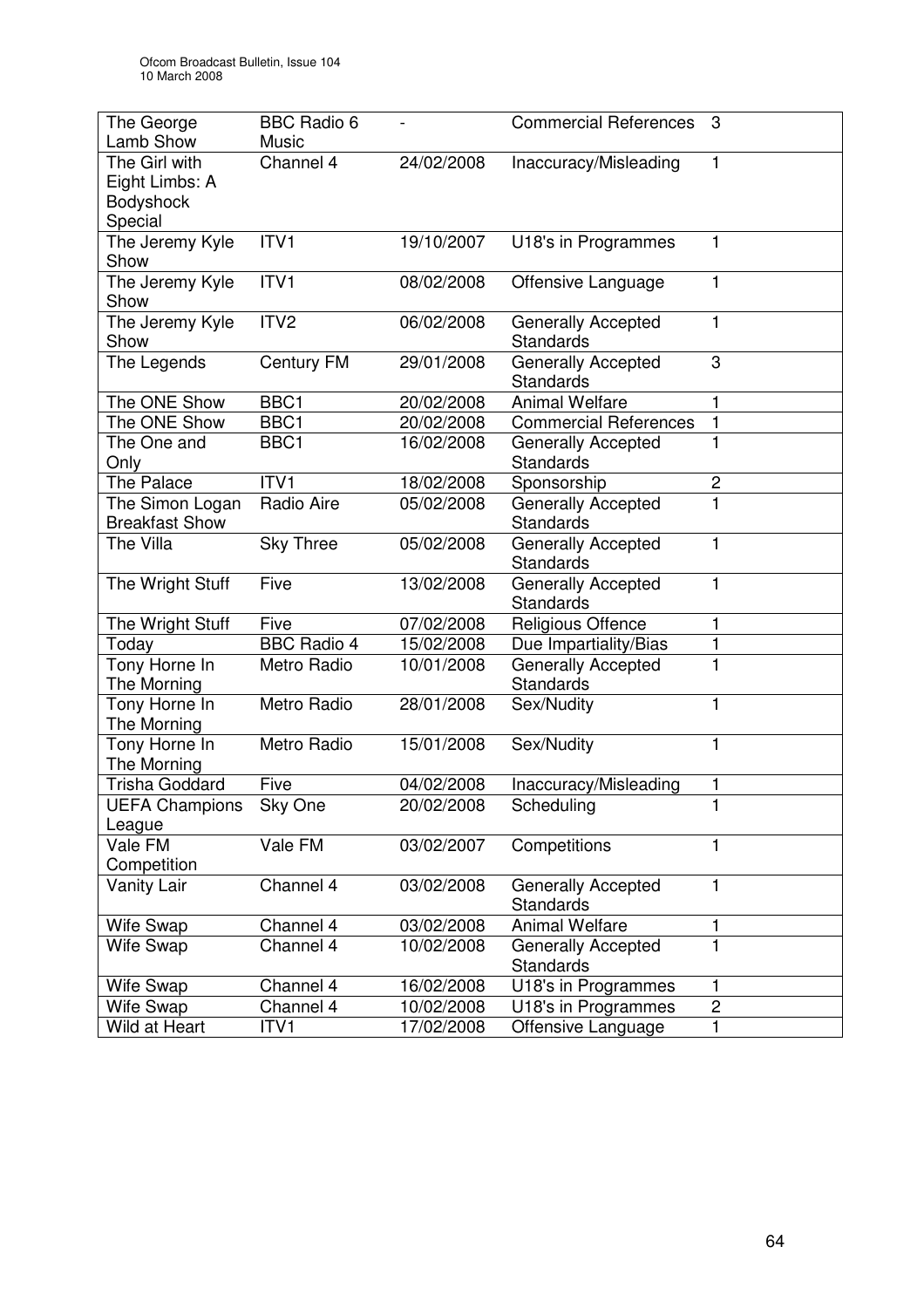| | | | | |
|---|---|---|---|---|
| The George Lamb Show | BBC Radio 6 Music | - | Commercial References | 3 |
| The Girl with Eight Limbs: A Bodyshock Special | Channel 4 | 24/02/2008 | Inaccuracy/Misleading | 1 |
| The Jeremy Kyle Show | ITV1 | 19/10/2007 | U18's in Programmes | 1 |
| The Jeremy Kyle Show | ITV1 | 08/02/2008 | Offensive Language | 1 |
| The Jeremy Kyle Show | ITV2 | 06/02/2008 | Generally Accepted Standards | 1 |
| The Legends | Century FM | 29/01/2008 | Generally Accepted Standards | 3 |
| The ONE Show | BBC1 | 20/02/2008 | Animal Welfare | 1 |
| The ONE Show | BBC1 | 20/02/2008 | Commercial References | 1 |
| The One and Only | BBC1 | 16/02/2008 | Generally Accepted Standards | 1 |
| The Palace | ITV1 | 18/02/2008 | Sponsorship | 2 |
| The Simon Logan Breakfast Show | Radio Aire | 05/02/2008 | Generally Accepted Standards | 1 |
| The Villa | Sky Three | 05/02/2008 | Generally Accepted Standards | 1 |
| The Wright Stuff | Five | 13/02/2008 | Generally Accepted Standards | 1 |
| The Wright Stuff | Five | 07/02/2008 | Religious Offence | 1 |
| Today | BBC Radio 4 | 15/02/2008 | Due Impartiality/Bias | 1 |
| Tony Horne In The Morning | Metro Radio | 10/01/2008 | Generally Accepted Standards | 1 |
| Tony Horne In The Morning | Metro Radio | 28/01/2008 | Sex/Nudity | 1 |
| Tony Horne In The Morning | Metro Radio | 15/01/2008 | Sex/Nudity | 1 |
| Trisha Goddard | Five | 04/02/2008 | Inaccuracy/Misleading | 1 |
| UEFA Champions League | Sky One | 20/02/2008 | Scheduling | 1 |
| Vale FM Competition | Vale FM | 03/02/2007 | Competitions | 1 |
| Vanity Lair | Channel 4 | 03/02/2008 | Generally Accepted Standards | 1 |
| Wife Swap | Channel 4 | 03/02/2008 | Animal Welfare | 1 |
| Wife Swap | Channel 4 | 10/02/2008 | Generally Accepted Standards | 1 |
| Wife Swap | Channel 4 | 16/02/2008 | U18's in Programmes | 1 |
| Wife Swap | Channel 4 | 10/02/2008 | U18's in Programmes | 2 |
| Wild at Heart | ITV1 | 17/02/2008 | Offensive Language | 1 |